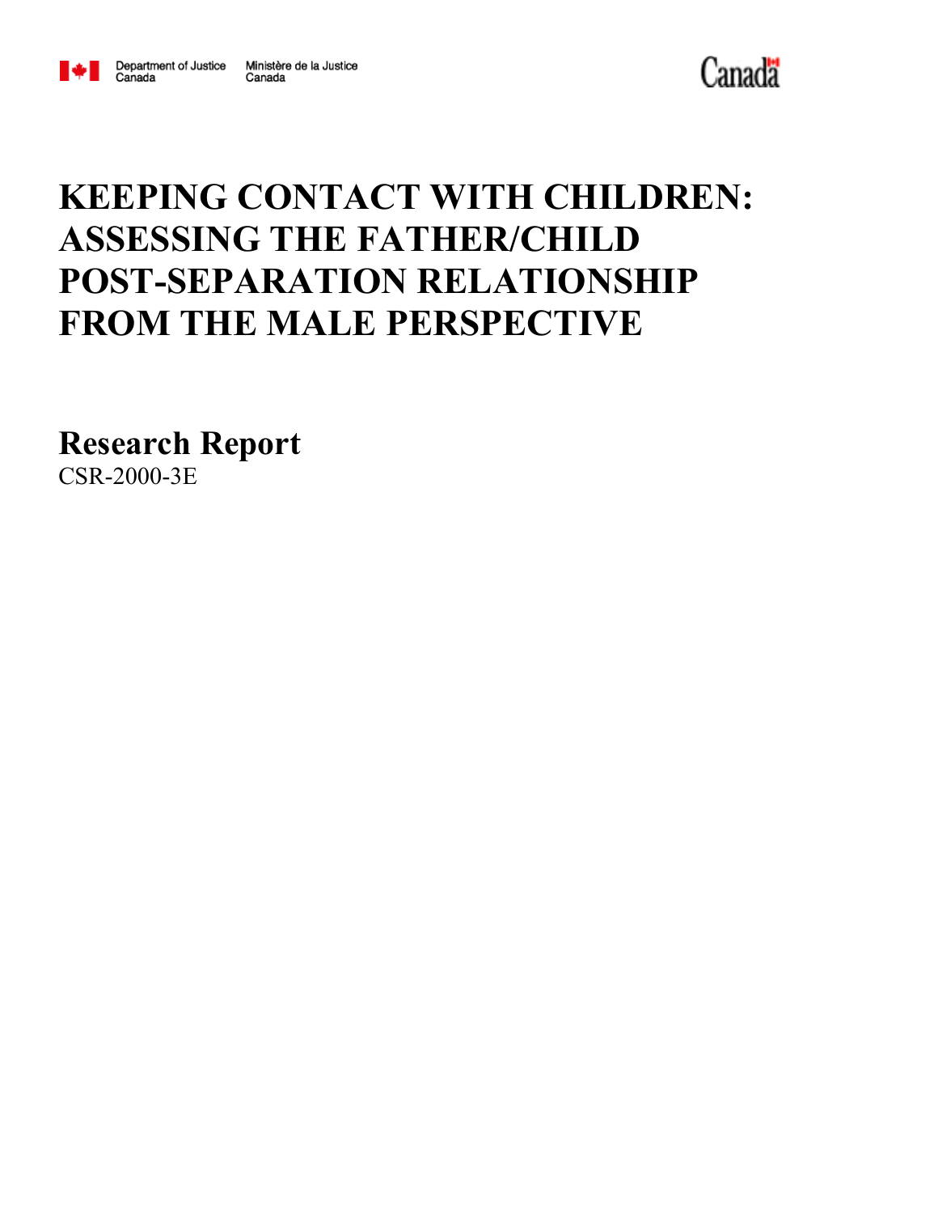Department of Justice Canada | Ministère de la Justice Canada

Canada

# KEEPING CONTACT WITH CHILDREN: ASSESSING THE FATHER/CHILD POST-SEPARATION RELATIONSHIP FROM THE MALE PERSPECTIVE

## Research Report

CSR-2000-3E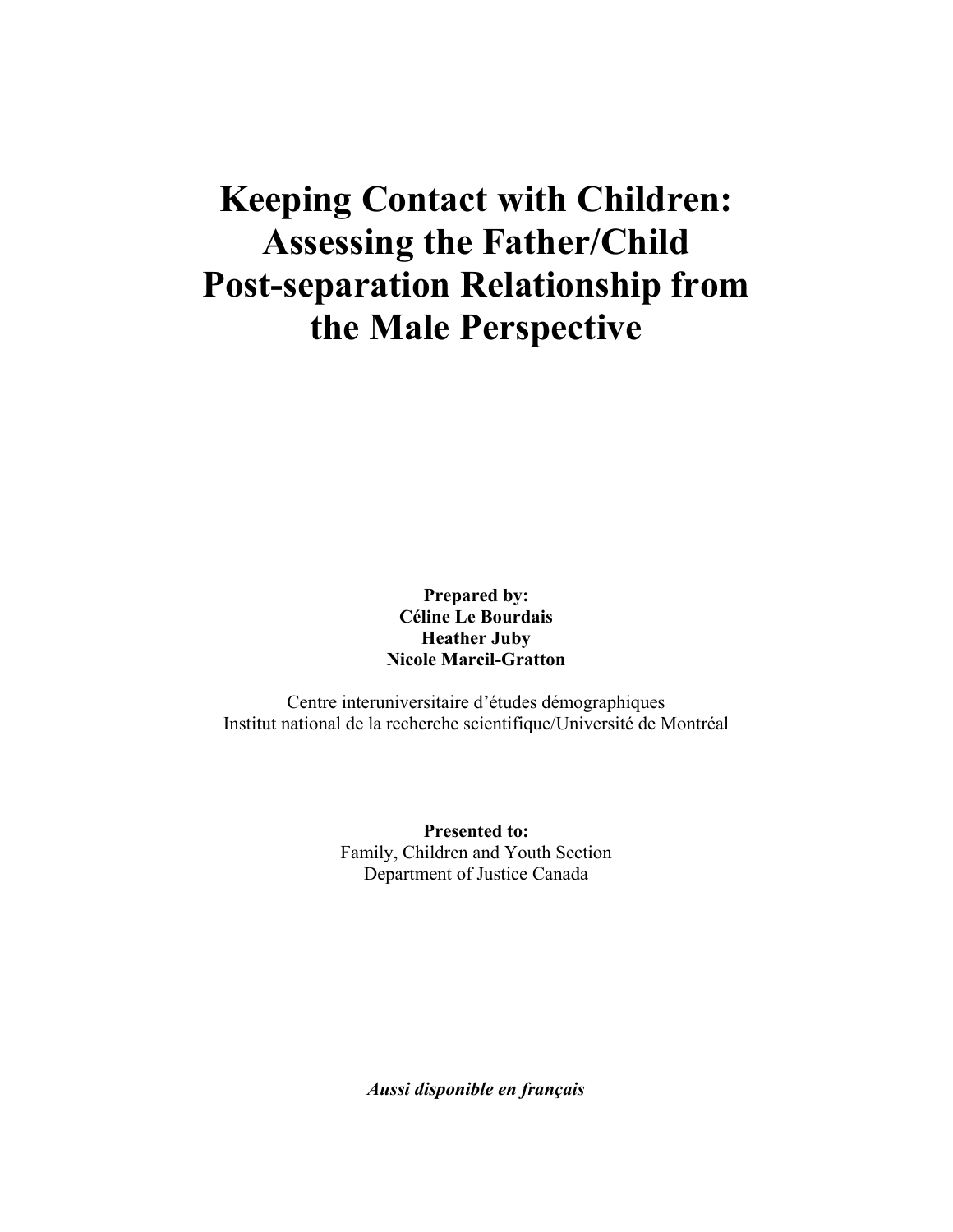# Keeping Contact with Children: Assessing the Father/Child Post-separation Relationship from the Male Perspective

**Prepared by:**
**Céline Le Bourdais**
**Heather Juby**
**Nicole Marcil-Gratton**

Centre interuniversitaire d'études démographiques
Institut national de la recherche scientifique/Université de Montréal

**Presented to:**
Family, Children and Youth Section
Department of Justice Canada

***Aussi disponible en français***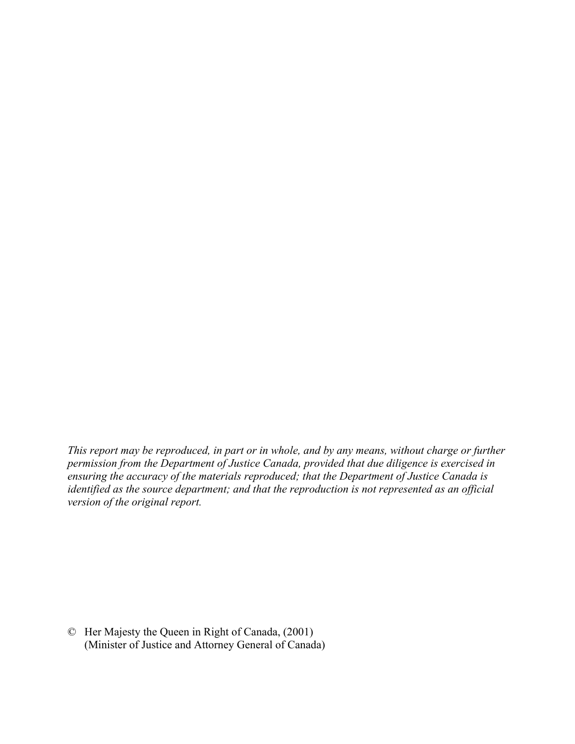*This report may be reproduced, in part or in whole, and by any means, without charge or further permission from the Department of Justice Canada, provided that due diligence is exercised in ensuring the accuracy of the materials reproduced; that the Department of Justice Canada is identified as the source department; and that the reproduction is not represented as an official version of the original report.*

© Her Majesty the Queen in Right of Canada, (2001)
(Minister of Justice and Attorney General of Canada)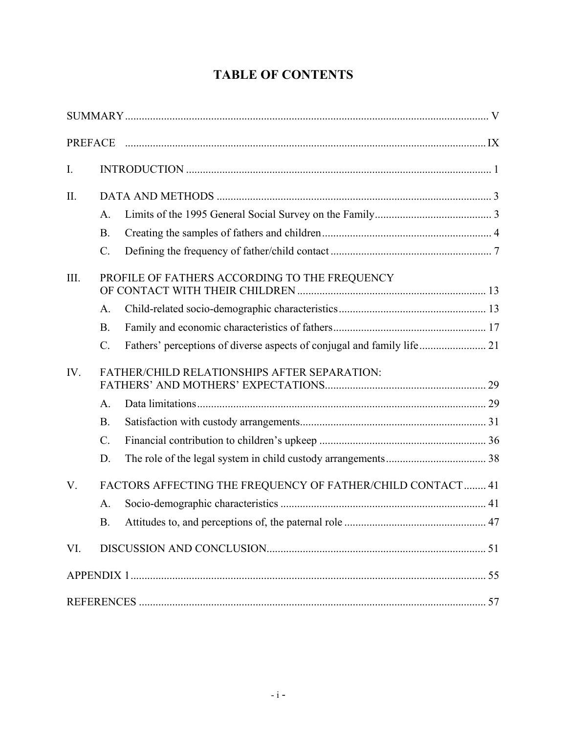# TABLE OF CONTENTS

SUMMARY ..... V

PREFACE ..... IX

I. INTRODUCTION ..... 1

II. DATA AND METHODS ..... 3
- A. Limits of the 1995 General Social Survey on the Family ..... 3
- B. Creating the samples of fathers and children ..... 4
- C. Defining the frequency of father/child contact ..... 7

III. PROFILE OF FATHERS ACCORDING TO THE FREQUENCY OF CONTACT WITH THEIR CHILDREN ..... 13
- A. Child-related socio-demographic characteristics ..... 13
- B. Family and economic characteristics of fathers ..... 17
- C. Fathers' perceptions of diverse aspects of conjugal and family life ..... 21

IV. FATHER/CHILD RELATIONSHIPS AFTER SEPARATION: FATHERS' AND MOTHERS' EXPECTATIONS ..... 29
- A. Data limitations ..... 29
- B. Satisfaction with custody arrangements ..... 31
- C. Financial contribution to children's upkeep ..... 36
- D. The role of the legal system in child custody arrangements ..... 38

V. FACTORS AFFECTING THE FREQUENCY OF FATHER/CHILD CONTACT ..... 41
- A. Socio-demographic characteristics ..... 41
- B. Attitudes to, and perceptions of, the paternal role ..... 47

VI. DISCUSSION AND CONCLUSION ..... 51

APPENDIX 1 ..... 55

REFERENCES ..... 57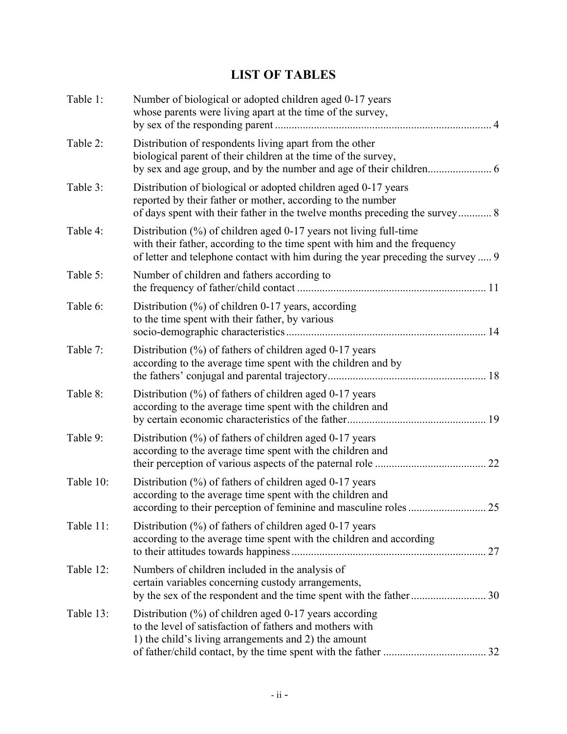# LIST OF TABLES

| | | |
|---|---|---|
| Table 1: | Number of biological or adopted children aged 0-17 years whose parents were living apart at the time of the survey, by sex of the responding parent | 4 |
| Table 2: | Distribution of respondents living apart from the other biological parent of their children at the time of the survey, by sex and age group, and by the number and age of their children | 6 |
| Table 3: | Distribution of biological or adopted children aged 0-17 years reported by their father or mother, according to the number of days spent with their father in the twelve months preceding the survey | 8 |
| Table 4: | Distribution (%) of children aged 0-17 years not living full-time with their father, according to the time spent with him and the frequency of letter and telephone contact with him during the year preceding the survey | 9 |
| Table 5: | Number of children and fathers according to the frequency of father/child contact | 11 |
| Table 6: | Distribution (%) of children 0-17 years, according to the time spent with their father, by various socio-demographic characteristics | 14 |
| Table 7: | Distribution (%) of fathers of children aged 0-17 years according to the average time spent with the children and by the fathers' conjugal and parental trajectory | 18 |
| Table 8: | Distribution (%) of fathers of children aged 0-17 years according to the average time spent with the children and by certain economic characteristics of the father | 19 |
| Table 9: | Distribution (%) of fathers of children aged 0-17 years according to the average time spent with the children and their perception of various aspects of the paternal role | 22 |
| Table 10: | Distribution (%) of fathers of children aged 0-17 years according to the average time spent with the children and according to their perception of feminine and masculine roles | 25 |
| Table 11: | Distribution (%) of fathers of children aged 0-17 years according to the average time spent with the children and according to their attitudes towards happiness | 27 |
| Table 12: | Numbers of children included in the analysis of certain variables concerning custody arrangements, by the sex of the respondent and the time spent with the father | 30 |
| Table 13: | Distribution (%) of children aged 0-17 years according to the level of satisfaction of fathers and mothers with 1) the child's living arrangements and 2) the amount of father/child contact, by the time spent with the father | 32 |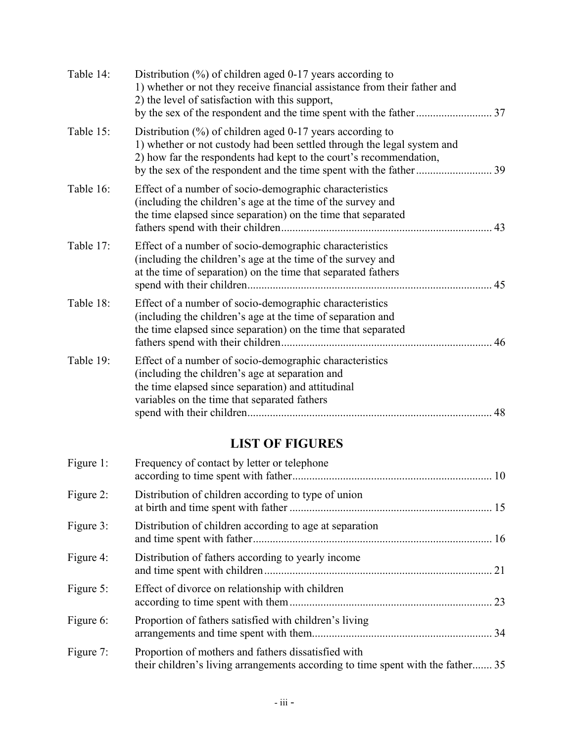| | | |
|---|---|---|
| Table 14: | Distribution (%) of children aged 0-17 years according to 1) whether or not they receive financial assistance from their father and 2) the level of satisfaction with this support, by the sex of the respondent and the time spent with the father | 37 |
| Table 15: | Distribution (%) of children aged 0-17 years according to 1) whether or not custody had been settled through the legal system and 2) how far the respondents had kept to the court's recommendation, by the sex of the respondent and the time spent with the father | 39 |
| Table 16: | Effect of a number of socio-demographic characteristics (including the children's age at the time of the survey and the time elapsed since separation) on the time that separated fathers spend with their children | 43 |
| Table 17: | Effect of a number of socio-demographic characteristics (including the children's age at the time of the survey and at the time of separation) on the time that separated fathers spend with their children | 45 |
| Table 18: | Effect of a number of socio-demographic characteristics (including the children's age at the time of separation and the time elapsed since separation) on the time that separated fathers spend with their children | 46 |
| Table 19: | Effect of a number of socio-demographic characteristics (including the children's age at separation and the time elapsed since separation) and attitudinal variables on the time that separated fathers spend with their children | 48 |

## LIST OF FIGURES

| | | |
|---|---|---|
| Figure 1: | Frequency of contact by letter or telephone according to time spent with father | 10 |
| Figure 2: | Distribution of children according to type of union at birth and time spent with father | 15 |
| Figure 3: | Distribution of children according to age at separation and time spent with father | 16 |
| Figure 4: | Distribution of fathers according to yearly income and time spent with children | 21 |
| Figure 5: | Effect of divorce on relationship with children according to time spent with them | 23 |
| Figure 6: | Proportion of fathers satisfied with children's living arrangements and time spent with them | 34 |
| Figure 7: | Proportion of mothers and fathers dissatisfied with their children's living arrangements according to time spent with the father | 35 |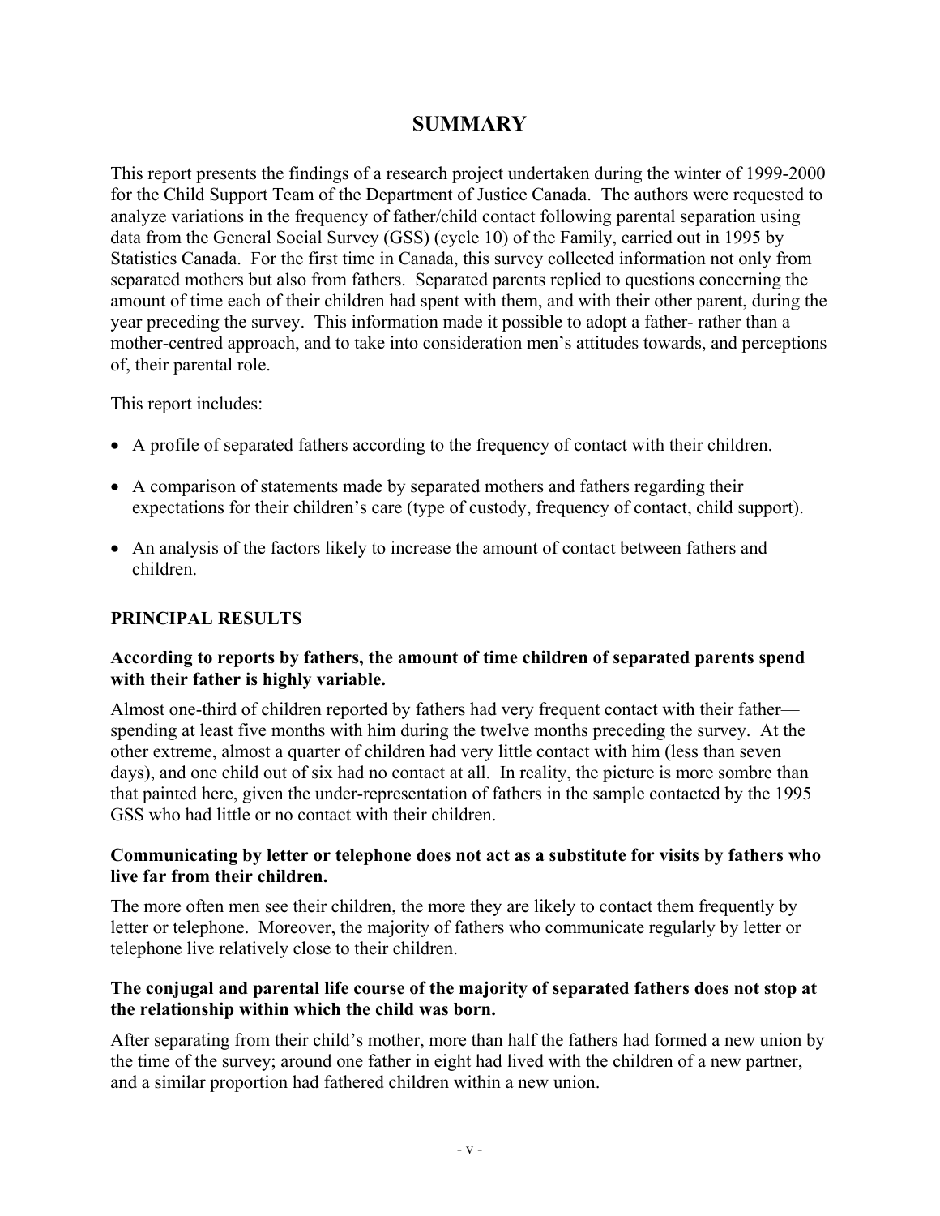# SUMMARY

This report presents the findings of a research project undertaken during the winter of 1999-2000 for the Child Support Team of the Department of Justice Canada. The authors were requested to analyze variations in the frequency of father/child contact following parental separation using data from the General Social Survey (GSS) (cycle 10) of the Family, carried out in 1995 by Statistics Canada. For the first time in Canada, this survey collected information not only from separated mothers but also from fathers. Separated parents replied to questions concerning the amount of time each of their children had spent with them, and with their other parent, during the year preceding the survey. This information made it possible to adopt a father- rather than a mother-centred approach, and to take into consideration men's attitudes towards, and perceptions of, their parental role.

This report includes:

- A profile of separated fathers according to the frequency of contact with their children.
- A comparison of statements made by separated mothers and fathers regarding their expectations for their children's care (type of custody, frequency of contact, child support).
- An analysis of the factors likely to increase the amount of contact between fathers and children.

## PRINCIPAL RESULTS

### According to reports by fathers, the amount of time children of separated parents spend with their father is highly variable.

Almost one-third of children reported by fathers had very frequent contact with their father—spending at least five months with him during the twelve months preceding the survey. At the other extreme, almost a quarter of children had very little contact with him (less than seven days), and one child out of six had no contact at all. In reality, the picture is more sombre than that painted here, given the under-representation of fathers in the sample contacted by the 1995 GSS who had little or no contact with their children.

### Communicating by letter or telephone does not act as a substitute for visits by fathers who live far from their children.

The more often men see their children, the more they are likely to contact them frequently by letter or telephone. Moreover, the majority of fathers who communicate regularly by letter or telephone live relatively close to their children.

### The conjugal and parental life course of the majority of separated fathers does not stop at the relationship within which the child was born.

After separating from their child's mother, more than half the fathers had formed a new union by the time of the survey; around one father in eight had lived with the children of a new partner, and a similar proportion had fathered children within a new union.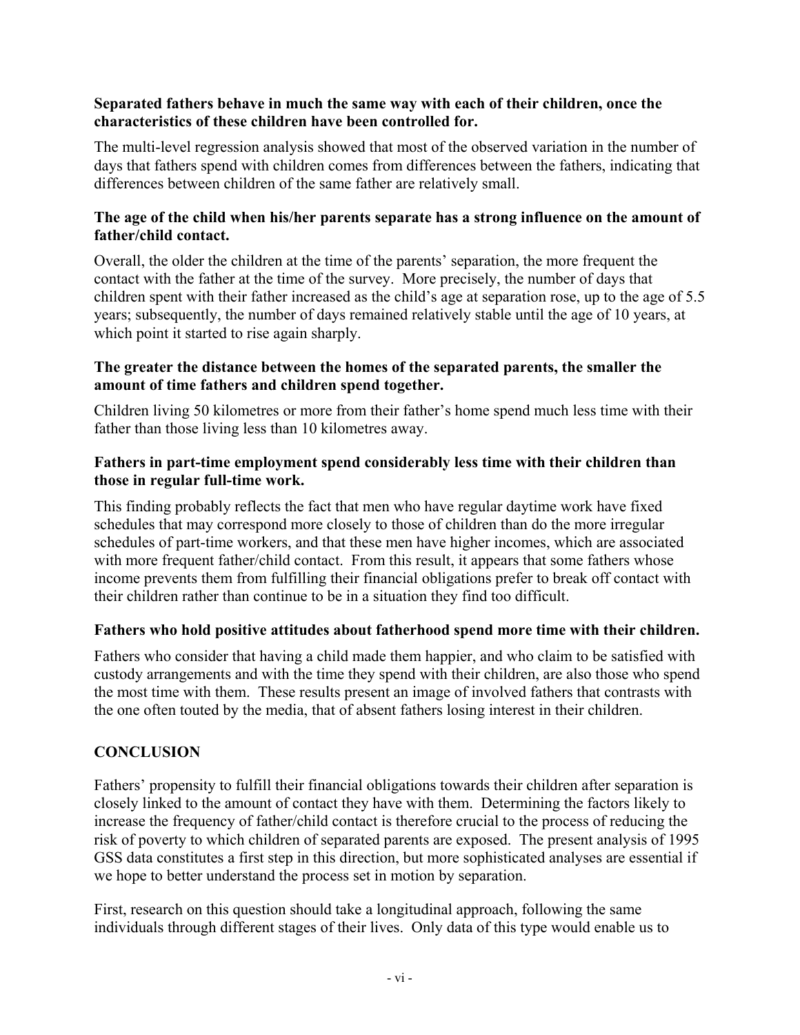**Separated fathers behave in much the same way with each of their children, once the characteristics of these children have been controlled for.**

The multi-level regression analysis showed that most of the observed variation in the number of days that fathers spend with children comes from differences between the fathers, indicating that differences between children of the same father are relatively small.

**The age of the child when his/her parents separate has a strong influence on the amount of father/child contact.**

Overall, the older the children at the time of the parents' separation, the more frequent the contact with the father at the time of the survey. More precisely, the number of days that children spent with their father increased as the child's age at separation rose, up to the age of 5.5 years; subsequently, the number of days remained relatively stable until the age of 10 years, at which point it started to rise again sharply.

**The greater the distance between the homes of the separated parents, the smaller the amount of time fathers and children spend together.**

Children living 50 kilometres or more from their father's home spend much less time with their father than those living less than 10 kilometres away.

**Fathers in part-time employment spend considerably less time with their children than those in regular full-time work.**

This finding probably reflects the fact that men who have regular daytime work have fixed schedules that may correspond more closely to those of children than do the more irregular schedules of part-time workers, and that these men have higher incomes, which are associated with more frequent father/child contact. From this result, it appears that some fathers whose income prevents them from fulfilling their financial obligations prefer to break off contact with their children rather than continue to be in a situation they find too difficult.

**Fathers who hold positive attitudes about fatherhood spend more time with their children.**

Fathers who consider that having a child made them happier, and who claim to be satisfied with custody arrangements and with the time they spend with their children, are also those who spend the most time with them. These results present an image of involved fathers that contrasts with the one often touted by the media, that of absent fathers losing interest in their children.

## CONCLUSION

Fathers' propensity to fulfill their financial obligations towards their children after separation is closely linked to the amount of contact they have with them. Determining the factors likely to increase the frequency of father/child contact is therefore crucial to the process of reducing the risk of poverty to which children of separated parents are exposed. The present analysis of 1995 GSS data constitutes a first step in this direction, but more sophisticated analyses are essential if we hope to better understand the process set in motion by separation.

First, research on this question should take a longitudinal approach, following the same individuals through different stages of their lives. Only data of this type would enable us to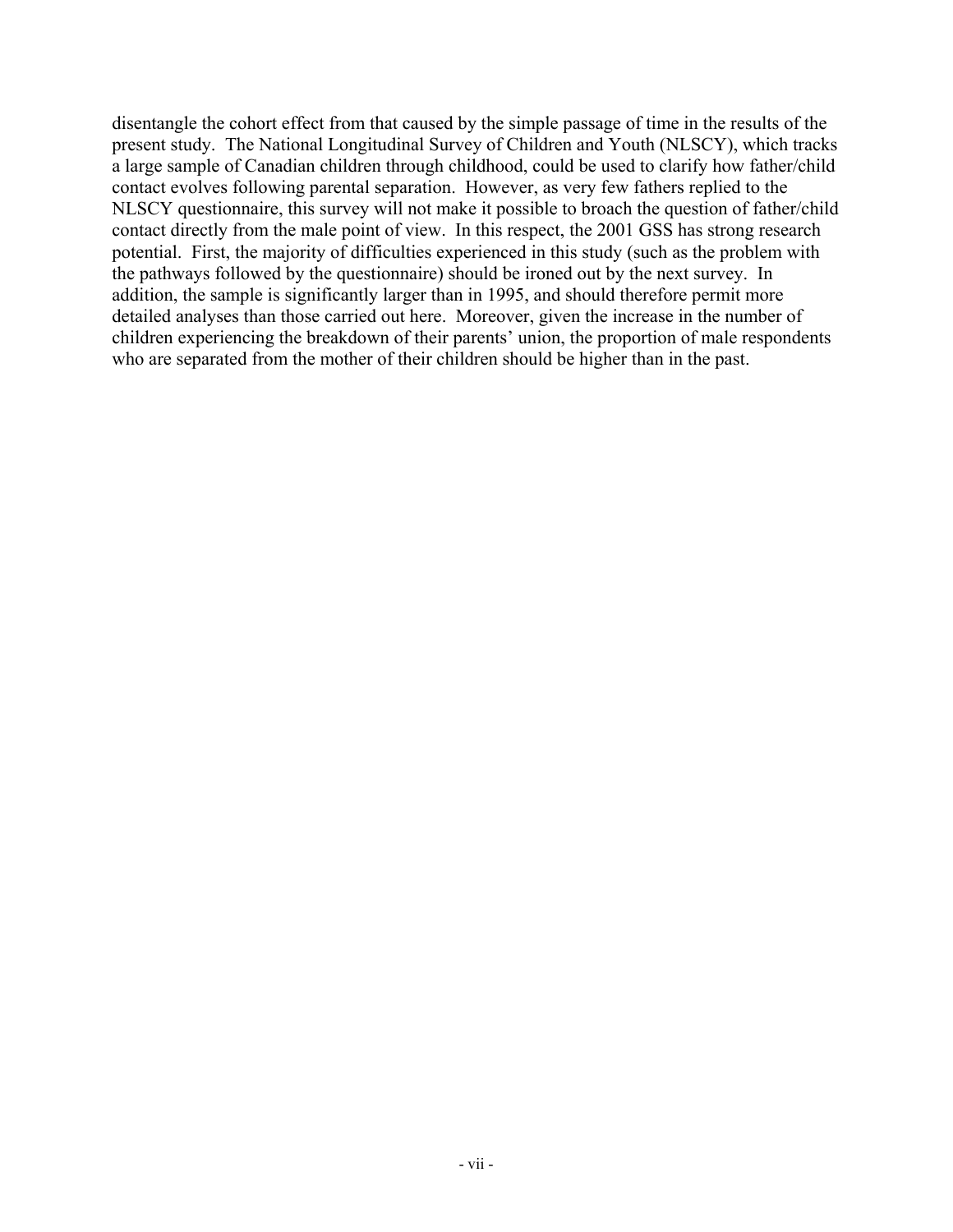disentangle the cohort effect from that caused by the simple passage of time in the results of the present study. The National Longitudinal Survey of Children and Youth (NLSCY), which tracks a large sample of Canadian children through childhood, could be used to clarify how father/child contact evolves following parental separation. However, as very few fathers replied to the NLSCY questionnaire, this survey will not make it possible to broach the question of father/child contact directly from the male point of view. In this respect, the 2001 GSS has strong research potential. First, the majority of difficulties experienced in this study (such as the problem with the pathways followed by the questionnaire) should be ironed out by the next survey. In addition, the sample is significantly larger than in 1995, and should therefore permit more detailed analyses than those carried out here. Moreover, given the increase in the number of children experiencing the breakdown of their parents' union, the proportion of male respondents who are separated from the mother of their children should be higher than in the past.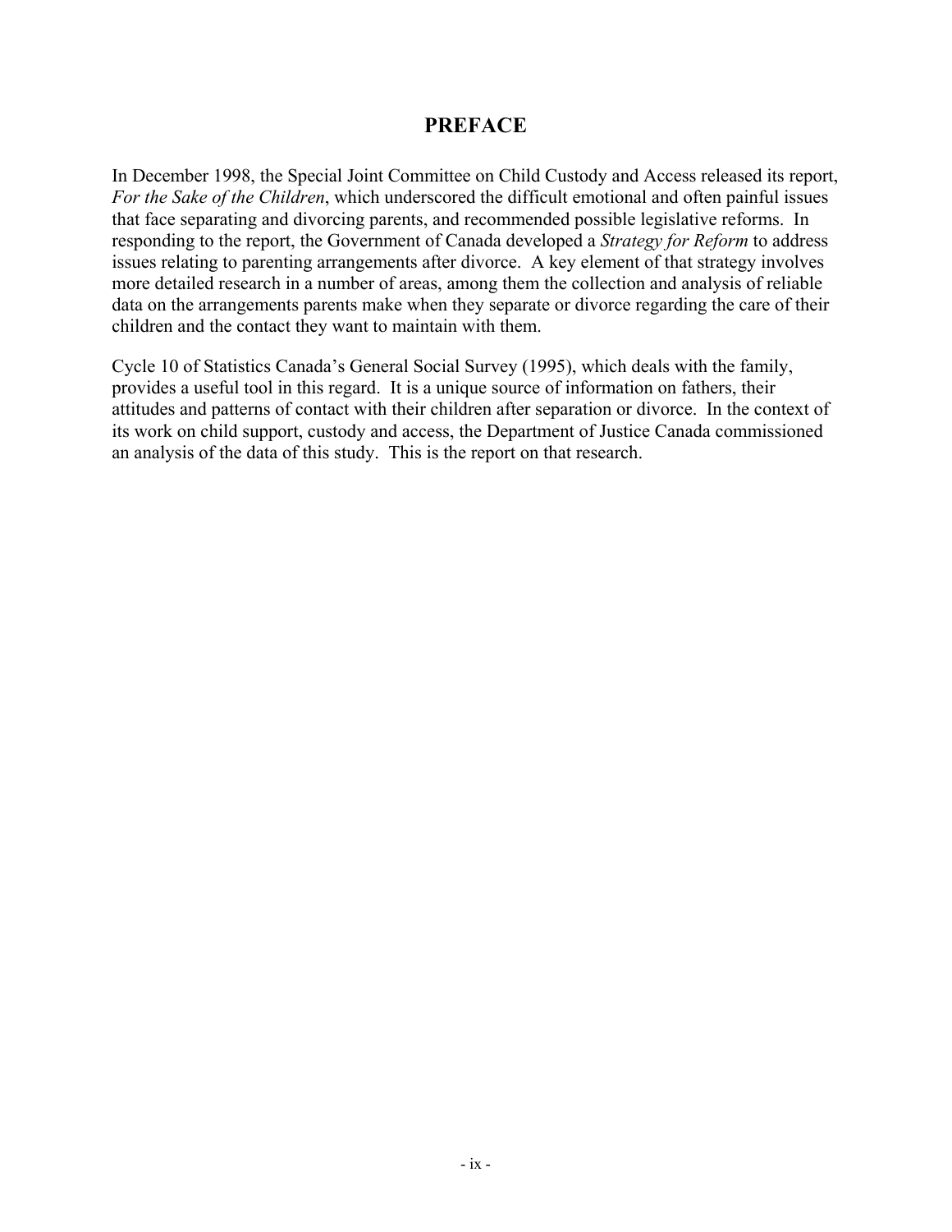# PREFACE

In December 1998, the Special Joint Committee on Child Custody and Access released its report, *For the Sake of the Children*, which underscored the difficult emotional and often painful issues that face separating and divorcing parents, and recommended possible legislative reforms. In responding to the report, the Government of Canada developed a *Strategy for Reform* to address issues relating to parenting arrangements after divorce. A key element of that strategy involves more detailed research in a number of areas, among them the collection and analysis of reliable data on the arrangements parents make when they separate or divorce regarding the care of their children and the contact they want to maintain with them.

Cycle 10 of Statistics Canada's General Social Survey (1995), which deals with the family, provides a useful tool in this regard. It is a unique source of information on fathers, their attitudes and patterns of contact with their children after separation or divorce. In the context of its work on child support, custody and access, the Department of Justice Canada commissioned an analysis of the data of this study. This is the report on that research.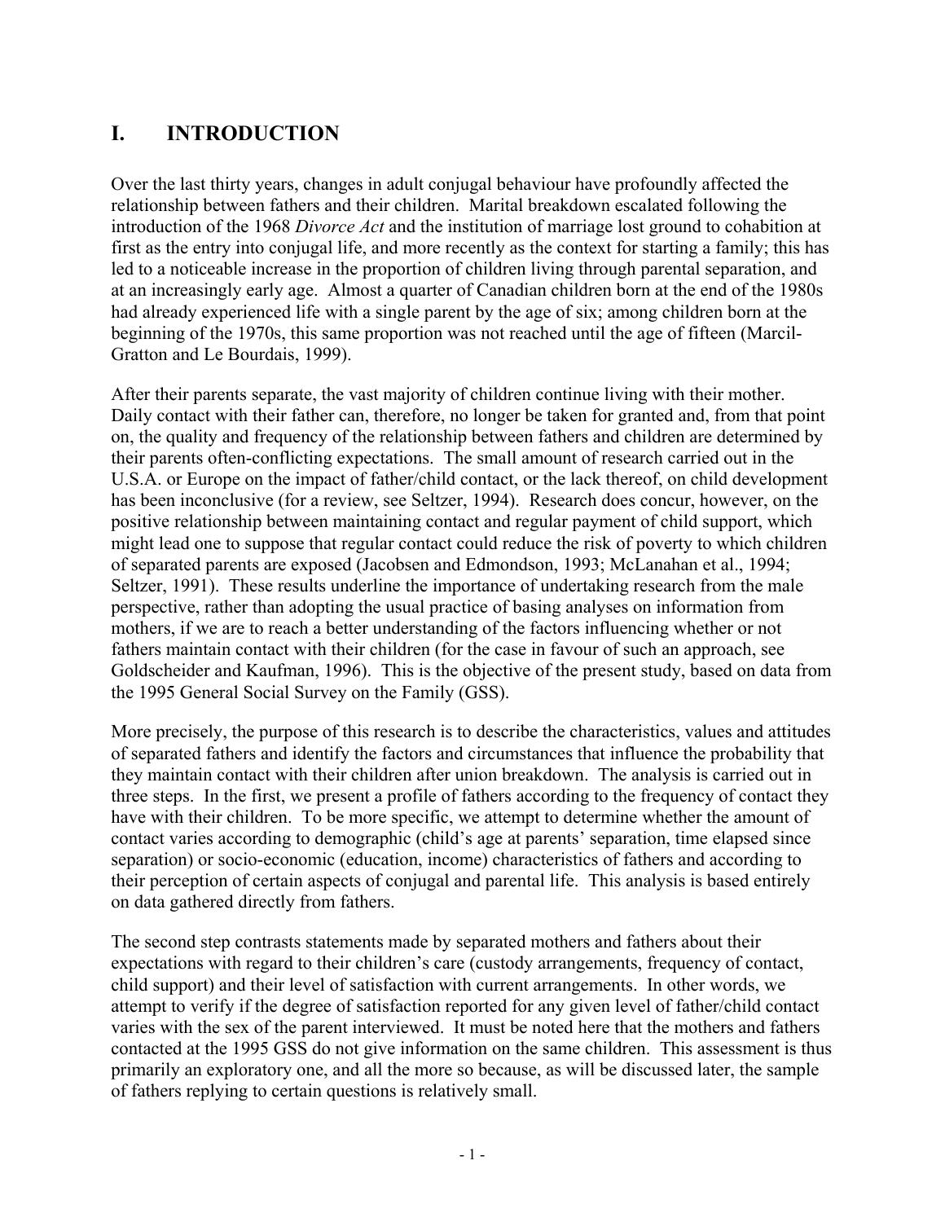# I. INTRODUCTION

Over the last thirty years, changes in adult conjugal behaviour have profoundly affected the relationship between fathers and their children. Marital breakdown escalated following the introduction of the 1968 *Divorce Act* and the institution of marriage lost ground to cohabitation at first as the entry into conjugal life, and more recently as the context for starting a family; this has led to a noticeable increase in the proportion of children living through parental separation, and at an increasingly early age. Almost a quarter of Canadian children born at the end of the 1980s had already experienced life with a single parent by the age of six; among children born at the beginning of the 1970s, this same proportion was not reached until the age of fifteen (Marcil-Gratton and Le Bourdais, 1999).

After their parents separate, the vast majority of children continue living with their mother. Daily contact with their father can, therefore, no longer be taken for granted and, from that point on, the quality and frequency of the relationship between fathers and children are determined by their parents often-conflicting expectations. The small amount of research carried out in the U.S.A. or Europe on the impact of father/child contact, or the lack thereof, on child development has been inconclusive (for a review, see Seltzer, 1994). Research does concur, however, on the positive relationship between maintaining contact and regular payment of child support, which might lead one to suppose that regular contact could reduce the risk of poverty to which children of separated parents are exposed (Jacobsen and Edmondson, 1993; McLanahan et al., 1994; Seltzer, 1991). These results underline the importance of undertaking research from the male perspective, rather than adopting the usual practice of basing analyses on information from mothers, if we are to reach a better understanding of the factors influencing whether or not fathers maintain contact with their children (for the case in favour of such an approach, see Goldscheider and Kaufman, 1996). This is the objective of the present study, based on data from the 1995 General Social Survey on the Family (GSS).

More precisely, the purpose of this research is to describe the characteristics, values and attitudes of separated fathers and identify the factors and circumstances that influence the probability that they maintain contact with their children after union breakdown. The analysis is carried out in three steps. In the first, we present a profile of fathers according to the frequency of contact they have with their children. To be more specific, we attempt to determine whether the amount of contact varies according to demographic (child's age at parents' separation, time elapsed since separation) or socio-economic (education, income) characteristics of fathers and according to their perception of certain aspects of conjugal and parental life. This analysis is based entirely on data gathered directly from fathers.

The second step contrasts statements made by separated mothers and fathers about their expectations with regard to their children's care (custody arrangements, frequency of contact, child support) and their level of satisfaction with current arrangements. In other words, we attempt to verify if the degree of satisfaction reported for any given level of father/child contact varies with the sex of the parent interviewed. It must be noted here that the mothers and fathers contacted at the 1995 GSS do not give information on the same children. This assessment is thus primarily an exploratory one, and all the more so because, as will be discussed later, the sample of fathers replying to certain questions is relatively small.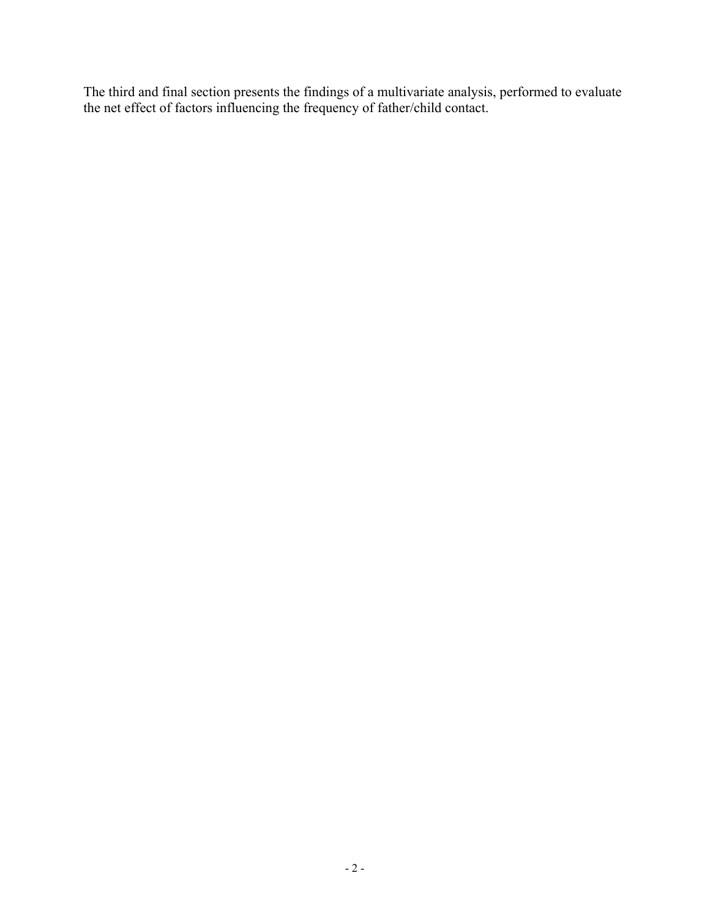The third and final section presents the findings of a multivariate analysis, performed to evaluate the net effect of factors influencing the frequency of father/child contact.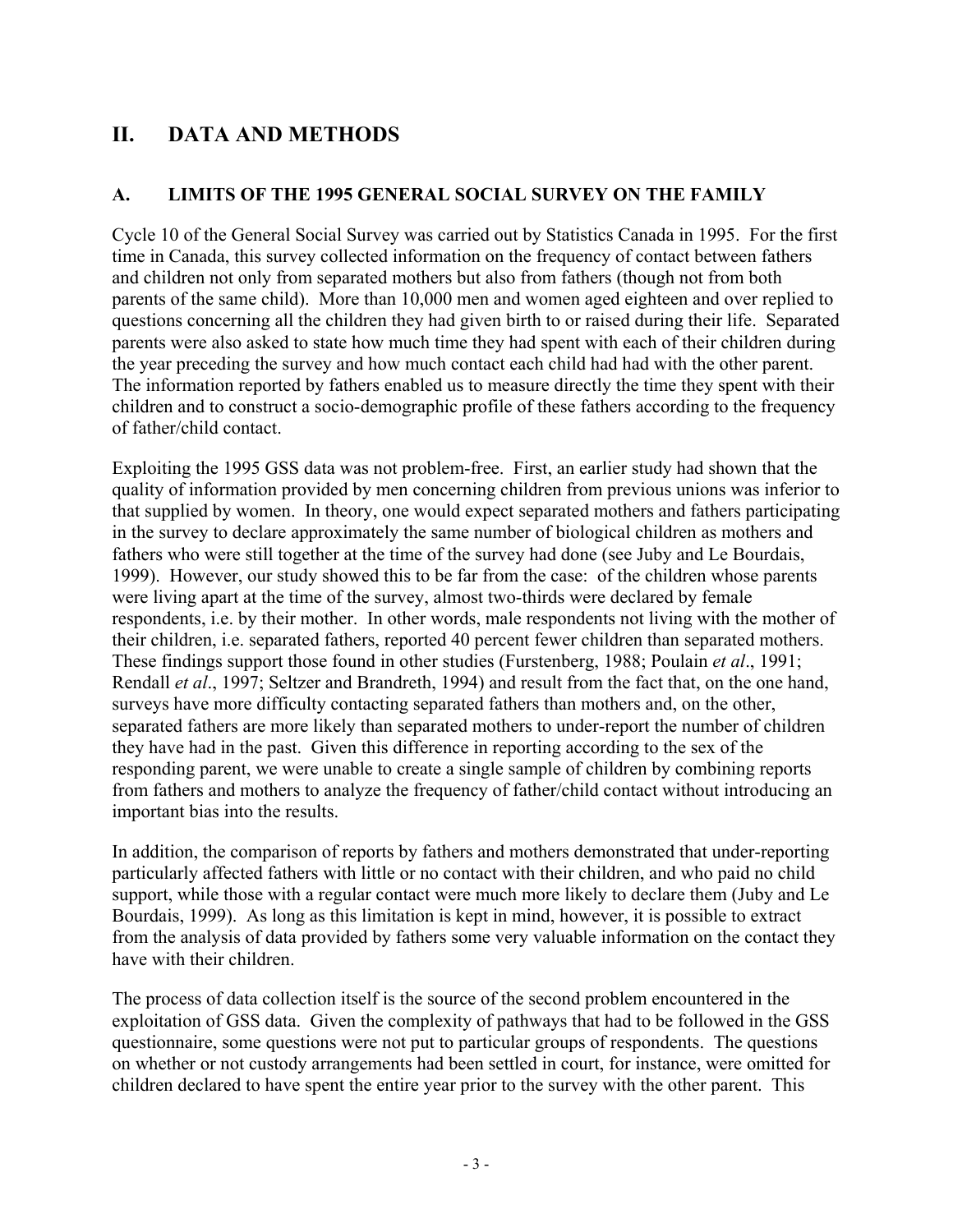# II. DATA AND METHODS

## A. LIMITS OF THE 1995 GENERAL SOCIAL SURVEY ON THE FAMILY

Cycle 10 of the General Social Survey was carried out by Statistics Canada in 1995. For the first time in Canada, this survey collected information on the frequency of contact between fathers and children not only from separated mothers but also from fathers (though not from both parents of the same child). More than 10,000 men and women aged eighteen and over replied to questions concerning all the children they had given birth to or raised during their life. Separated parents were also asked to state how much time they had spent with each of their children during the year preceding the survey and how much contact each child had had with the other parent. The information reported by fathers enabled us to measure directly the time they spent with their children and to construct a socio-demographic profile of these fathers according to the frequency of father/child contact.

Exploiting the 1995 GSS data was not problem-free. First, an earlier study had shown that the quality of information provided by men concerning children from previous unions was inferior to that supplied by women. In theory, one would expect separated mothers and fathers participating in the survey to declare approximately the same number of biological children as mothers and fathers who were still together at the time of the survey had done (see Juby and Le Bourdais, 1999). However, our study showed this to be far from the case: of the children whose parents were living apart at the time of the survey, almost two-thirds were declared by female respondents, i.e. by their mother. In other words, male respondents not living with the mother of their children, i.e. separated fathers, reported 40 percent fewer children than separated mothers. These findings support those found in other studies (Furstenberg, 1988; Poulain *et al*., 1991; Rendall *et al*., 1997; Seltzer and Brandreth, 1994) and result from the fact that, on the one hand, surveys have more difficulty contacting separated fathers than mothers and, on the other, separated fathers are more likely than separated mothers to under-report the number of children they have had in the past. Given this difference in reporting according to the sex of the responding parent, we were unable to create a single sample of children by combining reports from fathers and mothers to analyze the frequency of father/child contact without introducing an important bias into the results.

In addition, the comparison of reports by fathers and mothers demonstrated that under-reporting particularly affected fathers with little or no contact with their children, and who paid no child support, while those with a regular contact were much more likely to declare them (Juby and Le Bourdais, 1999). As long as this limitation is kept in mind, however, it is possible to extract from the analysis of data provided by fathers some very valuable information on the contact they have with their children.

The process of data collection itself is the source of the second problem encountered in the exploitation of GSS data. Given the complexity of pathways that had to be followed in the GSS questionnaire, some questions were not put to particular groups of respondents. The questions on whether or not custody arrangements had been settled in court, for instance, were omitted for children declared to have spent the entire year prior to the survey with the other parent. This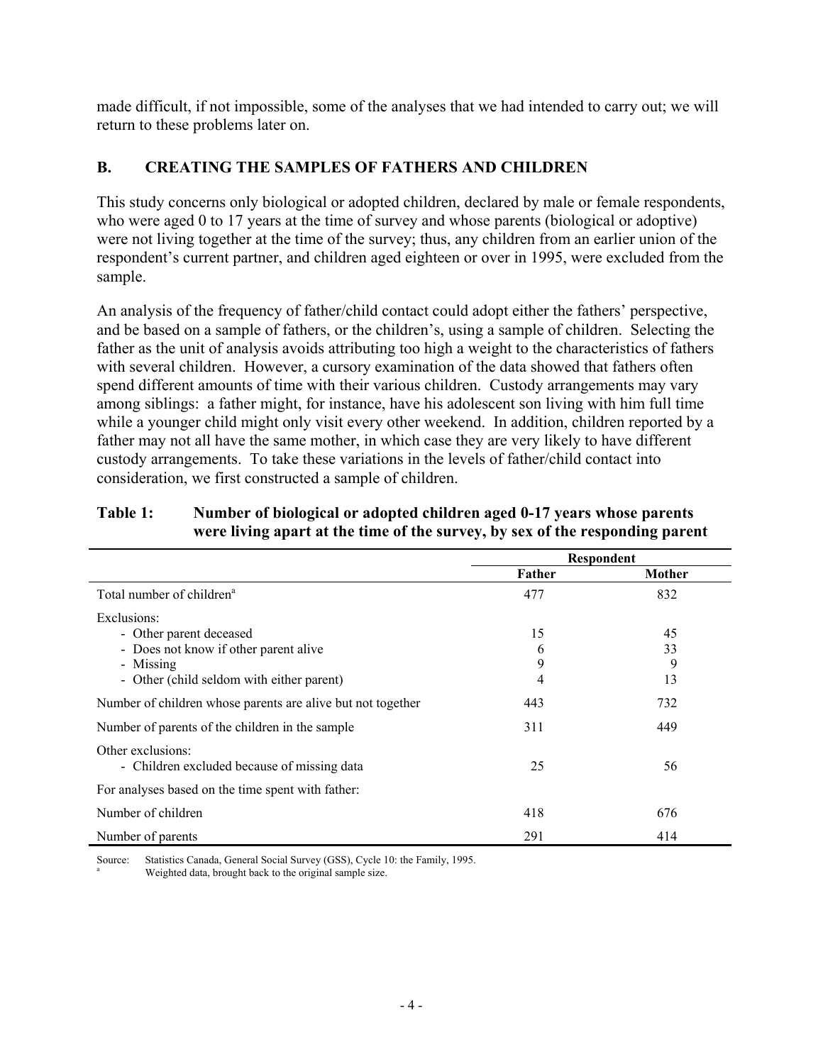made difficult, if not impossible, some of the analyses that we had intended to carry out; we will return to these problems later on.

## B. CREATING THE SAMPLES OF FATHERS AND CHILDREN

This study concerns only biological or adopted children, declared by male or female respondents, who were aged 0 to 17 years at the time of survey and whose parents (biological or adoptive) were not living together at the time of the survey; thus, any children from an earlier union of the respondent's current partner, and children aged eighteen or over in 1995, were excluded from the sample.

An analysis of the frequency of father/child contact could adopt either the fathers' perspective, and be based on a sample of fathers, or the children's, using a sample of children. Selecting the father as the unit of analysis avoids attributing too high a weight to the characteristics of fathers with several children. However, a cursory examination of the data showed that fathers often spend different amounts of time with their various children. Custody arrangements may vary among siblings: a father might, for instance, have his adolescent son living with him full time while a younger child might only visit every other weekend. In addition, children reported by a father may not all have the same mother, in which case they are very likely to have different custody arrangements. To take these variations in the levels of father/child contact into consideration, we first constructed a sample of children.

**Table 1: Number of biological or adopted children aged 0-17 years whose parents were living apart at the time of the survey, by sex of the responding parent**

| | Respondent | |
|---|---|---|
| | **Father** | **Mother** |
| Total number of children[a] | 477 | 832 |
| Exclusions: | | |
| - Other parent deceased | 15 | 45 |
| - Does not know if other parent alive | 6 | 33 |
| - Missing | 9 | 9 |
| - Other (child seldom with either parent) | 4 | 13 |
| Number of children whose parents are alive but not together | 443 | 732 |
| Number of parents of the children in the sample | 311 | 449 |
| Other exclusions: | | |
| - Children excluded because of missing data | 25 | 56 |
| For analyses based on the time spent with father: | | |
| Number of children | 418 | 676 |
| Number of parents | 291 | 414 |

Source: Statistics Canada, General Social Survey (GSS), Cycle 10: the Family, 1995.

[a] Weighted data, brought back to the original sample size.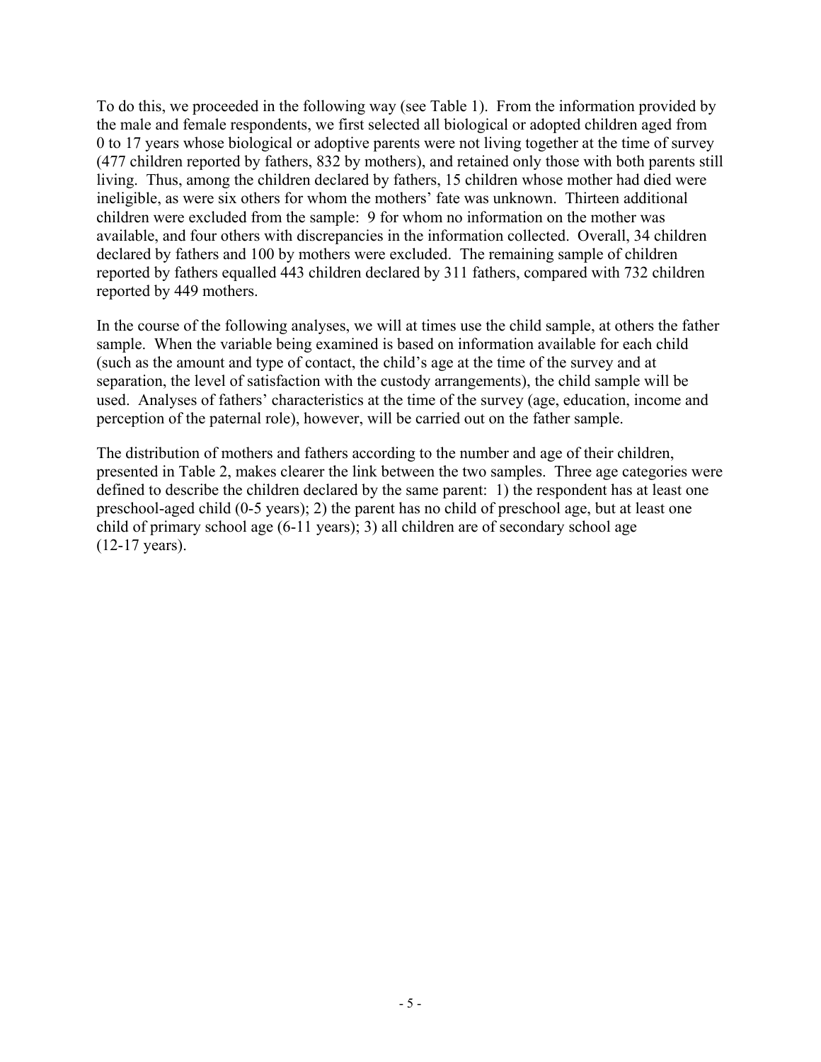To do this, we proceeded in the following way (see Table 1). From the information provided by the male and female respondents, we first selected all biological or adopted children aged from 0 to 17 years whose biological or adoptive parents were not living together at the time of survey (477 children reported by fathers, 832 by mothers), and retained only those with both parents still living. Thus, among the children declared by fathers, 15 children whose mother had died were ineligible, as were six others for whom the mothers' fate was unknown. Thirteen additional children were excluded from the sample: 9 for whom no information on the mother was available, and four others with discrepancies in the information collected. Overall, 34 children declared by fathers and 100 by mothers were excluded. The remaining sample of children reported by fathers equalled 443 children declared by 311 fathers, compared with 732 children reported by 449 mothers.

In the course of the following analyses, we will at times use the child sample, at others the father sample. When the variable being examined is based on information available for each child (such as the amount and type of contact, the child's age at the time of the survey and at separation, the level of satisfaction with the custody arrangements), the child sample will be used. Analyses of fathers' characteristics at the time of the survey (age, education, income and perception of the paternal role), however, will be carried out on the father sample.

The distribution of mothers and fathers according to the number and age of their children, presented in Table 2, makes clearer the link between the two samples. Three age categories were defined to describe the children declared by the same parent: 1) the respondent has at least one preschool-aged child (0-5 years); 2) the parent has no child of preschool age, but at least one child of primary school age (6-11 years); 3) all children are of secondary school age (12-17 years).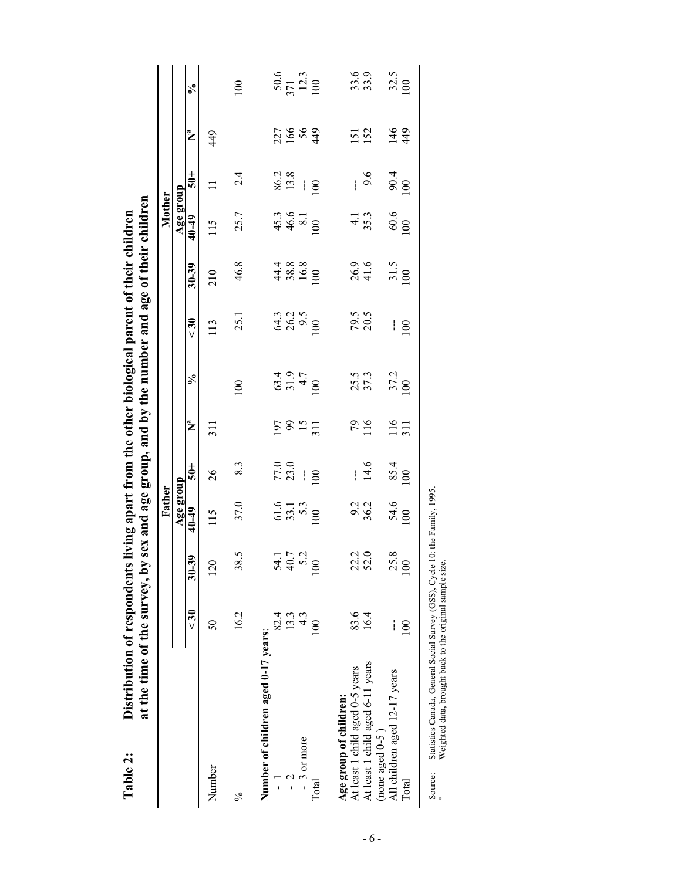**Table 2: Distribution of respondents living apart from the other biological parent of their children at the time of the survey, by sex and age group, and by the number and age of their children**

| | Father | | | | | | Mother | | | | | |
|---|---|---|---|---|---|---|---|---|---|---|---|---|
| | Age group | | | | | | Age group | | | | | |
| | < 30 | 30-39 | 40-49 | 50+ | N[a] | % | < 30 | 30-39 | 40-49 | 50+ | N[a] | % |
| Number | 50 | 120 | 115 | 26 | 311 | | 113 | 210 | 115 | 11 | 449 | |
| % | 16.2 | 38.5 | 37.0 | 8.3 | | 100 | 25.1 | 46.8 | 25.7 | 2.4 | | 100 |
| **Number of children aged 0-17 years:** | | | | | | | | | | | | |
| - 1 | 82.4 | 54.1 | 61.6 | 77.0 | 197 | 63.4 | 64.3 | 44.4 | 45.3 | 86.2 | 227 | 50.6 |
| - 2 | 13.3 | 40.7 | 33.1 | 23.0 | 99 | 31.9 | 26.2 | 38.8 | 46.6 | 13.8 | 166 | 371 |
| - 3 or more | 4.3 | 5.2 | 5.3 | --- | 15 | 4.7 | 9.5 | 16.8 | 8.1 | --- | 56 | 12.3 |
| Total | 100 | 100 | 100 | 100 | 311 | 100 | 100 | 100 | 100 | 100 | 449 | 100 |
| **Age group of children:** | | | | | | | | | | | | |
| At least 1 child aged 0-5 years | 83.6 | 22.2 | 9.2 | --- | 79 | 25.5 | 79.5 | 26.9 | 4.1 | --- | 151 | 33.6 |
| At least 1 child aged 6-11 years (none aged 0-5 ) | 16.4 | 52.0 | 36.2 | 14.6 | 116 | 37.3 | 20.5 | 41.6 | 35.3 | 9.6 | 152 | 33.9 |
| All children aged 12-17 years | --- | 25.8 | 54.6 | 85.4 | 116 | 37.2 | --- | 31.5 | 60.6 | 90.4 | 146 | 32.5 |
| Total | 100 | 100 | 100 | 100 | 311 | 100 | 100 | 100 | 100 | 100 | 449 | 100 |

Source: Statistics Canada, General Social Survey (GSS), Cycle 10: the Family, 1995.
[a] Weighted data, brought back to the original sample size.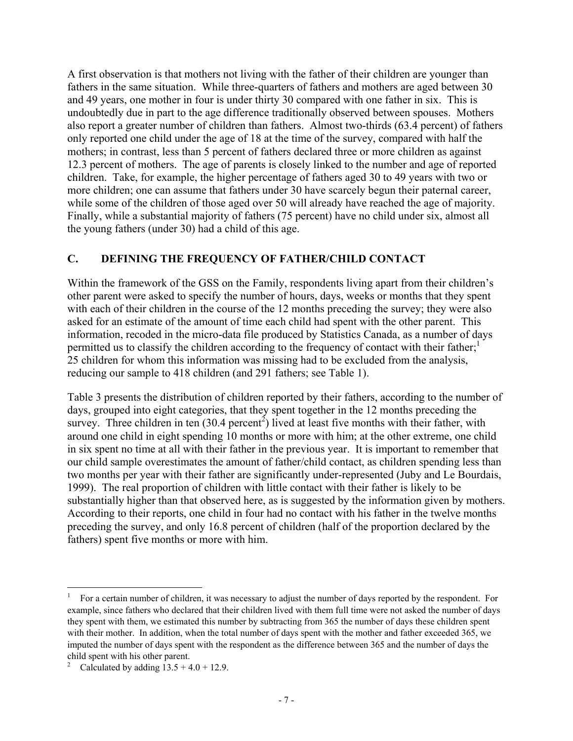A first observation is that mothers not living with the father of their children are younger than fathers in the same situation. While three-quarters of fathers and mothers are aged between 30 and 49 years, one mother in four is under thirty 30 compared with one father in six. This is undoubtedly due in part to the age difference traditionally observed between spouses. Mothers also report a greater number of children than fathers. Almost two-thirds (63.4 percent) of fathers only reported one child under the age of 18 at the time of the survey, compared with half the mothers; in contrast, less than 5 percent of fathers declared three or more children as against 12.3 percent of mothers. The age of parents is closely linked to the number and age of reported children. Take, for example, the higher percentage of fathers aged 30 to 49 years with two or more children; one can assume that fathers under 30 have scarcely begun their paternal career, while some of the children of those aged over 50 will already have reached the age of majority. Finally, while a substantial majority of fathers (75 percent) have no child under six, almost all the young fathers (under 30) had a child of this age.

## C. DEFINING THE FREQUENCY OF FATHER/CHILD CONTACT

Within the framework of the GSS on the Family, respondents living apart from their children's other parent were asked to specify the number of hours, days, weeks or months that they spent with each of their children in the course of the 12 months preceding the survey; they were also asked for an estimate of the amount of time each child had spent with the other parent. This information, recoded in the micro-data file produced by Statistics Canada, as a number of days permitted us to classify the children according to the frequency of contact with their father;[1] 25 children for whom this information was missing had to be excluded from the analysis, reducing our sample to 418 children (and 291 fathers; see Table 1).

Table 3 presents the distribution of children reported by their fathers, according to the number of days, grouped into eight categories, that they spent together in the 12 months preceding the survey. Three children in ten (30.4 percent[2]) lived at least five months with their father, with around one child in eight spending 10 months or more with him; at the other extreme, one child in six spent no time at all with their father in the previous year. It is important to remember that our child sample overestimates the amount of father/child contact, as children spending less than two months per year with their father are significantly under-represented (Juby and Le Bourdais, 1999). The real proportion of children with little contact with their father is likely to be substantially higher than that observed here, as is suggested by the information given by mothers. According to their reports, one child in four had no contact with his father in the twelve months preceding the survey, and only 16.8 percent of children (half of the proportion declared by the fathers) spent five months or more with him.

---

[1] For a certain number of children, it was necessary to adjust the number of days reported by the respondent. For example, since fathers who declared that their children lived with them full time were not asked the number of days they spent with them, we estimated this number by subtracting from 365 the number of days these children spent with their mother. In addition, when the total number of days spent with the mother and father exceeded 365, we imputed the number of days spent with the respondent as the difference between 365 and the number of days the child spent with his other parent.

[2] Calculated by adding 13.5 + 4.0 + 12.9.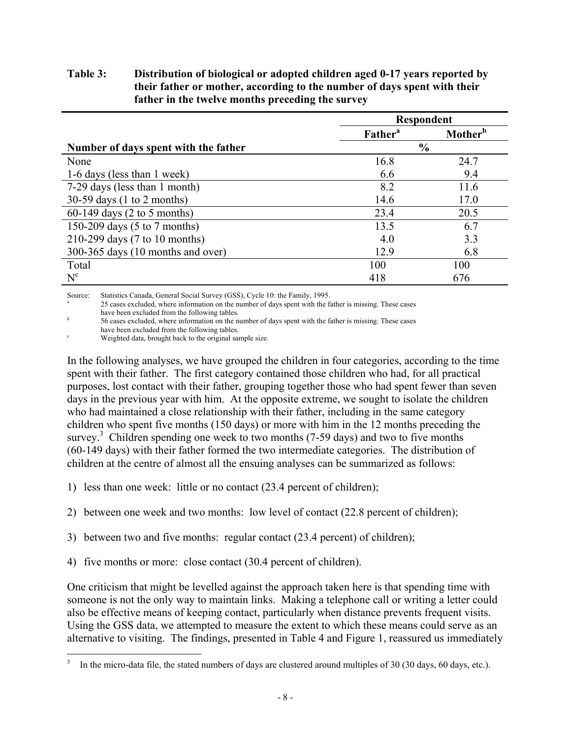**Table 3: Distribution of biological or adopted children aged 0-17 years reported by their father or mother, according to the number of days spent with their father in the twelve months preceding the survey**

| | Respondent | |
|---|---|---|
| | Father[a] | Mother[b] |
| Number of days spent with the father | % | |
| None | 16.8 | 24.7 |
| 1-6 days (less than 1 week) | 6.6 | 9.4 |
| 7-29 days (less than 1 month) | 8.2 | 11.6 |
| 30-59 days (1 to 2 months) | 14.6 | 17.0 |
| 60-149 days (2 to 5 months) | 23.4 | 20.5 |
| 150-209 days (5 to 7 months) | 13.5 | 6.7 |
| 210-299 days (7 to 10 months) | 4.0 | 3.3 |
| 300-365 days (10 months and over) | 12.9 | 6.8 |
| Total | 100 | 100 |
| N[c] | 418 | 676 |

Source: Statistics Canada, General Social Survey (GSS), Cycle 10: the Family, 1995.

[a] 25 cases excluded, where information on the number of days spent with the father is missing. These cases have been excluded from the following tables.

[b] 56 cases excluded, where information on the number of days spent with the father is missing. These cases have been excluded from the following tables.

[c] Weighted data, brought back to the original sample size.

In the following analyses, we have grouped the children in four categories, according to the time spent with their father. The first category contained those children who had, for all practical purposes, lost contact with their father, grouping together those who had spent fewer than seven days in the previous year with him. At the opposite extreme, we sought to isolate the children who had maintained a close relationship with their father, including in the same category children who spent five months (150 days) or more with him in the 12 months preceding the survey.[3] Children spending one week to two months (7-59 days) and two to five months (60-149 days) with their father formed the two intermediate categories. The distribution of children at the centre of almost all the ensuing analyses can be summarized as follows:

1) less than one week: little or no contact (23.4 percent of children);

2) between one week and two months: low level of contact (22.8 percent of children);

3) between two and five months: regular contact (23.4 percent) of children);

4) five months or more: close contact (30.4 percent of children).

One criticism that might be levelled against the approach taken here is that spending time with someone is not the only way to maintain links. Making a telephone call or writing a letter could also be effective means of keeping contact, particularly when distance prevents frequent visits. Using the GSS data, we attempted to measure the extent to which these means could serve as an alternative to visiting. The findings, presented in Table 4 and Figure 1, reassured us immediately

[3] In the micro-data file, the stated numbers of days are clustered around multiples of 30 (30 days, 60 days, etc.).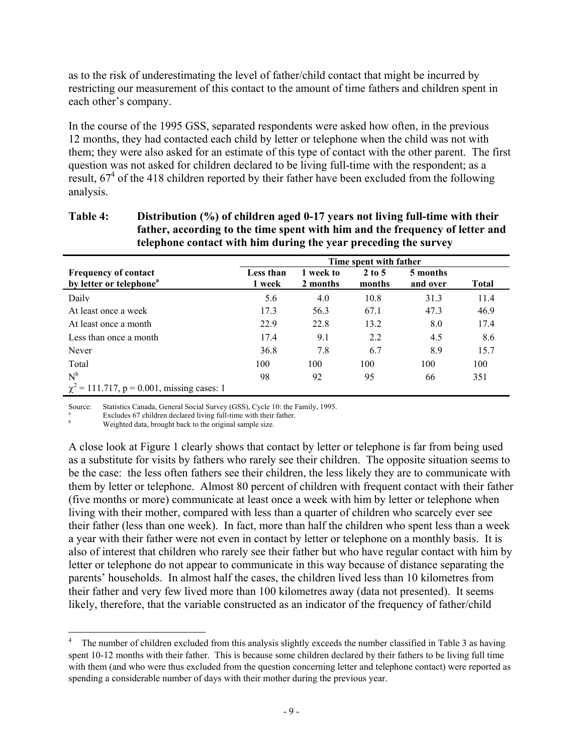as to the risk of underestimating the level of father/child contact that might be incurred by restricting our measurement of this contact to the amount of time fathers and children spent in each other's company.

In the course of the 1995 GSS, separated respondents were asked how often, in the previous 12 months, they had contacted each child by letter or telephone when the child was not with them; they were also asked for an estimate of this type of contact with the other parent. The first question was not asked for children declared to be living full-time with the respondent; as a result, 67[4] of the 418 children reported by their father have been excluded from the following analysis.

**Table 4: Distribution (%) of children aged 0-17 years not living full-time with their father, according to the time spent with him and the frequency of letter and telephone contact with him during the year preceding the survey**

| | Time spent with father | | | | |
|---|---|---|---|---|---|
| **Frequency of contact by letter or telephone[a]** | **Less than 1 week** | **1 week to 2 months** | **2 to 5 months** | **5 months and over** | **Total** |
| Daily | 5.6 | 4.0 | 10.8 | 31.3 | 11.4 |
| At least once a week | 17.3 | 56.3 | 67.1 | 47.3 | 46.9 |
| At least once a month | 22.9 | 22.8 | 13.2 | 8.0 | 17.4 |
| Less than once a month | 17.4 | 9.1 | 2.2 | 4.5 | 8.6 |
| Never | 36.8 | 7.8 | 6.7 | 8.9 | 15.7 |
| Total | 100 | 100 | 100 | 100 | 100 |
| N[b] | 98 | 92 | 95 | 66 | 351 |
| $\chi^2$ = 111.717, p = 0.001, missing cases: 1 | | | | | |

Source: Statistics Canada, General Social Survey (GSS), Cycle 10: the Family, 1995.
[a] Excludes 67 children declared living full-time with their father.
[b] Weighted data, brought back to the original sample size.

A close look at Figure 1 clearly shows that contact by letter or telephone is far from being used as a substitute for visits by fathers who rarely see their children. The opposite situation seems to be the case: the less often fathers see their children, the less likely they are to communicate with them by letter or telephone. Almost 80 percent of children with frequent contact with their father (five months or more) communicate at least once a week with him by letter or telephone when living with their mother, compared with less than a quarter of children who scarcely ever see their father (less than one week). In fact, more than half the children who spent less than a week a year with their father were not even in contact by letter or telephone on a monthly basis. It is also of interest that children who rarely see their father but who have regular contact with him by letter or telephone do not appear to communicate in this way because of distance separating the parents' households. In almost half the cases, the children lived less than 10 kilometres from their father and very few lived more than 100 kilometres away (data not presented). It seems likely, therefore, that the variable constructed as an indicator of the frequency of father/child

[4] The number of children excluded from this analysis slightly exceeds the number classified in Table 3 as having spent 10-12 months with their father. This is because some children declared by their fathers to be living full time with them (and who were thus excluded from the question concerning letter and telephone contact) were reported as spending a considerable number of days with their mother during the previous year.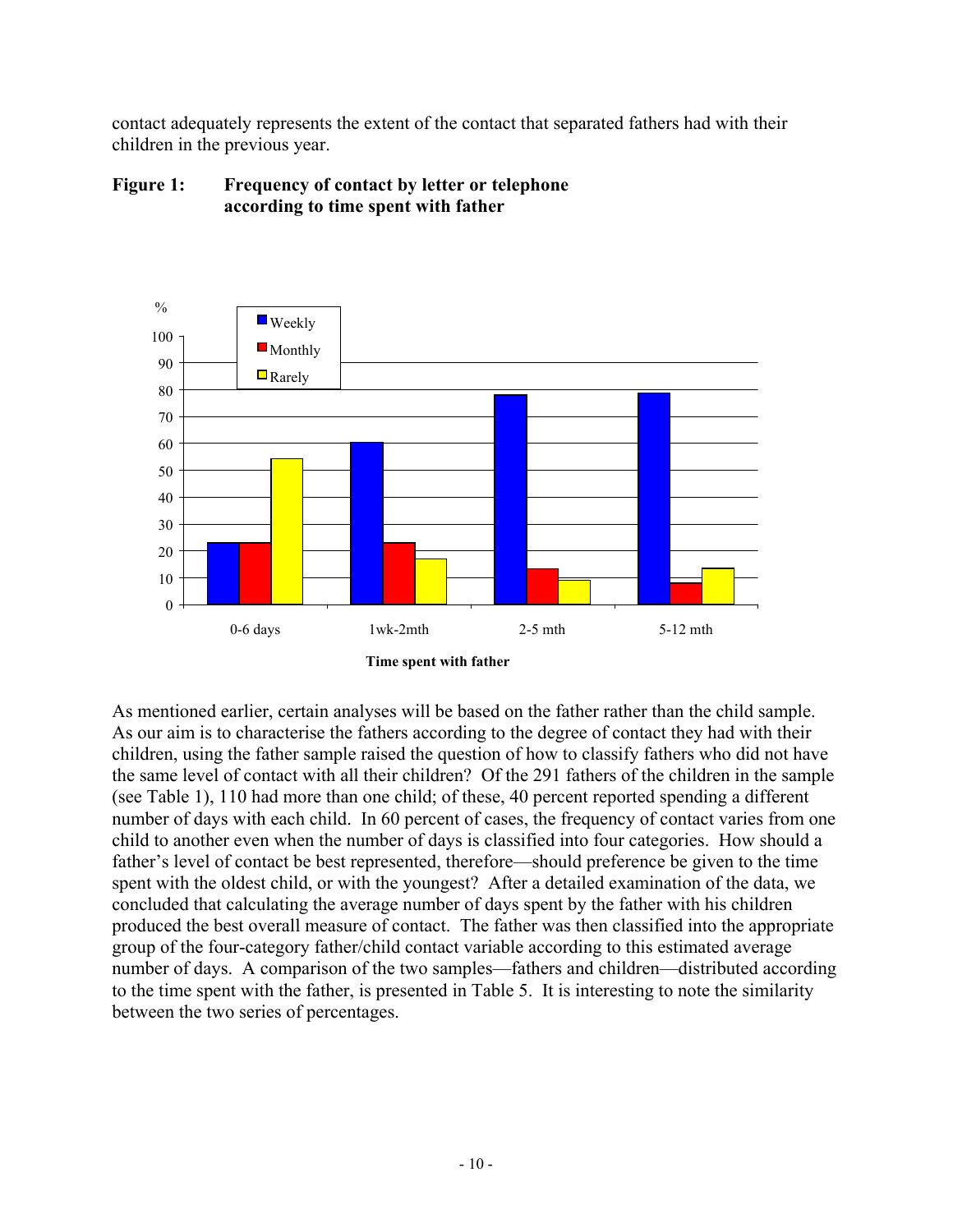contact adequately represents the extent of the contact that separated fathers had with their children in the previous year.

**Figure 1: Frequency of contact by letter or telephone according to time spent with father**

As mentioned earlier, certain analyses will be based on the father rather than the child sample. As our aim is to characterise the fathers according to the degree of contact they had with their children, using the father sample raised the question of how to classify fathers who did not have the same level of contact with all their children? Of the 291 fathers of the children in the sample (see Table 1), 110 had more than one child; of these, 40 percent reported spending a different number of days with each child. In 60 percent of cases, the frequency of contact varies from one child to another even when the number of days is classified into four categories. How should a father's level of contact be best represented, therefore—should preference be given to the time spent with the oldest child, or with the youngest? After a detailed examination of the data, we concluded that calculating the average number of days spent by the father with his children produced the best overall measure of contact. The father was then classified into the appropriate group of the four-category father/child contact variable according to this estimated average number of days. A comparison of the two samples—fathers and children—distributed according to the time spent with the father, is presented in Table 5. It is interesting to note the similarity between the two series of percentages.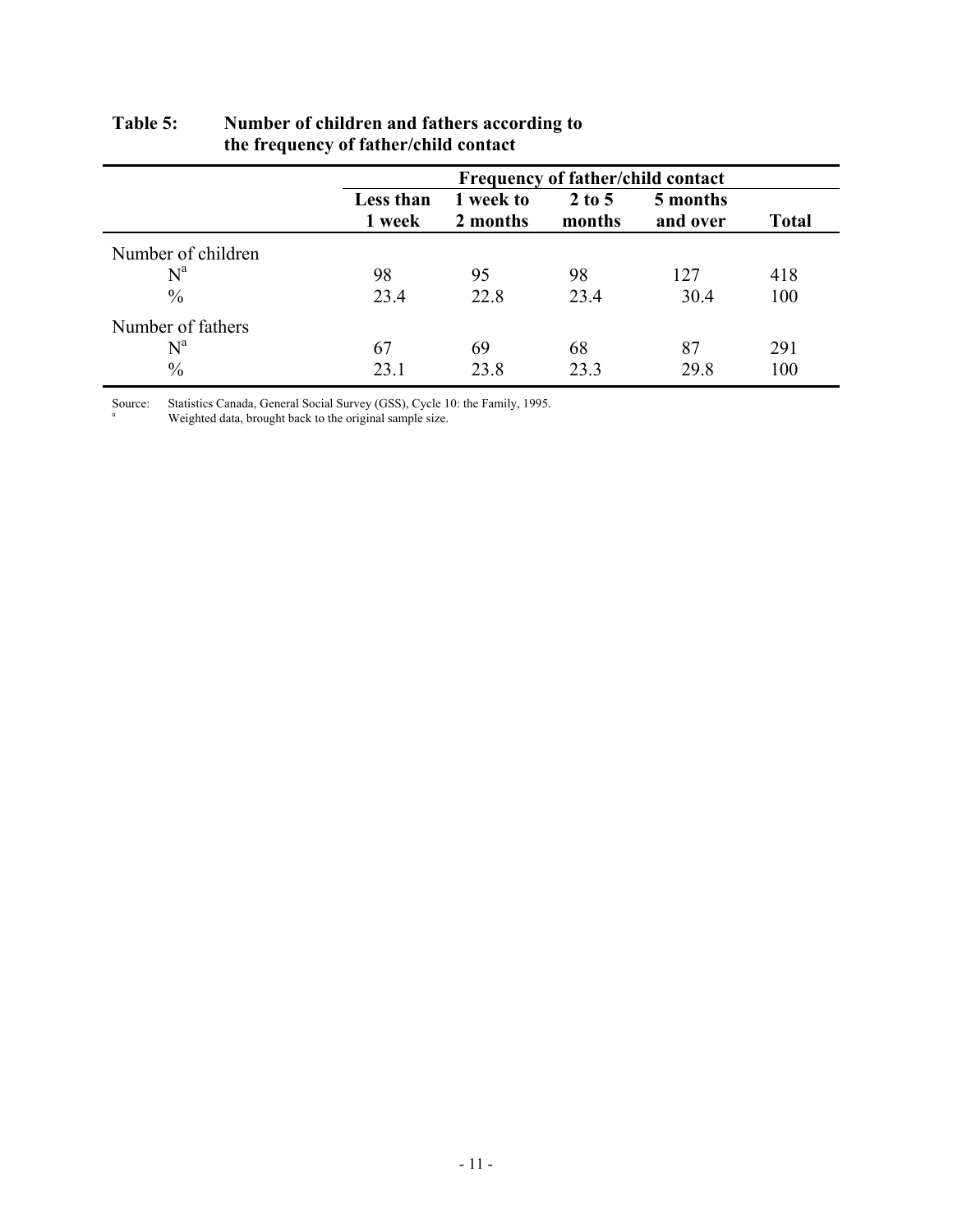**Table 5: Number of children and fathers according to the frequency of father/child contact**

| | Frequency of father/child contact | | | | |
|---|---|---|---|---|---|
| | Less than 1 week | 1 week to 2 months | 2 to 5 months | 5 months and over | Total |
| Number of children | | | | | |
| N[a] | 98 | 95 | 98 | 127 | 418 |
| % | 23.4 | 22.8 | 23.4 | 30.4 | 100 |
| Number of fathers | | | | | |
| N[a] | 67 | 69 | 68 | 87 | 291 |
| % | 23.1 | 23.8 | 23.3 | 29.8 | 100 |

Source: Statistics Canada, General Social Survey (GSS), Cycle 10: the Family, 1995.

[a] Weighted data, brought back to the original sample size.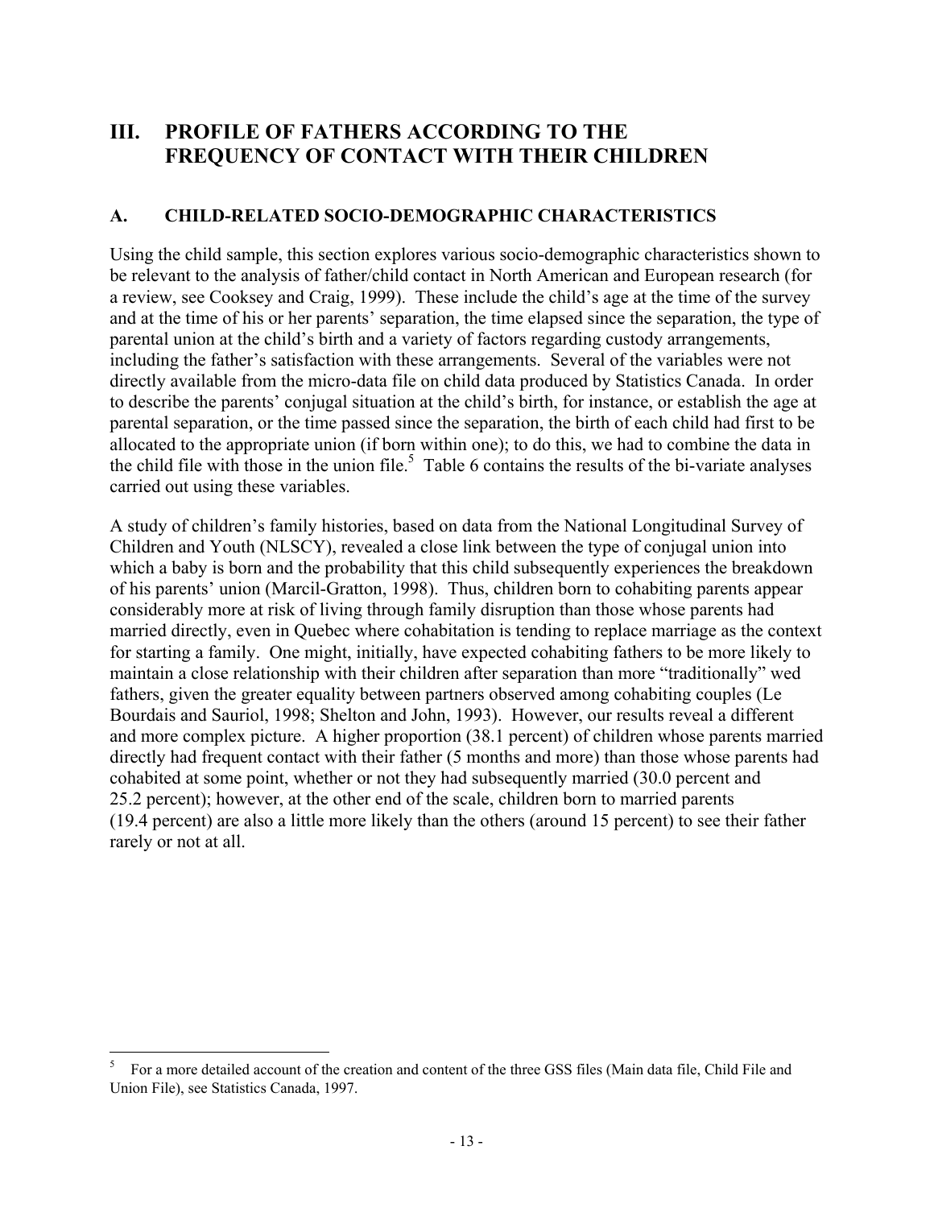# III. PROFILE OF FATHERS ACCORDING TO THE FREQUENCY OF CONTACT WITH THEIR CHILDREN

## A. CHILD-RELATED SOCIO-DEMOGRAPHIC CHARACTERISTICS

Using the child sample, this section explores various socio-demographic characteristics shown to be relevant to the analysis of father/child contact in North American and European research (for a review, see Cooksey and Craig, 1999). These include the child's age at the time of the survey and at the time of his or her parents' separation, the time elapsed since the separation, the type of parental union at the child's birth and a variety of factors regarding custody arrangements, including the father's satisfaction with these arrangements. Several of the variables were not directly available from the micro-data file on child data produced by Statistics Canada. In order to describe the parents' conjugal situation at the child's birth, for instance, or establish the age at parental separation, or the time passed since the separation, the birth of each child had first to be allocated to the appropriate union (if born within one); to do this, we had to combine the data in the child file with those in the union file.[5] Table 6 contains the results of the bi-variate analyses carried out using these variables.

A study of children's family histories, based on data from the National Longitudinal Survey of Children and Youth (NLSCY), revealed a close link between the type of conjugal union into which a baby is born and the probability that this child subsequently experiences the breakdown of his parents' union (Marcil-Gratton, 1998). Thus, children born to cohabiting parents appear considerably more at risk of living through family disruption than those whose parents had married directly, even in Quebec where cohabitation is tending to replace marriage as the context for starting a family. One might, initially, have expected cohabiting fathers to be more likely to maintain a close relationship with their children after separation than more "traditionally" wed fathers, given the greater equality between partners observed among cohabiting couples (Le Bourdais and Sauriol, 1998; Shelton and John, 1993). However, our results reveal a different and more complex picture. A higher proportion (38.1 percent) of children whose parents married directly had frequent contact with their father (5 months and more) than those whose parents had cohabited at some point, whether or not they had subsequently married (30.0 percent and 25.2 percent); however, at the other end of the scale, children born to married parents (19.4 percent) are also a little more likely than the others (around 15 percent) to see their father rarely or not at all.

---

[5] For a more detailed account of the creation and content of the three GSS files (Main data file, Child File and Union File), see Statistics Canada, 1997.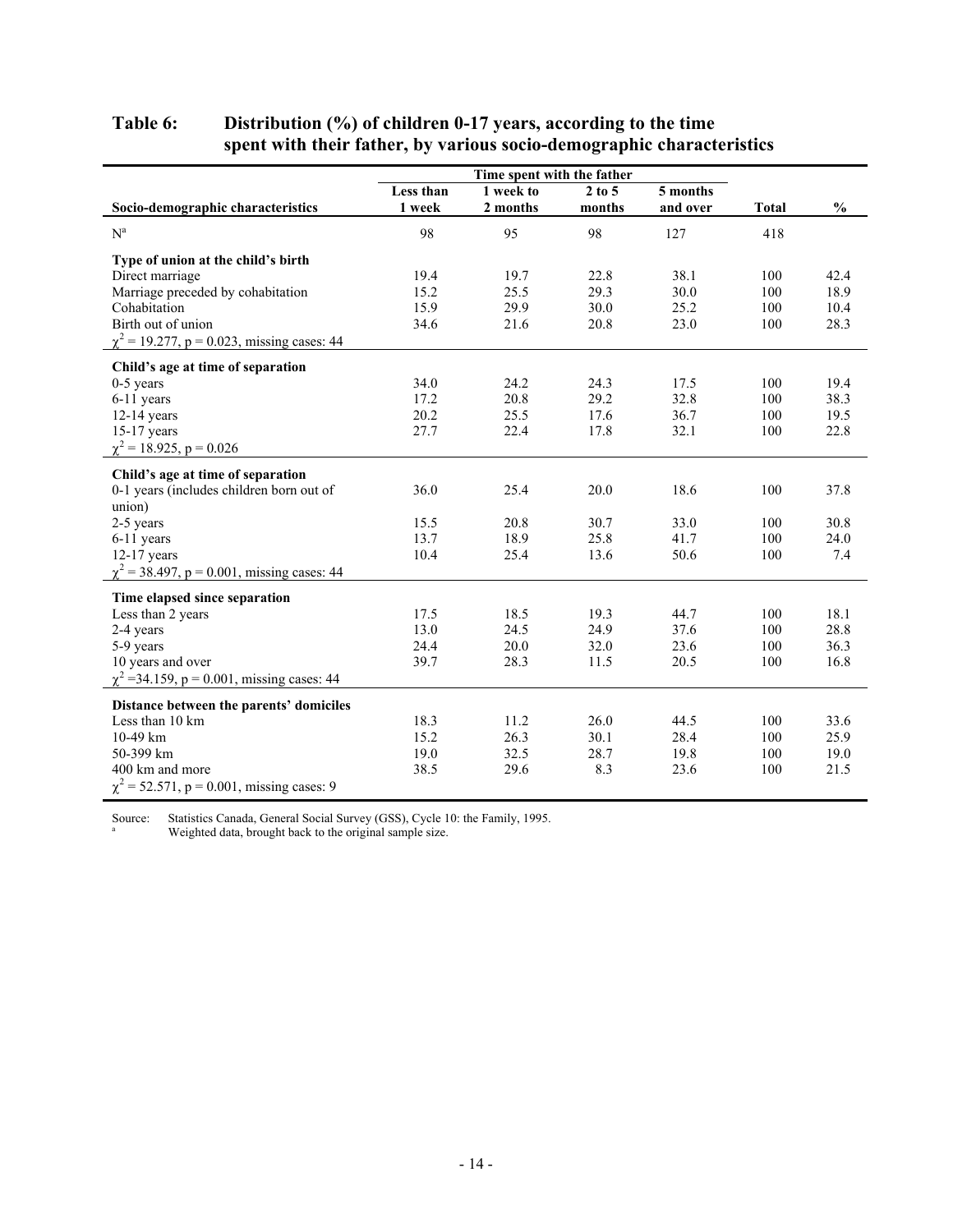## Table 6: Distribution (%) of children 0-17 years, according to the time spent with their father, by various socio-demographic characteristics

| Socio-demographic characteristics | Time spent with the father: Less than 1 week | 1 week to 2 months | 2 to 5 months | 5 months and over | Total | % |
|---|---|---|---|---|---|---|
| N[a] | 98 | 95 | 98 | 127 | 418 | |
| **Type of union at the child's birth** | | | | | | |
| Direct marriage | 19.4 | 19.7 | 22.8 | 38.1 | 100 | 42.4 |
| Marriage preceded by cohabitation | 15.2 | 25.5 | 29.3 | 30.0 | 100 | 18.9 |
| Cohabitation | 15.9 | 29.9 | 30.0 | 25.2 | 100 | 10.4 |
| Birth out of union | 34.6 | 21.6 | 20.8 | 23.0 | 100 | 28.3 |
| $\chi^2$ = 19.277, p = 0.023, missing cases: 44 | | | | | | |
| **Child's age at time of separation** | | | | | | |
| 0-5 years | 34.0 | 24.2 | 24.3 | 17.5 | 100 | 19.4 |
| 6-11 years | 17.2 | 20.8 | 29.2 | 32.8 | 100 | 38.3 |
| 12-14 years | 20.2 | 25.5 | 17.6 | 36.7 | 100 | 19.5 |
| 15-17 years | 27.7 | 22.4 | 17.8 | 32.1 | 100 | 22.8 |
| $\chi^2$ = 18.925, p = 0.026 | | | | | | |
| **Child's age at time of separation** | | | | | | |
| 0-1 years (includes children born out of union) | 36.0 | 25.4 | 20.0 | 18.6 | 100 | 37.8 |
| 2-5 years | 15.5 | 20.8 | 30.7 | 33.0 | 100 | 30.8 |
| 6-11 years | 13.7 | 18.9 | 25.8 | 41.7 | 100 | 24.0 |
| 12-17 years | 10.4 | 25.4 | 13.6 | 50.6 | 100 | 7.4 |
| $\chi^2$ = 38.497, p = 0.001, missing cases: 44 | | | | | | |
| **Time elapsed since separation** | | | | | | |
| Less than 2 years | 17.5 | 18.5 | 19.3 | 44.7 | 100 | 18.1 |
| 2-4 years | 13.0 | 24.5 | 24.9 | 37.6 | 100 | 28.8 |
| 5-9 years | 24.4 | 20.0 | 32.0 | 23.6 | 100 | 36.3 |
| 10 years and over | 39.7 | 28.3 | 11.5 | 20.5 | 100 | 16.8 |
| $\chi^2$ =34.159, p = 0.001, missing cases: 44 | | | | | | |
| **Distance between the parents' domiciles** | | | | | | |
| Less than 10 km | 18.3 | 11.2 | 26.0 | 44.5 | 100 | 33.6 |
| 10-49 km | 15.2 | 26.3 | 30.1 | 28.4 | 100 | 25.9 |
| 50-399 km | 19.0 | 32.5 | 28.7 | 19.8 | 100 | 19.0 |
| 400 km and more | 38.5 | 29.6 | 8.3 | 23.6 | 100 | 21.5 |
| $\chi^2$ = 52.571, p = 0.001, missing cases: 9 | | | | | | |

Source: Statistics Canada, General Social Survey (GSS), Cycle 10: the Family, 1995.

[a] Weighted data, brought back to the original sample size.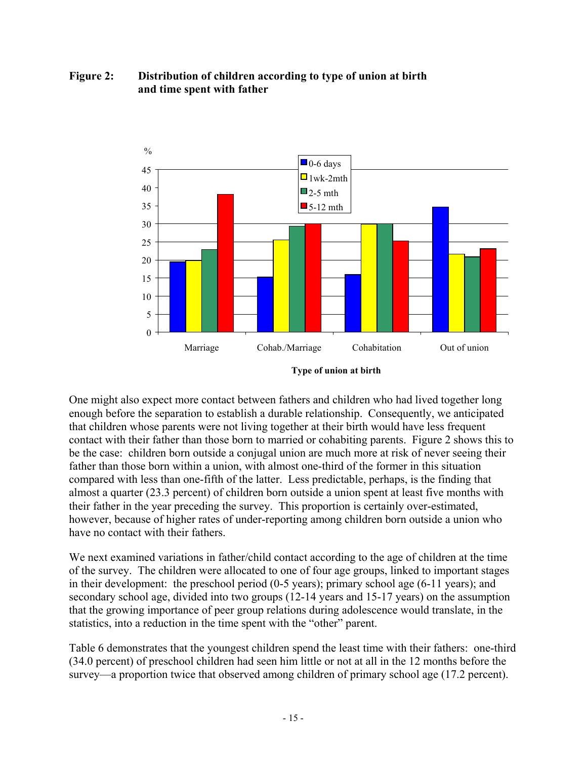**Figure 2: Distribution of children according to type of union at birth and time spent with father**

One might also expect more contact between fathers and children who had lived together long enough before the separation to establish a durable relationship. Consequently, we anticipated that children whose parents were not living together at their birth would have less frequent contact with their father than those born to married or cohabiting parents. Figure 2 shows this to be the case: children born outside a conjugal union are much more at risk of never seeing their father than those born within a union, with almost one-third of the former in this situation compared with less than one-fifth of the latter. Less predictable, perhaps, is the finding that almost a quarter (23.3 percent) of children born outside a union spent at least five months with their father in the year preceding the survey. This proportion is certainly over-estimated, however, because of higher rates of under-reporting among children born outside a union who have no contact with their fathers.

We next examined variations in father/child contact according to the age of children at the time of the survey. The children were allocated to one of four age groups, linked to important stages in their development: the preschool period (0-5 years); primary school age (6-11 years); and secondary school age, divided into two groups (12-14 years and 15-17 years) on the assumption that the growing importance of peer group relations during adolescence would translate, in the statistics, into a reduction in the time spent with the "other" parent.

Table 6 demonstrates that the youngest children spend the least time with their fathers: one-third (34.0 percent) of preschool children had seen him little or not at all in the 12 months before the survey—a proportion twice that observed among children of primary school age (17.2 percent).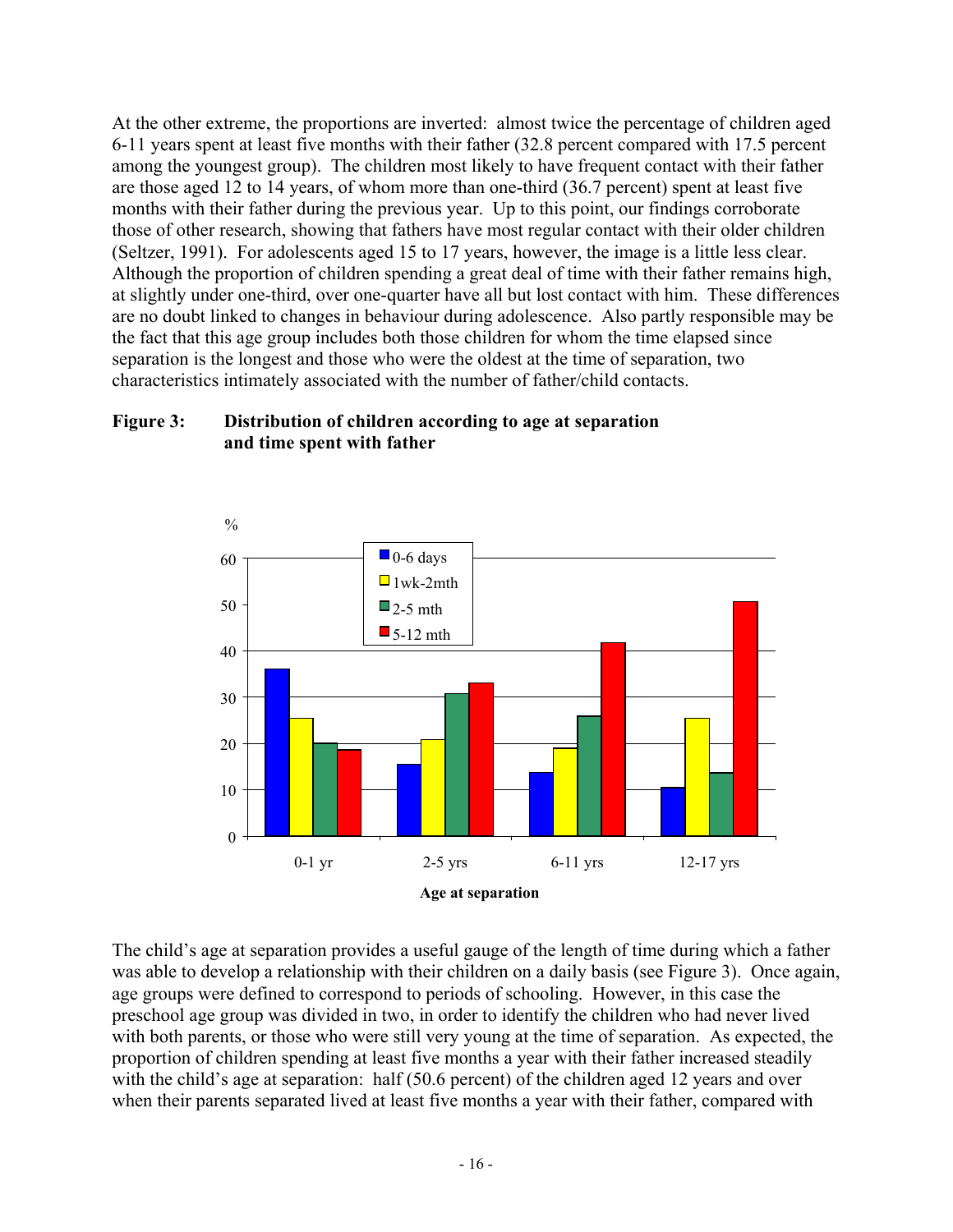At the other extreme, the proportions are inverted: almost twice the percentage of children aged 6-11 years spent at least five months with their father (32.8 percent compared with 17.5 percent among the youngest group). The children most likely to have frequent contact with their father are those aged 12 to 14 years, of whom more than one-third (36.7 percent) spent at least five months with their father during the previous year. Up to this point, our findings corroborate those of other research, showing that fathers have most regular contact with their older children (Seltzer, 1991). For adolescents aged 15 to 17 years, however, the image is a little less clear. Although the proportion of children spending a great deal of time with their father remains high, at slightly under one-third, over one-quarter have all but lost contact with him. These differences are no doubt linked to changes in behaviour during adolescence. Also partly responsible may be the fact that this age group includes both those children for whom the time elapsed since separation is the longest and those who were the oldest at the time of separation, two characteristics intimately associated with the number of father/child contacts.

**Figure 3: Distribution of children according to age at separation and time spent with father**

The child's age at separation provides a useful gauge of the length of time during which a father was able to develop a relationship with their children on a daily basis (see Figure 3). Once again, age groups were defined to correspond to periods of schooling. However, in this case the preschool age group was divided in two, in order to identify the children who had never lived with both parents, or those who were still very young at the time of separation. As expected, the proportion of children spending at least five months a year with their father increased steadily with the child's age at separation: half (50.6 percent) of the children aged 12 years and over when their parents separated lived at least five months a year with their father, compared with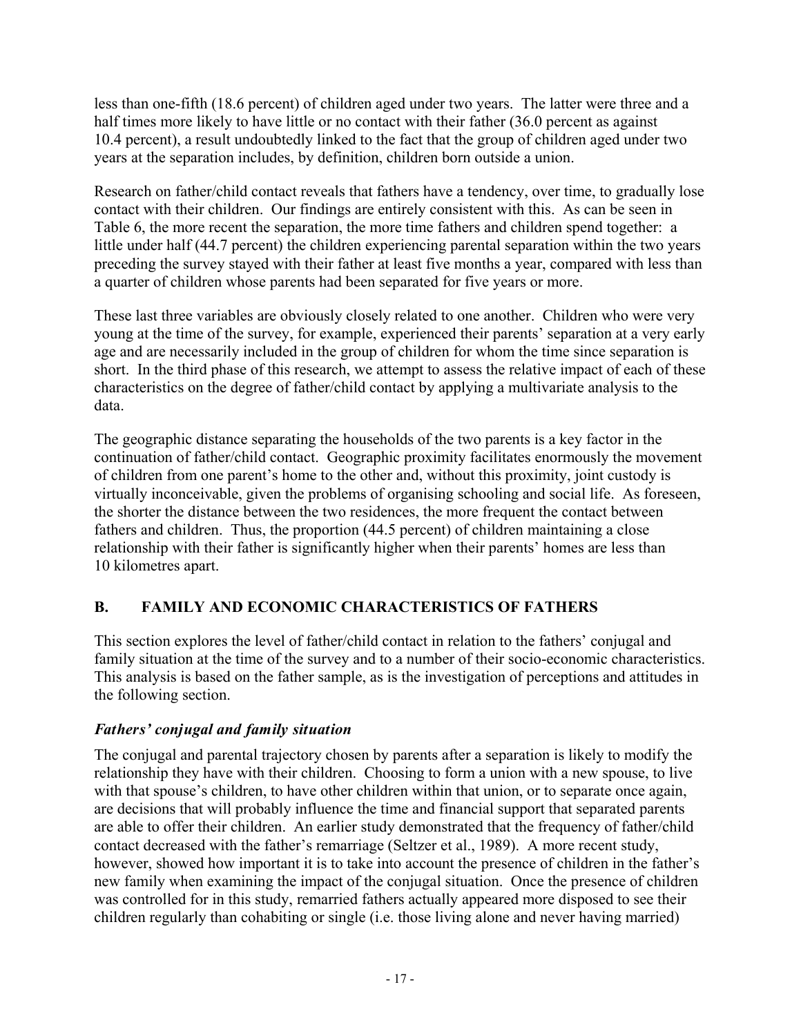less than one-fifth (18.6 percent) of children aged under two years. The latter were three and a half times more likely to have little or no contact with their father (36.0 percent as against 10.4 percent), a result undoubtedly linked to the fact that the group of children aged under two years at the separation includes, by definition, children born outside a union.

Research on father/child contact reveals that fathers have a tendency, over time, to gradually lose contact with their children. Our findings are entirely consistent with this. As can be seen in Table 6, the more recent the separation, the more time fathers and children spend together: a little under half (44.7 percent) the children experiencing parental separation within the two years preceding the survey stayed with their father at least five months a year, compared with less than a quarter of children whose parents had been separated for five years or more.

These last three variables are obviously closely related to one another. Children who were very young at the time of the survey, for example, experienced their parents' separation at a very early age and are necessarily included in the group of children for whom the time since separation is short. In the third phase of this research, we attempt to assess the relative impact of each of these characteristics on the degree of father/child contact by applying a multivariate analysis to the data.

The geographic distance separating the households of the two parents is a key factor in the continuation of father/child contact. Geographic proximity facilitates enormously the movement of children from one parent's home to the other and, without this proximity, joint custody is virtually inconceivable, given the problems of organising schooling and social life. As foreseen, the shorter the distance between the two residences, the more frequent the contact between fathers and children. Thus, the proportion (44.5 percent) of children maintaining a close relationship with their father is significantly higher when their parents' homes are less than 10 kilometres apart.

## B. FAMILY AND ECONOMIC CHARACTERISTICS OF FATHERS

This section explores the level of father/child contact in relation to the fathers' conjugal and family situation at the time of the survey and to a number of their socio-economic characteristics. This analysis is based on the father sample, as is the investigation of perceptions and attitudes in the following section.

### *Fathers' conjugal and family situation*

The conjugal and parental trajectory chosen by parents after a separation is likely to modify the relationship they have with their children. Choosing to form a union with a new spouse, to live with that spouse's children, to have other children within that union, or to separate once again, are decisions that will probably influence the time and financial support that separated parents are able to offer their children. An earlier study demonstrated that the frequency of father/child contact decreased with the father's remarriage (Seltzer et al., 1989). A more recent study, however, showed how important it is to take into account the presence of children in the father's new family when examining the impact of the conjugal situation. Once the presence of children was controlled for in this study, remarried fathers actually appeared more disposed to see their children regularly than cohabiting or single (i.e. those living alone and never having married)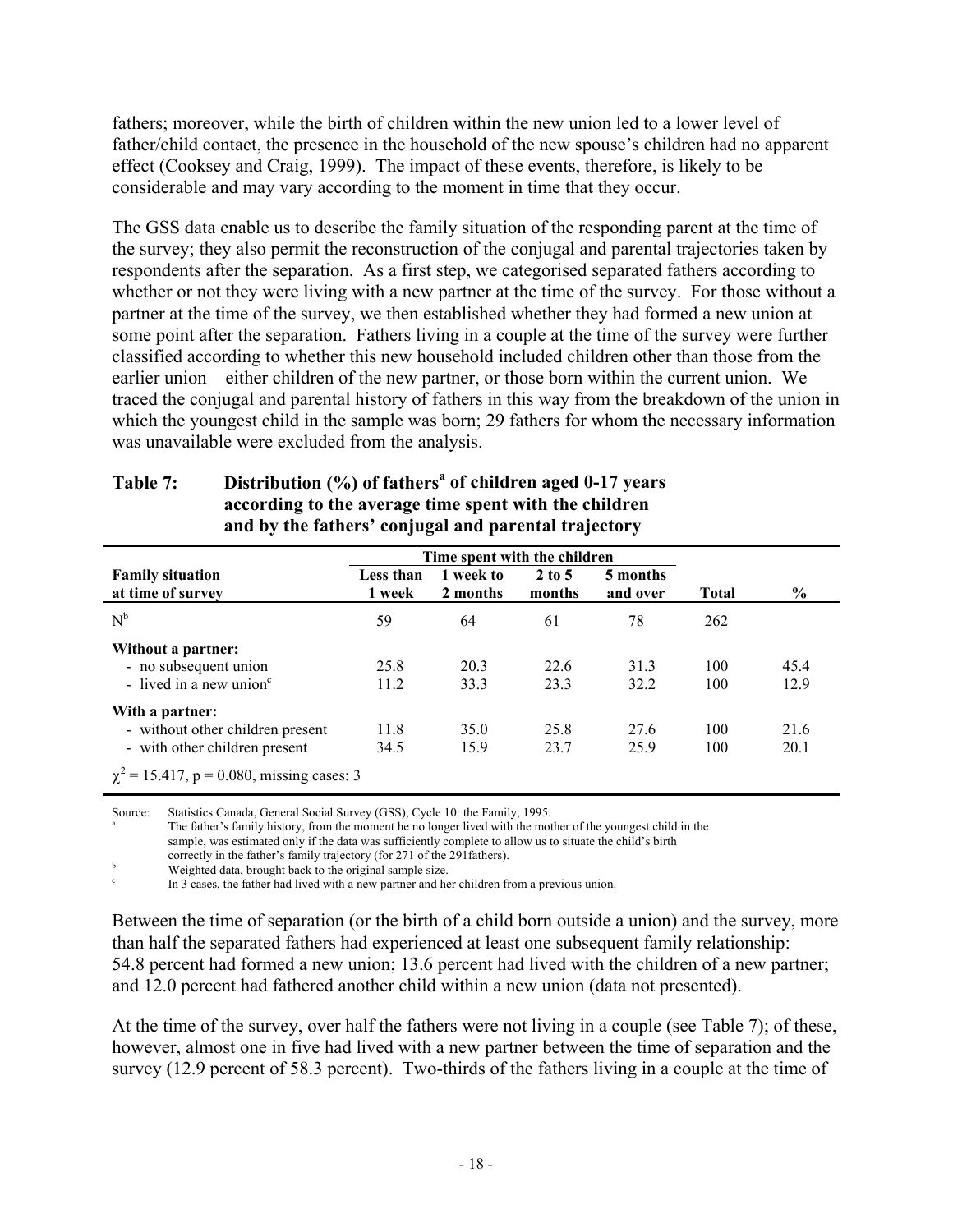fathers; moreover, while the birth of children within the new union led to a lower level of father/child contact, the presence in the household of the new spouse's children had no apparent effect (Cooksey and Craig, 1999). The impact of these events, therefore, is likely to be considerable and may vary according to the moment in time that they occur.

The GSS data enable us to describe the family situation of the responding parent at the time of the survey; they also permit the reconstruction of the conjugal and parental trajectories taken by respondents after the separation. As a first step, we categorised separated fathers according to whether or not they were living with a new partner at the time of the survey. For those without a partner at the time of the survey, we then established whether they had formed a new union at some point after the separation. Fathers living in a couple at the time of the survey were further classified according to whether this new household included children other than those from the earlier union—either children of the new partner, or those born within the current union. We traced the conjugal and parental history of fathers in this way from the breakdown of the union in which the youngest child in the sample was born; 29 fathers for whom the necessary information was unavailable were excluded from the analysis.

**Table 7: Distribution (%) of fathers[a] of children aged 0-17 years according to the average time spent with the children and by the fathers' conjugal and parental trajectory**

| Family situation at time of survey | Time spent with the children: Less than 1 week | 1 week to 2 months | 2 to 5 months | 5 months and over | Total | % |
|---|---|---|---|---|---|---|
| N[b] | 59 | 64 | 61 | 78 | 262 | |
| **Without a partner:** | | | | | | |
| - no subsequent union | 25.8 | 20.3 | 22.6 | 31.3 | 100 | 45.4 |
| - lived in a new union[c] | 11.2 | 33.3 | 23.3 | 32.2 | 100 | 12.9 |
| **With a partner:** | | | | | | |
| - without other children present | 11.8 | 35.0 | 25.8 | 27.6 | 100 | 21.6 |
| - with other children present | 34.5 | 15.9 | 23.7 | 25.9 | 100 | 20.1 |
| $\chi^2 = 15.417$, $p = 0.080$, missing cases: 3 | | | | | | |

Source: Statistics Canada, General Social Survey (GSS), Cycle 10: the Family, 1995.

[a] The father's family history, from the moment he no longer lived with the mother of the youngest child in the sample, was estimated only if the data was sufficiently complete to allow us to situate the child's birth correctly in the father's family trajectory (for 271 of the 291fathers).

[b] Weighted data, brought back to the original sample size.

[c] In 3 cases, the father had lived with a new partner and her children from a previous union.

Between the time of separation (or the birth of a child born outside a union) and the survey, more than half the separated fathers had experienced at least one subsequent family relationship: 54.8 percent had formed a new union; 13.6 percent had lived with the children of a new partner; and 12.0 percent had fathered another child within a new union (data not presented).

At the time of the survey, over half the fathers were not living in a couple (see Table 7); of these, however, almost one in five had lived with a new partner between the time of separation and the survey (12.9 percent of 58.3 percent). Two-thirds of the fathers living in a couple at the time of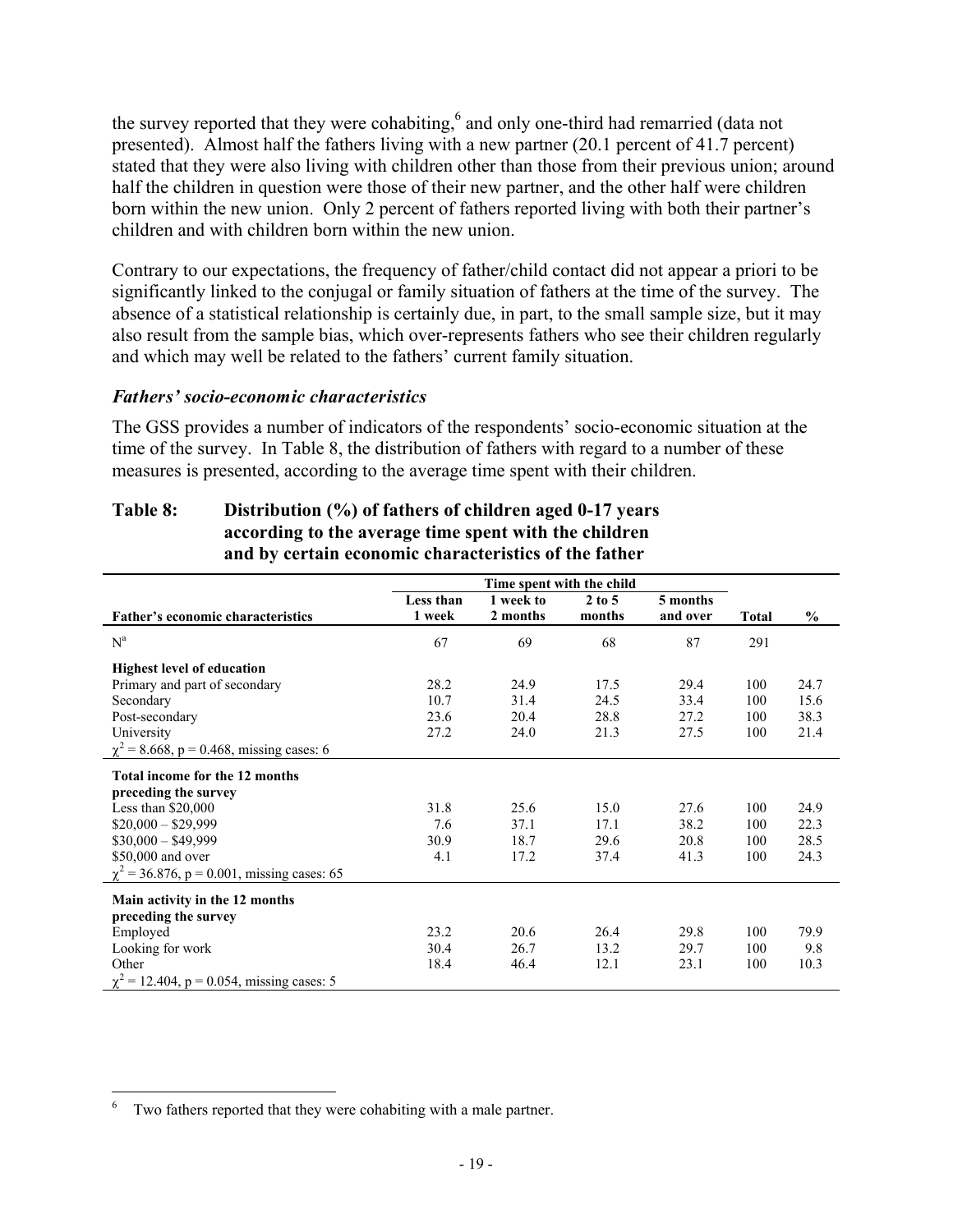the survey reported that they were cohabiting,[6] and only one-third had remarried (data not presented). Almost half the fathers living with a new partner (20.1 percent of 41.7 percent) stated that they were also living with children other than those from their previous union; around half the children in question were those of their new partner, and the other half were children born within the new union. Only 2 percent of fathers reported living with both their partner's children and with children born within the new union.

Contrary to our expectations, the frequency of father/child contact did not appear a priori to be significantly linked to the conjugal or family situation of fathers at the time of the survey. The absence of a statistical relationship is certainly due, in part, to the small sample size, but it may also result from the sample bias, which over-represents fathers who see their children regularly and which may well be related to the fathers' current family situation.

### *Fathers' socio-economic characteristics*

The GSS provides a number of indicators of the respondents' socio-economic situation at the time of the survey. In Table 8, the distribution of fathers with regard to a number of these measures is presented, according to the average time spent with their children.

**Table 8: Distribution (%) of fathers of children aged 0-17 years according to the average time spent with the children and by certain economic characteristics of the father**

| | Time spent with the child | | | | | |
|---|---|---|---|---|---|---|
| **Father's economic characteristics** | **Less than 1 week** | **1 week to 2 months** | **2 to 5 months** | **5 months and over** | **Total** | **%** |
| N[a] | 67 | 69 | 68 | 87 | 291 | |
| **Highest level of education** | | | | | | |
| Primary and part of secondary | 28.2 | 24.9 | 17.5 | 29.4 | 100 | 24.7 |
| Secondary | 10.7 | 31.4 | 24.5 | 33.4 | 100 | 15.6 |
| Post-secondary | 23.6 | 20.4 | 28.8 | 27.2 | 100 | 38.3 |
| University | 27.2 | 24.0 | 21.3 | 27.5 | 100 | 21.4 |
| $\chi^2$ = 8.668, p = 0.468, missing cases: 6 | | | | | | |
| **Total income for the 12 months preceding the survey** | | | | | | |
| Less than $20,000 | 31.8 | 25.6 | 15.0 | 27.6 | 100 | 24.9 |
| $20,000 – $29,999 | 7.6 | 37.1 | 17.1 | 38.2 | 100 | 22.3 |
| $30,000 – $49,999 | 30.9 | 18.7 | 29.6 | 20.8 | 100 | 28.5 |
| $50,000 and over | 4.1 | 17.2 | 37.4 | 41.3 | 100 | 24.3 |
| $\chi^2$ = 36.876, p = 0.001, missing cases: 65 | | | | | | |
| **Main activity in the 12 months preceding the survey** | | | | | | |
| Employed | 23.2 | 20.6 | 26.4 | 29.8 | 100 | 79.9 |
| Looking for work | 30.4 | 26.7 | 13.2 | 29.7 | 100 | 9.8 |
| Other | 18.4 | 46.4 | 12.1 | 23.1 | 100 | 10.3 |
| $\chi^2$ = 12.404, p = 0.054, missing cases: 5 | | | | | | |

[6] Two fathers reported that they were cohabiting with a male partner.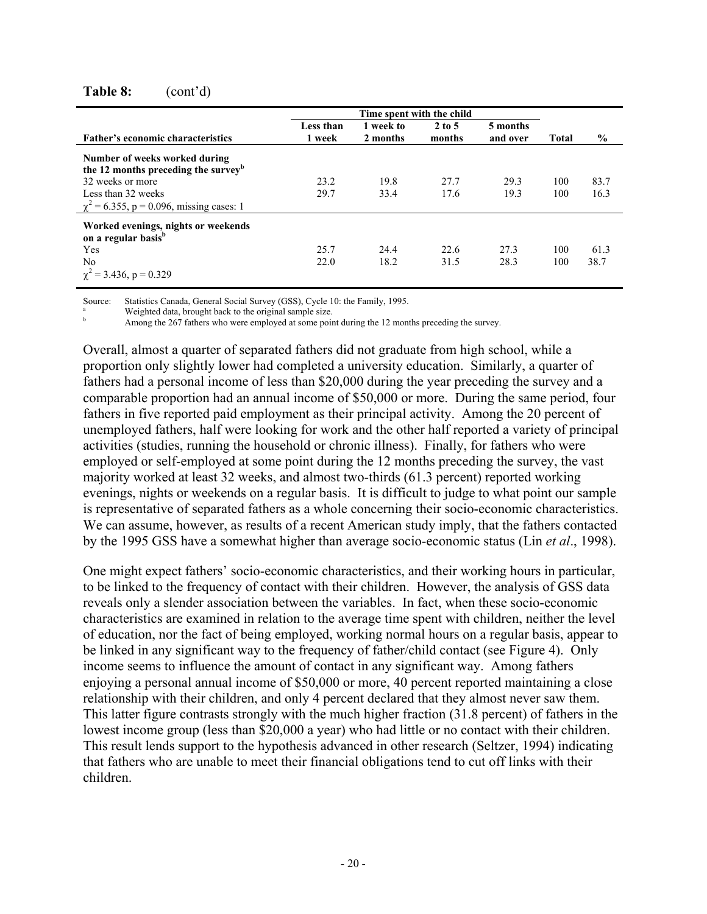**Table 8:** (cont'd)

| Father's economic characteristics | Time spent with the child: Less than 1 week | 1 week to 2 months | 2 to 5 months | 5 months and over | Total | % |
|---|---|---|---|---|---|---|
| **Number of weeks worked during the 12 months preceding the survey**[b] | | | | | | |
| 32 weeks or more | 23.2 | 19.8 | 27.7 | 29.3 | 100 | 83.7 |
| Less than 32 weeks | 29.7 | 33.4 | 17.6 | 19.3 | 100 | 16.3 |
| $\chi^2 = 6.355$, $p = 0.096$, missing cases: 1 | | | | | | |
| **Worked evenings, nights or weekends on a regular basis**[b] | | | | | | |
| Yes | 25.7 | 24.4 | 22.6 | 27.3 | 100 | 61.3 |
| No | 22.0 | 18.2 | 31.5 | 28.3 | 100 | 38.7 |
| $\chi^2 = 3.436$, $p = 0.329$ | | | | | | |

Source: Statistics Canada, General Social Survey (GSS), Cycle 10: the Family, 1995.
[a] Weighted data, brought back to the original sample size.
[b] Among the 267 fathers who were employed at some point during the 12 months preceding the survey.

Overall, almost a quarter of separated fathers did not graduate from high school, while a proportion only slightly lower had completed a university education. Similarly, a quarter of fathers had a personal income of less than \$20,000 during the year preceding the survey and a comparable proportion had an annual income of \$50,000 or more. During the same period, four fathers in five reported paid employment as their principal activity. Among the 20 percent of unemployed fathers, half were looking for work and the other half reported a variety of principal activities (studies, running the household or chronic illness). Finally, for fathers who were employed or self-employed at some point during the 12 months preceding the survey, the vast majority worked at least 32 weeks, and almost two-thirds (61.3 percent) reported working evenings, nights or weekends on a regular basis. It is difficult to judge to what point our sample is representative of separated fathers as a whole concerning their socio-economic characteristics. We can assume, however, as results of a recent American study imply, that the fathers contacted by the 1995 GSS have a somewhat higher than average socio-economic status (Lin *et al*., 1998).

One might expect fathers' socio-economic characteristics, and their working hours in particular, to be linked to the frequency of contact with their children. However, the analysis of GSS data reveals only a slender association between the variables. In fact, when these socio-economic characteristics are examined in relation to the average time spent with children, neither the level of education, nor the fact of being employed, working normal hours on a regular basis, appear to be linked in any significant way to the frequency of father/child contact (see Figure 4). Only income seems to influence the amount of contact in any significant way. Among fathers enjoying a personal annual income of \$50,000 or more, 40 percent reported maintaining a close relationship with their children, and only 4 percent declared that they almost never saw them. This latter figure contrasts strongly with the much higher fraction (31.8 percent) of fathers in the lowest income group (less than \$20,000 a year) who had little or no contact with their children. This result lends support to the hypothesis advanced in other research (Seltzer, 1994) indicating that fathers who are unable to meet their financial obligations tend to cut off links with their children.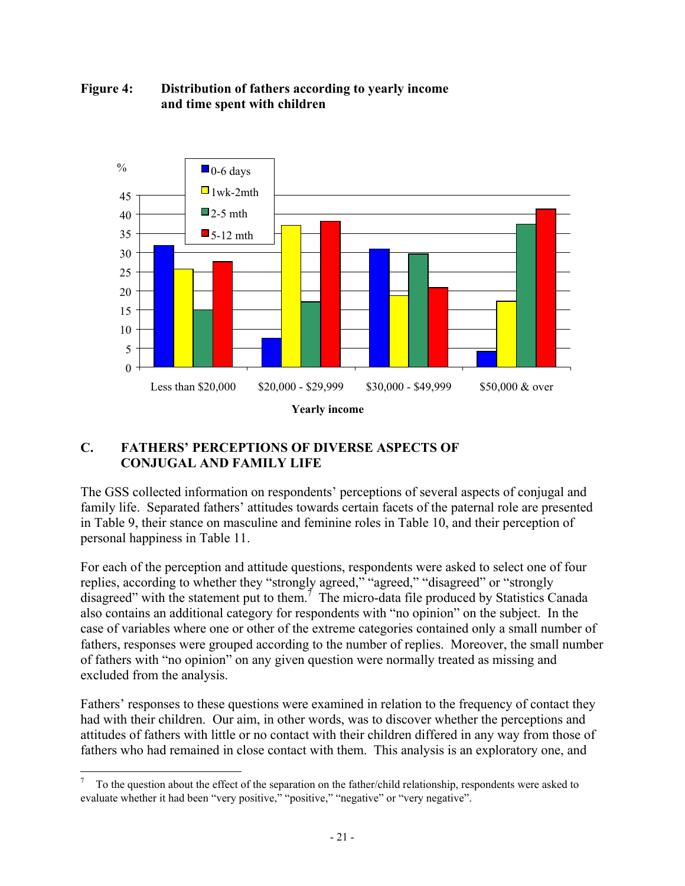**Figure 4: Distribution of fathers according to yearly income and time spent with children**

## C. FATHERS' PERCEPTIONS OF DIVERSE ASPECTS OF CONJUGAL AND FAMILY LIFE

The GSS collected information on respondents' perceptions of several aspects of conjugal and family life. Separated fathers' attitudes towards certain facets of the paternal role are presented in Table 9, their stance on masculine and feminine roles in Table 10, and their perception of personal happiness in Table 11.

For each of the perception and attitude questions, respondents were asked to select one of four replies, according to whether they "strongly agreed," "agreed," "disagreed" or "strongly disagreed" with the statement put to them.[7] The micro-data file produced by Statistics Canada also contains an additional category for respondents with "no opinion" on the subject. In the case of variables where one or other of the extreme categories contained only a small number of fathers, responses were grouped according to the number of replies. Moreover, the small number of fathers with "no opinion" on any given question were normally treated as missing and excluded from the analysis.

Fathers' responses to these questions were examined in relation to the frequency of contact they had with their children. Our aim, in other words, was to discover whether the perceptions and attitudes of fathers with little or no contact with their children differed in any way from those of fathers who had remained in close contact with them. This analysis is an exploratory one, and

---

[7] To the question about the effect of the separation on the father/child relationship, respondents were asked to evaluate whether it had been "very positive," "positive," "negative" or "very negative".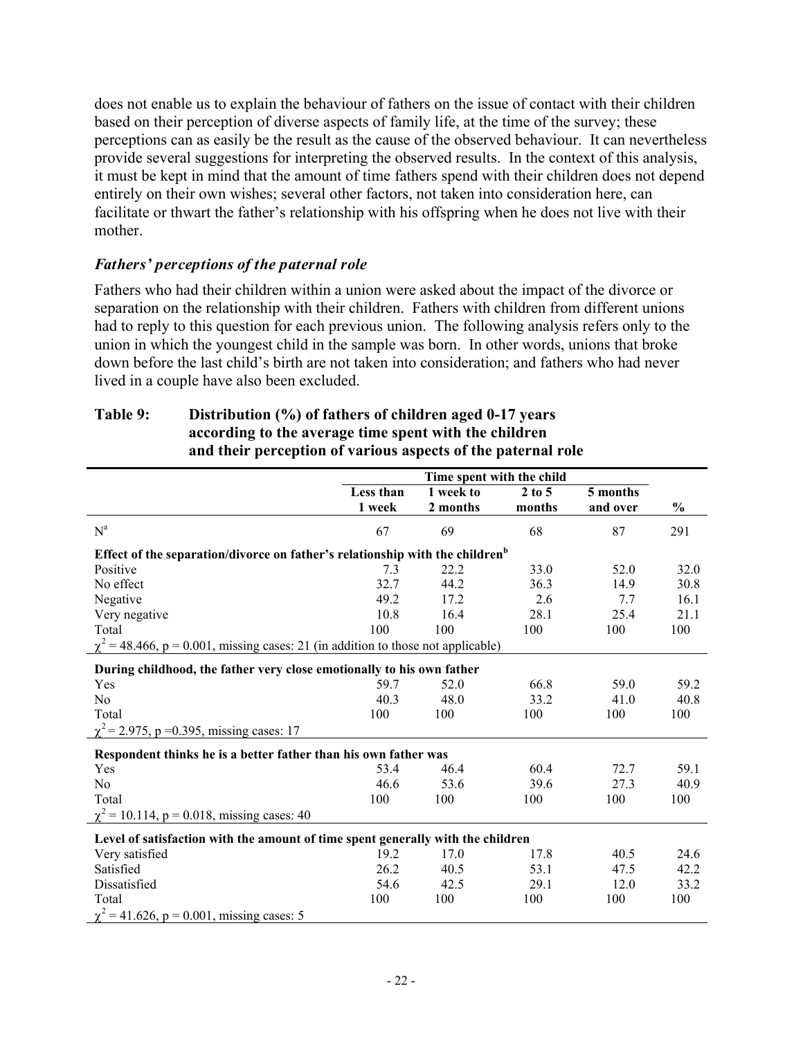does not enable us to explain the behaviour of fathers on the issue of contact with their children based on their perception of diverse aspects of family life, at the time of the survey; these perceptions can as easily be the result as the cause of the observed behaviour. It can nevertheless provide several suggestions for interpreting the observed results. In the context of this analysis, it must be kept in mind that the amount of time fathers spend with their children does not depend entirely on their own wishes; several other factors, not taken into consideration here, can facilitate or thwart the father's relationship with his offspring when he does not live with their mother.

### *Fathers' perceptions of the paternal role*

Fathers who had their children within a union were asked about the impact of the divorce or separation on the relationship with their children. Fathers with children from different unions had to reply to this question for each previous union. The following analysis refers only to the union in which the youngest child in the sample was born. In other words, unions that broke down before the last child's birth are not taken into consideration; and fathers who had never lived in a couple have also been excluded.

**Table 9: Distribution (%) of fathers of children aged 0-17 years according to the average time spent with the children and their perception of various aspects of the paternal role**

| | Time spent with the child | | | | |
|---|---|---|---|---|---|
| | Less than 1 week | 1 week to 2 months | 2 to 5 months | 5 months and over | % |
| N[a] | 67 | 69 | 68 | 87 | 291 |
| **Effect of the separation/divorce on father's relationship with the children[b]** | | | | | |
| Positive | 7.3 | 22.2 | 33.0 | 52.0 | 32.0 |
| No effect | 32.7 | 44.2 | 36.3 | 14.9 | 30.8 |
| Negative | 49.2 | 17.2 | 2.6 | 7.7 | 16.1 |
| Very negative | 10.8 | 16.4 | 28.1 | 25.4 | 21.1 |
| Total | 100 | 100 | 100 | 100 | 100 |
| $\chi^2 = 48.466$, $p = 0.001$, missing cases: 21 (in addition to those not applicable) | | | | | |
| **During childhood, the father very close emotionally to his own father** | | | | | |
| Yes | 59.7 | 52.0 | 66.8 | 59.0 | 59.2 |
| No | 40.3 | 48.0 | 33.2 | 41.0 | 40.8 |
| Total | 100 | 100 | 100 | 100 | 100 |
| $\chi^2 = 2.975$, $p = 0.395$, missing cases: 17 | | | | | |
| **Respondent thinks he is a better father than his own father was** | | | | | |
| Yes | 53.4 | 46.4 | 60.4 | 72.7 | 59.1 |
| No | 46.6 | 53.6 | 39.6 | 27.3 | 40.9 |
| Total | 100 | 100 | 100 | 100 | 100 |
| $\chi^2 = 10.114$, $p = 0.018$, missing cases: 40 | | | | | |
| **Level of satisfaction with the amount of time spent generally with the children** | | | | | |
| Very satisfied | 19.2 | 17.0 | 17.8 | 40.5 | 24.6 |
| Satisfied | 26.2 | 40.5 | 53.1 | 47.5 | 42.2 |
| Dissatisfied | 54.6 | 42.5 | 29.1 | 12.0 | 33.2 |
| Total | 100 | 100 | 100 | 100 | 100 |
| $\chi^2 = 41.626$, $p = 0.001$, missing cases: 5 | | | | | |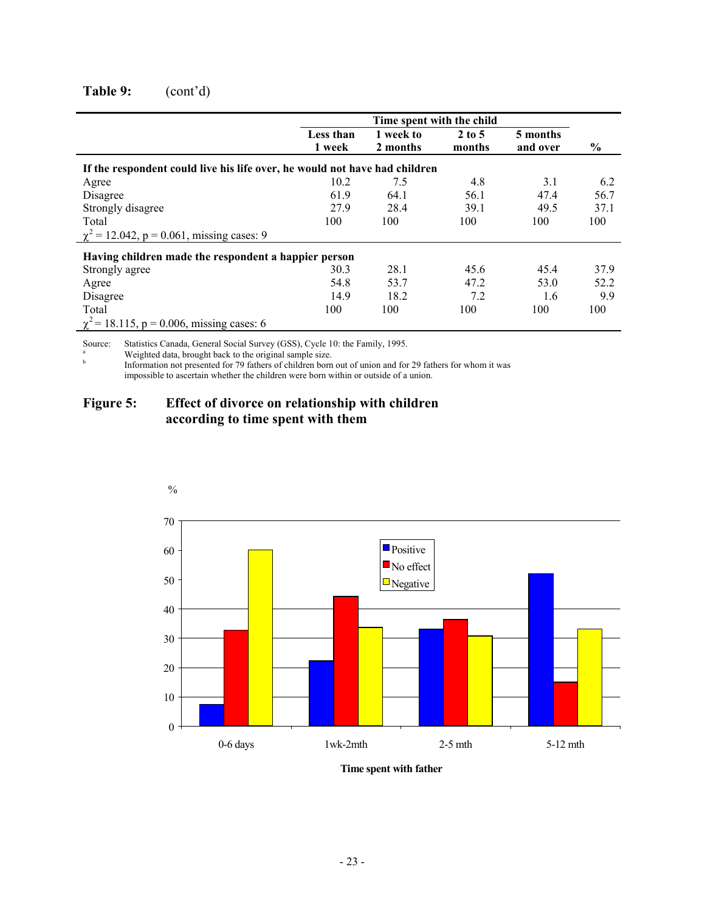**Table 9:** (cont'd)

| | Time spent with the child | | | | |
|---|---|---|---|---|---|
| | Less than 1 week | 1 week to 2 months | 2 to 5 months | 5 months and over | % |
| **If the respondent could live his life over, he would not have had children** | | | | | |
| Agree | 10.2 | 7.5 | 4.8 | 3.1 | 6.2 |
| Disagree | 61.9 | 64.1 | 56.1 | 47.4 | 56.7 |
| Strongly disagree | 27.9 | 28.4 | 39.1 | 49.5 | 37.1 |
| Total | 100 | 100 | 100 | 100 | 100 |
| $\chi^2 = 12.042$, $p = 0.061$, missing cases: 9 | | | | | |
| **Having children made the respondent a happier person** | | | | | |
| Strongly agree | 30.3 | 28.1 | 45.6 | 45.4 | 37.9 |
| Agree | 54.8 | 53.7 | 47.2 | 53.0 | 52.2 |
| Disagree | 14.9 | 18.2 | 7.2 | 1.6 | 9.9 |
| Total | 100 | 100 | 100 | 100 | 100 |
| $\chi^2 = 18.115$, $p = 0.006$, missing cases: 6 | | | | | |

Source: Statistics Canada, General Social Survey (GSS), Cycle 10: the Family, 1995.

[a] Weighted data, brought back to the original sample size.

[b] Information not presented for 79 fathers of children born out of union and for 29 fathers for whom it was impossible to ascertain whether the children were born within or outside of a union.

**Figure 5: Effect of divorce on relationship with children according to time spent with them**

| Time spent with father | Positive | No effect | Negative |
|---|---|---|---|
| 0-6 days | ~7 | ~33 | ~60 |
| 1wk-2mth | ~22 | ~44 | ~34 |
| 2-5 mth | ~33 | ~36 | ~31 |
| 5-12 mth | ~52 | ~15 | ~33 |

(Y-axis: %; X-axis: Time spent with father. Values are approximate readings from the bar chart.)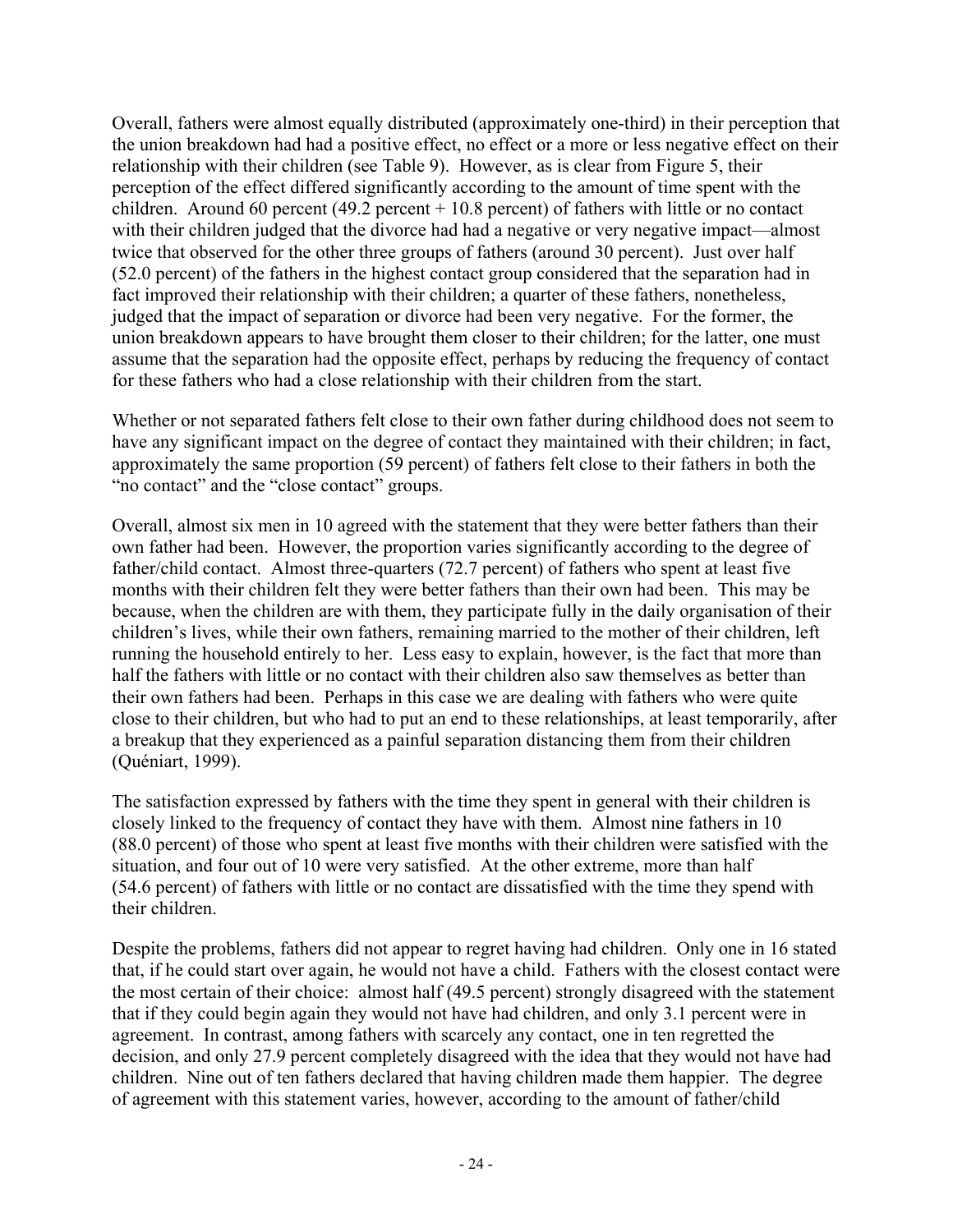Overall, fathers were almost equally distributed (approximately one-third) in their perception that the union breakdown had had a positive effect, no effect or a more or less negative effect on their relationship with their children (see Table 9). However, as is clear from Figure 5, their perception of the effect differed significantly according to the amount of time spent with the children. Around 60 percent (49.2 percent + 10.8 percent) of fathers with little or no contact with their children judged that the divorce had had a negative or very negative impact—almost twice that observed for the other three groups of fathers (around 30 percent). Just over half (52.0 percent) of the fathers in the highest contact group considered that the separation had in fact improved their relationship with their children; a quarter of these fathers, nonetheless, judged that the impact of separation or divorce had been very negative. For the former, the union breakdown appears to have brought them closer to their children; for the latter, one must assume that the separation had the opposite effect, perhaps by reducing the frequency of contact for these fathers who had a close relationship with their children from the start.

Whether or not separated fathers felt close to their own father during childhood does not seem to have any significant impact on the degree of contact they maintained with their children; in fact, approximately the same proportion (59 percent) of fathers felt close to their fathers in both the "no contact" and the "close contact" groups.

Overall, almost six men in 10 agreed with the statement that they were better fathers than their own father had been. However, the proportion varies significantly according to the degree of father/child contact. Almost three-quarters (72.7 percent) of fathers who spent at least five months with their children felt they were better fathers than their own had been. This may be because, when the children are with them, they participate fully in the daily organisation of their children's lives, while their own fathers, remaining married to the mother of their children, left running the household entirely to her. Less easy to explain, however, is the fact that more than half the fathers with little or no contact with their children also saw themselves as better than their own fathers had been. Perhaps in this case we are dealing with fathers who were quite close to their children, but who had to put an end to these relationships, at least temporarily, after a breakup that they experienced as a painful separation distancing them from their children (Quéniart, 1999).

The satisfaction expressed by fathers with the time they spent in general with their children is closely linked to the frequency of contact they have with them. Almost nine fathers in 10 (88.0 percent) of those who spent at least five months with their children were satisfied with the situation, and four out of 10 were very satisfied. At the other extreme, more than half (54.6 percent) of fathers with little or no contact are dissatisfied with the time they spend with their children.

Despite the problems, fathers did not appear to regret having had children. Only one in 16 stated that, if he could start over again, he would not have a child. Fathers with the closest contact were the most certain of their choice: almost half (49.5 percent) strongly disagreed with the statement that if they could begin again they would not have had children, and only 3.1 percent were in agreement. In contrast, among fathers with scarcely any contact, one in ten regretted the decision, and only 27.9 percent completely disagreed with the idea that they would not have had children. Nine out of ten fathers declared that having children made them happier. The degree of agreement with this statement varies, however, according to the amount of father/child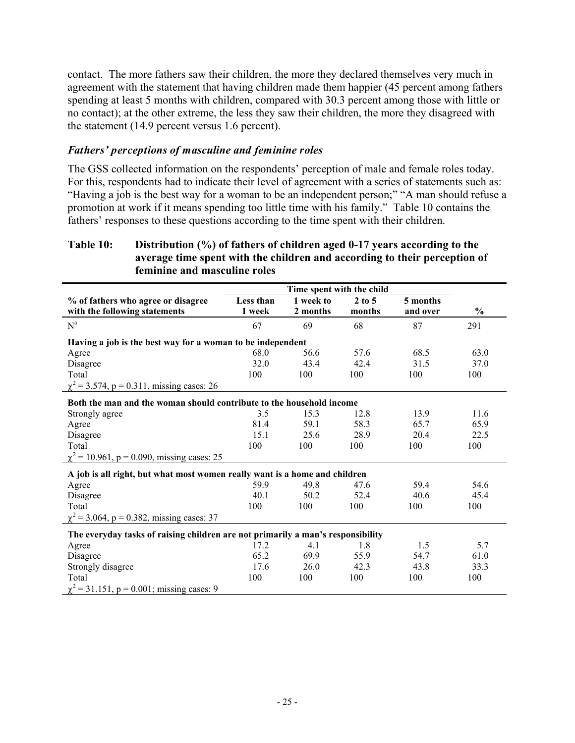contact. The more fathers saw their children, the more they declared themselves very much in agreement with the statement that having children made them happier (45 percent among fathers spending at least 5 months with children, compared with 30.3 percent among those with little or no contact); at the other extreme, the less they saw their children, the more they disagreed with the statement (14.9 percent versus 1.6 percent).

### *Fathers' perceptions of masculine and feminine roles*

The GSS collected information on the respondents' perception of male and female roles today. For this, respondents had to indicate their level of agreement with a series of statements such as: "Having a job is the best way for a woman to be an independent person;" "A man should refuse a promotion at work if it means spending too little time with his family." Table 10 contains the fathers' responses to these questions according to the time spent with their children.

**Table 10: Distribution (%) of fathers of children aged 0-17 years according to the average time spent with the children and according to their perception of feminine and masculine roles**

| | Time spent with the child | | | | |
|---|---|---|---|---|---|
| **% of fathers who agree or disagree with the following statements** | **Less than 1 week** | **1 week to 2 months** | **2 to 5 months** | **5 months and over** | **%** |
| N[a] | 67 | 69 | 68 | 87 | 291 |
| **Having a job is the best way for a woman to be independent** | | | | | |
| Agree | 68.0 | 56.6 | 57.6 | 68.5 | 63.0 |
| Disagree | 32.0 | 43.4 | 42.4 | 31.5 | 37.0 |
| Total | 100 | 100 | 100 | 100 | 100 |
| $\chi^2 = 3.574$, $p = 0.311$, missing cases: 26 | | | | | |
| **Both the man and the woman should contribute to the household income** | | | | | |
| Strongly agree | 3.5 | 15.3 | 12.8 | 13.9 | 11.6 |
| Agree | 81.4 | 59.1 | 58.3 | 65.7 | 65.9 |
| Disagree | 15.1 | 25.6 | 28.9 | 20.4 | 22.5 |
| Total | 100 | 100 | 100 | 100 | 100 |
| $\chi^2 = 10.961$, $p = 0.090$, missing cases: 25 | | | | | |
| **A job is all right, but what most women really want is a home and children** | | | | | |
| Agree | 59.9 | 49.8 | 47.6 | 59.4 | 54.6 |
| Disagree | 40.1 | 50.2 | 52.4 | 40.6 | 45.4 |
| Total | 100 | 100 | 100 | 100 | 100 |
| $\chi^2 = 3.064$, $p = 0.382$, missing cases: 37 | | | | | |
| **The everyday tasks of raising children are not primarily a man's responsibility** | | | | | |
| Agree | 17.2 | 4.1 | 1.8 | 1.5 | 5.7 |
| Disagree | 65.2 | 69.9 | 55.9 | 54.7 | 61.0 |
| Strongly disagree | 17.6 | 26.0 | 42.3 | 43.8 | 33.3 |
| Total | 100 | 100 | 100 | 100 | 100 |
| $\chi^2 = 31.151$, $p = 0.001$; missing cases: 9 | | | | | |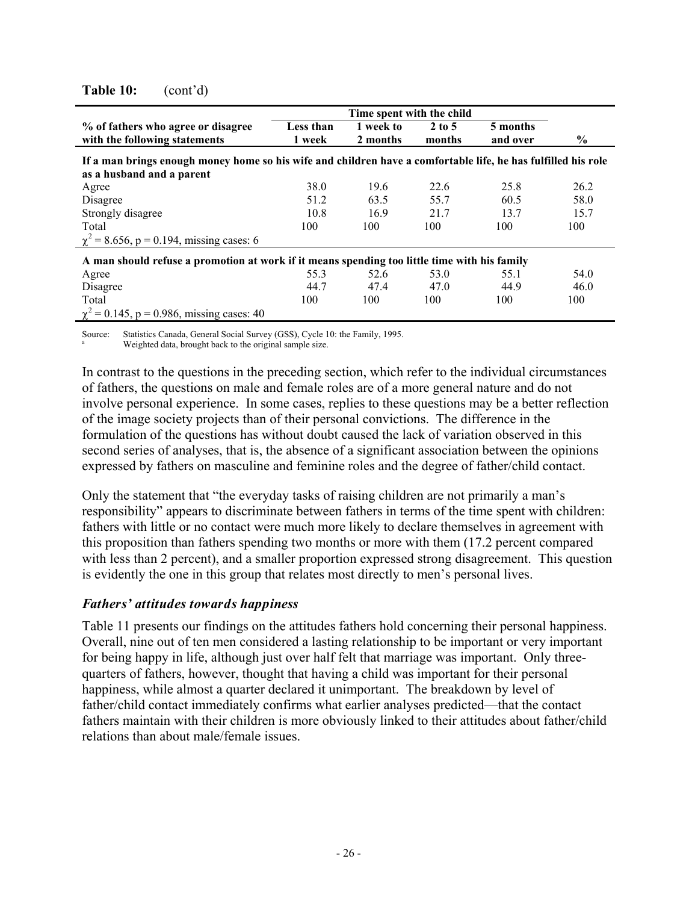**Table 10:** (cont'd)

| % of fathers who agree or disagree with the following statements | Time spent with the child | | | | % |
|---|---|---|---|---|---|
| | Less than 1 week | 1 week to 2 months | 2 to 5 months | 5 months and over | |
| **If a man brings enough money home so his wife and children have a comfortable life, he has fulfilled his role as a husband and a parent** | | | | | |
| Agree | 38.0 | 19.6 | 22.6 | 25.8 | 26.2 |
| Disagree | 51.2 | 63.5 | 55.7 | 60.5 | 58.0 |
| Strongly disagree | 10.8 | 16.9 | 21.7 | 13.7 | 15.7 |
| Total | 100 | 100 | 100 | 100 | 100 |
| $\chi^2$ = 8.656, p = 0.194, missing cases: 6 | | | | | |
| **A man should refuse a promotion at work if it means spending too little time with his family** | | | | | |
| Agree | 55.3 | 52.6 | 53.0 | 55.1 | 54.0 |
| Disagree | 44.7 | 47.4 | 47.0 | 44.9 | 46.0 |
| Total | 100 | 100 | 100 | 100 | 100 |
| $\chi^2$ = 0.145, p = 0.986, missing cases: 40 | | | | | |

Source: Statistics Canada, General Social Survey (GSS), Cycle 10: the Family, 1995.
[a] Weighted data, brought back to the original sample size.

In contrast to the questions in the preceding section, which refer to the individual circumstances of fathers, the questions on male and female roles are of a more general nature and do not involve personal experience. In some cases, replies to these questions may be a better reflection of the image society projects than of their personal convictions. The difference in the formulation of the questions has without doubt caused the lack of variation observed in this second series of analyses, that is, the absence of a significant association between the opinions expressed by fathers on masculine and feminine roles and the degree of father/child contact.

Only the statement that "the everyday tasks of raising children are not primarily a man's responsibility" appears to discriminate between fathers in terms of the time spent with children: fathers with little or no contact were much more likely to declare themselves in agreement with this proposition than fathers spending two months or more with them (17.2 percent compared with less than 2 percent), and a smaller proportion expressed strong disagreement. This question is evidently the one in this group that relates most directly to men's personal lives.

### *Fathers' attitudes towards happiness*

Table 11 presents our findings on the attitudes fathers hold concerning their personal happiness. Overall, nine out of ten men considered a lasting relationship to be important or very important for being happy in life, although just over half felt that marriage was important. Only three-quarters of fathers, however, thought that having a child was important for their personal happiness, while almost a quarter declared it unimportant. The breakdown by level of father/child contact immediately confirms what earlier analyses predicted—that the contact fathers maintain with their children is more obviously linked to their attitudes about father/child relations than about male/female issues.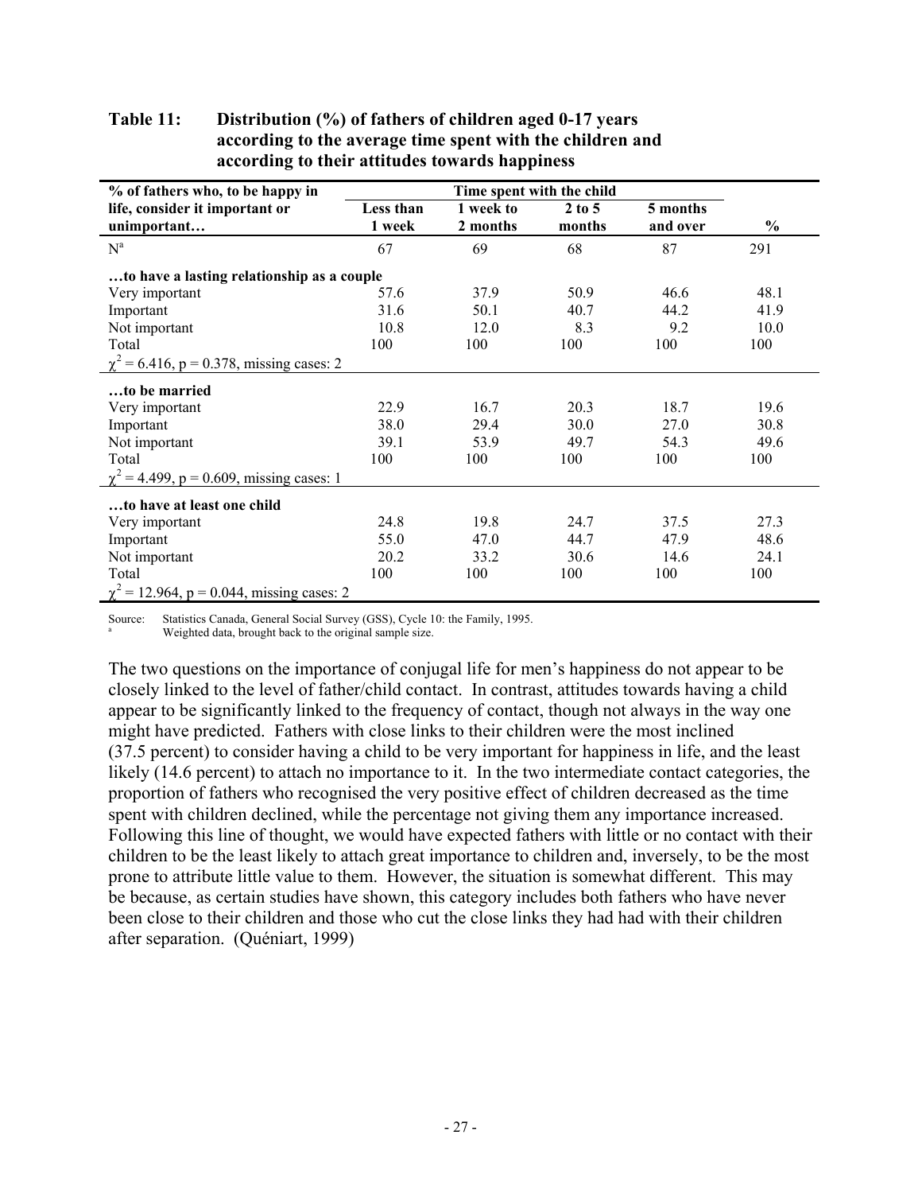**Table 11: Distribution (%) of fathers of children aged 0-17 years according to the average time spent with the children and according to their attitudes towards happiness**

| % of fathers who, to be happy in life, consider it important or unimportant… | Time spent with the child | | | | |
|---|---|---|---|---|---|
| | Less than 1 week | 1 week to 2 months | 2 to 5 months | 5 months and over | % |
| N[a] | 67 | 69 | 68 | 87 | 291 |
| **…to have a lasting relationship as a couple** | | | | | |
| Very important | 57.6 | 37.9 | 50.9 | 46.6 | 48.1 |
| Important | 31.6 | 50.1 | 40.7 | 44.2 | 41.9 |
| Not important | 10.8 | 12.0 | 8.3 | 9.2 | 10.0 |
| Total | 100 | 100 | 100 | 100 | 100 |
| $\chi^2 = 6.416$, $p = 0.378$, missing cases: 2 | | | | | |
| **…to be married** | | | | | |
| Very important | 22.9 | 16.7 | 20.3 | 18.7 | 19.6 |
| Important | 38.0 | 29.4 | 30.0 | 27.0 | 30.8 |
| Not important | 39.1 | 53.9 | 49.7 | 54.3 | 49.6 |
| Total | 100 | 100 | 100 | 100 | 100 |
| $\chi^2 = 4.499$, $p = 0.609$, missing cases: 1 | | | | | |
| **…to have at least one child** | | | | | |
| Very important | 24.8 | 19.8 | 24.7 | 37.5 | 27.3 |
| Important | 55.0 | 47.0 | 44.7 | 47.9 | 48.6 |
| Not important | 20.2 | 33.2 | 30.6 | 14.6 | 24.1 |
| Total | 100 | 100 | 100 | 100 | 100 |
| $\chi^2 = 12.964$, $p = 0.044$, missing cases: 2 | | | | | |

Source: Statistics Canada, General Social Survey (GSS), Cycle 10: the Family, 1995.
[a] Weighted data, brought back to the original sample size.

The two questions on the importance of conjugal life for men's happiness do not appear to be closely linked to the level of father/child contact. In contrast, attitudes towards having a child appear to be significantly linked to the frequency of contact, though not always in the way one might have predicted. Fathers with close links to their children were the most inclined (37.5 percent) to consider having a child to be very important for happiness in life, and the least likely (14.6 percent) to attach no importance to it. In the two intermediate contact categories, the proportion of fathers who recognised the very positive effect of children decreased as the time spent with children declined, while the percentage not giving them any importance increased. Following this line of thought, we would have expected fathers with little or no contact with their children to be the least likely to attach great importance to children and, inversely, to be the most prone to attribute little value to them. However, the situation is somewhat different. This may be because, as certain studies have shown, this category includes both fathers who have never been close to their children and those who cut the close links they had had with their children after separation. (Quéniart, 1999)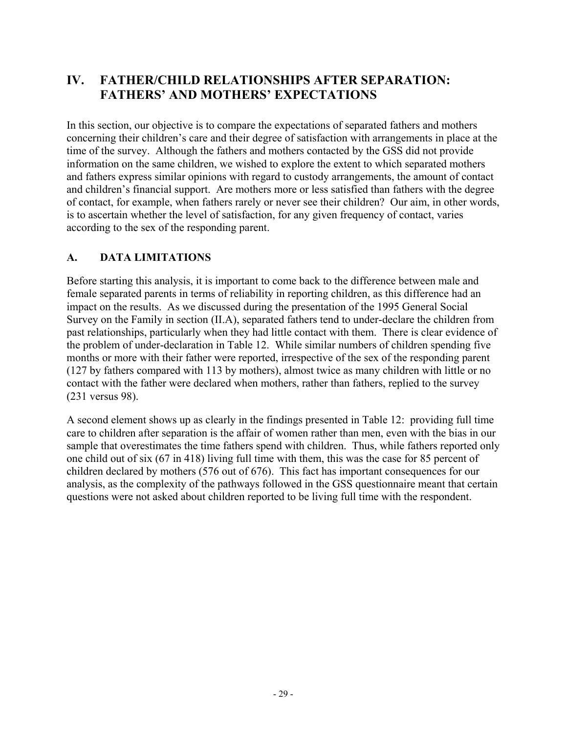## IV. FATHER/CHILD RELATIONSHIPS AFTER SEPARATION: FATHERS' AND MOTHERS' EXPECTATIONS

In this section, our objective is to compare the expectations of separated fathers and mothers concerning their children's care and their degree of satisfaction with arrangements in place at the time of the survey. Although the fathers and mothers contacted by the GSS did not provide information on the same children, we wished to explore the extent to which separated mothers and fathers express similar opinions with regard to custody arrangements, the amount of contact and children's financial support. Are mothers more or less satisfied than fathers with the degree of contact, for example, when fathers rarely or never see their children? Our aim, in other words, is to ascertain whether the level of satisfaction, for any given frequency of contact, varies according to the sex of the responding parent.

### A. DATA LIMITATIONS

Before starting this analysis, it is important to come back to the difference between male and female separated parents in terms of reliability in reporting children, as this difference had an impact on the results. As we discussed during the presentation of the 1995 General Social Survey on the Family in section (II.A), separated fathers tend to under-declare the children from past relationships, particularly when they had little contact with them. There is clear evidence of the problem of under-declaration in Table 12. While similar numbers of children spending five months or more with their father were reported, irrespective of the sex of the responding parent (127 by fathers compared with 113 by mothers), almost twice as many children with little or no contact with the father were declared when mothers, rather than fathers, replied to the survey (231 versus 98).

A second element shows up as clearly in the findings presented in Table 12: providing full time care to children after separation is the affair of women rather than men, even with the bias in our sample that overestimates the time fathers spend with children. Thus, while fathers reported only one child out of six (67 in 418) living full time with them, this was the case for 85 percent of children declared by mothers (576 out of 676). This fact has important consequences for our analysis, as the complexity of the pathways followed in the GSS questionnaire meant that certain questions were not asked about children reported to be living full time with the respondent.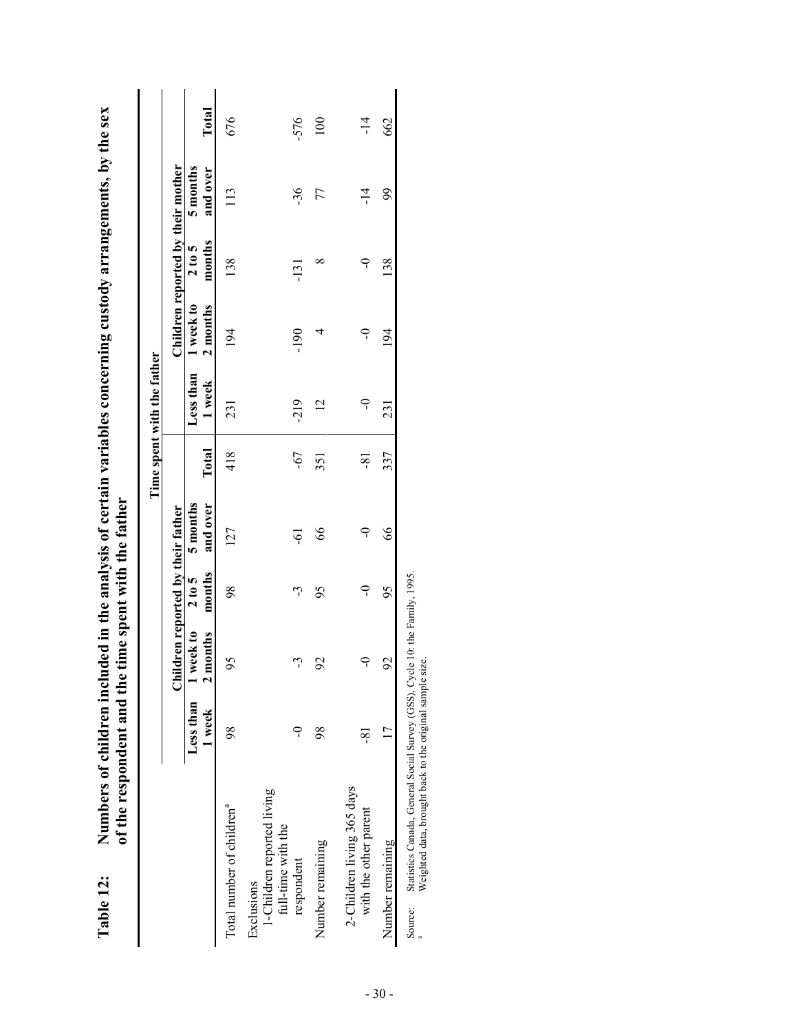**Table 12: Numbers of children included in the analysis of certain variables concerning custody arrangements, by the sex of the respondent and the time spent with the father**

| | Time spent with the father | | | | | | | | | |
|---|---|---|---|---|---|---|---|---|---|---|
| | Children reported by their father | | | | | Children reported by their mother | | | | |
| | Less than 1 week | 1 week to 2 months | 2 to 5 months | 5 months and over | Total | Less than 1 week | 1 week to 2 months | 2 to 5 months | 5 months and over | Total |
| Total number of children[a] | 98 | 95 | 98 | 127 | 418 | 231 | 194 | 138 | 113 | 676 |
| Exclusions | | | | | | | | | | |
| 1-Children reported living full-time with the respondent | -0 | -3 | -3 | -61 | -67 | -219 | -190 | -131 | -36 | -576 |
| Number remaining | 98 | 92 | 95 | 66 | 351 | 12 | 4 | 8 | 77 | 100 |
| 2-Children living 365 days with the other parent | -81 | -0 | -0 | -0 | -81 | -0 | -0 | -0 | -14 | -14 |
| Number remaining | 17 | 92 | 95 | 66 | 337 | 231 | 194 | 138 | 99 | 662 |

Source: Statistics Canada, General Social Survey (GSS), Cycle 10: the Family, 1995.

[a] Weighted data, brought back to the original sample size.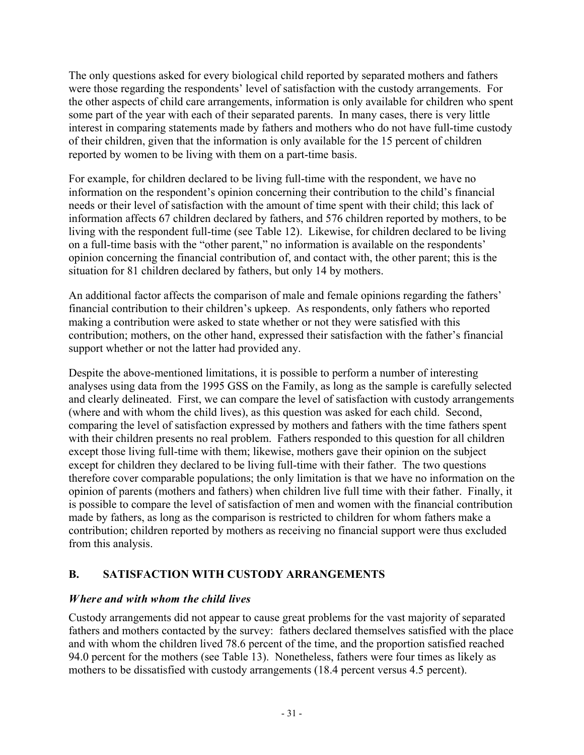The only questions asked for every biological child reported by separated mothers and fathers were those regarding the respondents' level of satisfaction with the custody arrangements. For the other aspects of child care arrangements, information is only available for children who spent some part of the year with each of their separated parents. In many cases, there is very little interest in comparing statements made by fathers and mothers who do not have full-time custody of their children, given that the information is only available for the 15 percent of children reported by women to be living with them on a part-time basis.

For example, for children declared to be living full-time with the respondent, we have no information on the respondent's opinion concerning their contribution to the child's financial needs or their level of satisfaction with the amount of time spent with their child; this lack of information affects 67 children declared by fathers, and 576 children reported by mothers, to be living with the respondent full-time (see Table 12). Likewise, for children declared to be living on a full-time basis with the "other parent," no information is available on the respondents' opinion concerning the financial contribution of, and contact with, the other parent; this is the situation for 81 children declared by fathers, but only 14 by mothers.

An additional factor affects the comparison of male and female opinions regarding the fathers' financial contribution to their children's upkeep. As respondents, only fathers who reported making a contribution were asked to state whether or not they were satisfied with this contribution; mothers, on the other hand, expressed their satisfaction with the father's financial support whether or not the latter had provided any.

Despite the above-mentioned limitations, it is possible to perform a number of interesting analyses using data from the 1995 GSS on the Family, as long as the sample is carefully selected and clearly delineated. First, we can compare the level of satisfaction with custody arrangements (where and with whom the child lives), as this question was asked for each child. Second, comparing the level of satisfaction expressed by mothers and fathers with the time fathers spent with their children presents no real problem. Fathers responded to this question for all children except those living full-time with them; likewise, mothers gave their opinion on the subject except for children they declared to be living full-time with their father. The two questions therefore cover comparable populations; the only limitation is that we have no information on the opinion of parents (mothers and fathers) when children live full time with their father. Finally, it is possible to compare the level of satisfaction of men and women with the financial contribution made by fathers, as long as the comparison is restricted to children for whom fathers make a contribution; children reported by mothers as receiving no financial support were thus excluded from this analysis.

## B. SATISFACTION WITH CUSTODY ARRANGEMENTS

### *Where and with whom the child lives*

Custody arrangements did not appear to cause great problems for the vast majority of separated fathers and mothers contacted by the survey: fathers declared themselves satisfied with the place and with whom the children lived 78.6 percent of the time, and the proportion satisfied reached 94.0 percent for the mothers (see Table 13). Nonetheless, fathers were four times as likely as mothers to be dissatisfied with custody arrangements (18.4 percent versus 4.5 percent).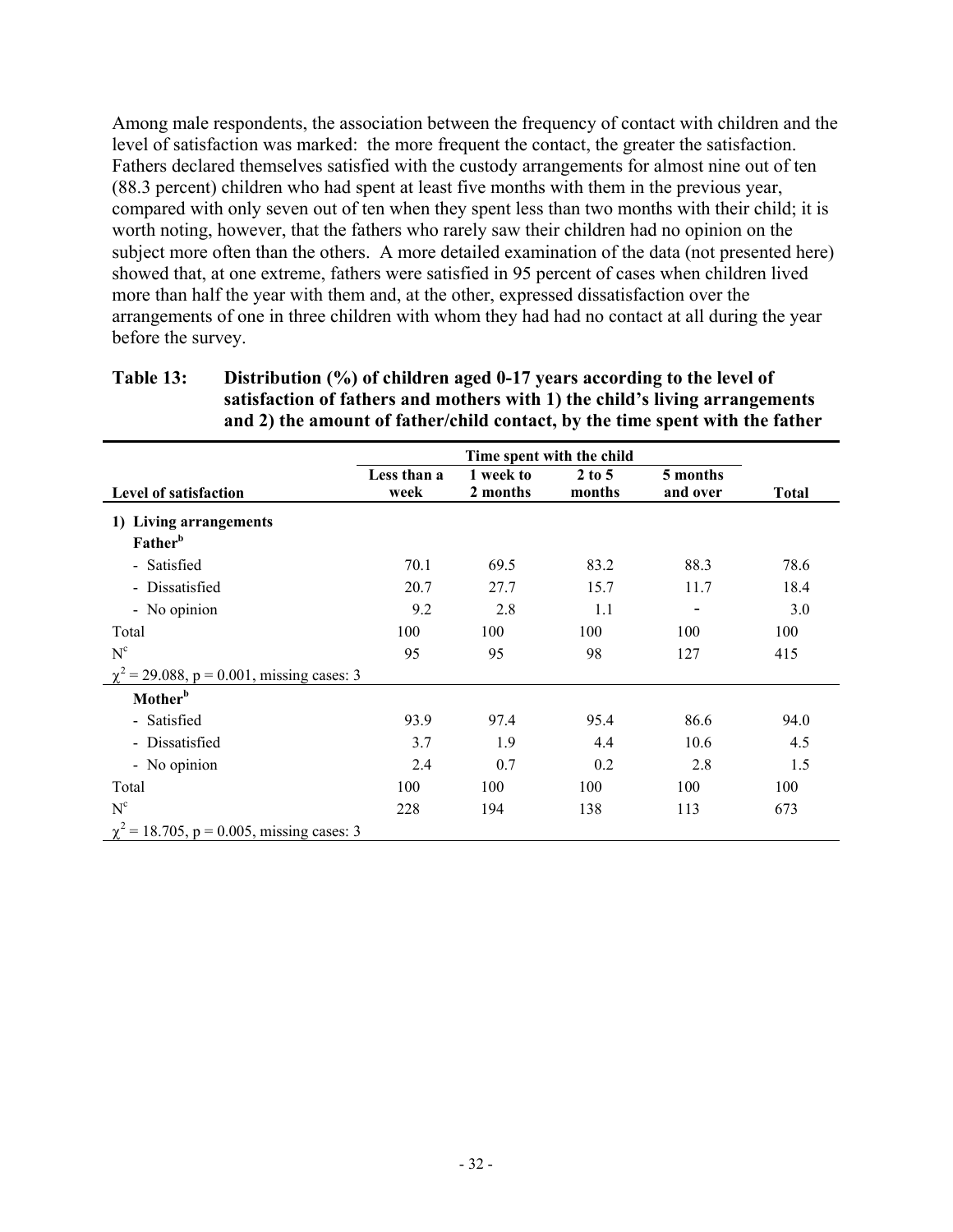Among male respondents, the association between the frequency of contact with children and the level of satisfaction was marked: the more frequent the contact, the greater the satisfaction. Fathers declared themselves satisfied with the custody arrangements for almost nine out of ten (88.3 percent) children who had spent at least five months with them in the previous year, compared with only seven out of ten when they spent less than two months with their child; it is worth noting, however, that the fathers who rarely saw their children had no opinion on the subject more often than the others. A more detailed examination of the data (not presented here) showed that, at one extreme, fathers were satisfied in 95 percent of cases when children lived more than half the year with them and, at the other, expressed dissatisfaction over the arrangements of one in three children with whom they had had no contact at all during the year before the survey.

**Table 13: Distribution (%) of children aged 0-17 years according to the level of satisfaction of fathers and mothers with 1) the child's living arrangements and 2) the amount of father/child contact, by the time spent with the father**

| | Time spent with the child | | | | |
|---|---|---|---|---|---|
| **Level of satisfaction** | **Less than a week** | **1 week to 2 months** | **2 to 5 months** | **5 months and over** | **Total** |
| **1) Living arrangements** | | | | | |
| **Father[b]** | | | | | |
| - Satisfied | 70.1 | 69.5 | 83.2 | 88.3 | 78.6 |
| - Dissatisfied | 20.7 | 27.7 | 15.7 | 11.7 | 18.4 |
| - No opinion | 9.2 | 2.8 | 1.1 | - | 3.0 |
| Total | 100 | 100 | 100 | 100 | 100 |
| N[c] | 95 | 95 | 98 | 127 | 415 |
| $\chi^2$ = 29.088, p = 0.001, missing cases: 3 | | | | | |
| **Mother[b]** | | | | | |
| - Satisfied | 93.9 | 97.4 | 95.4 | 86.6 | 94.0 |
| - Dissatisfied | 3.7 | 1.9 | 4.4 | 10.6 | 4.5 |
| - No opinion | 2.4 | 0.7 | 0.2 | 2.8 | 1.5 |
| Total | 100 | 100 | 100 | 100 | 100 |
| N[c] | 228 | 194 | 138 | 113 | 673 |
| $\chi^2$ = 18.705, p = 0.005, missing cases: 3 | | | | | |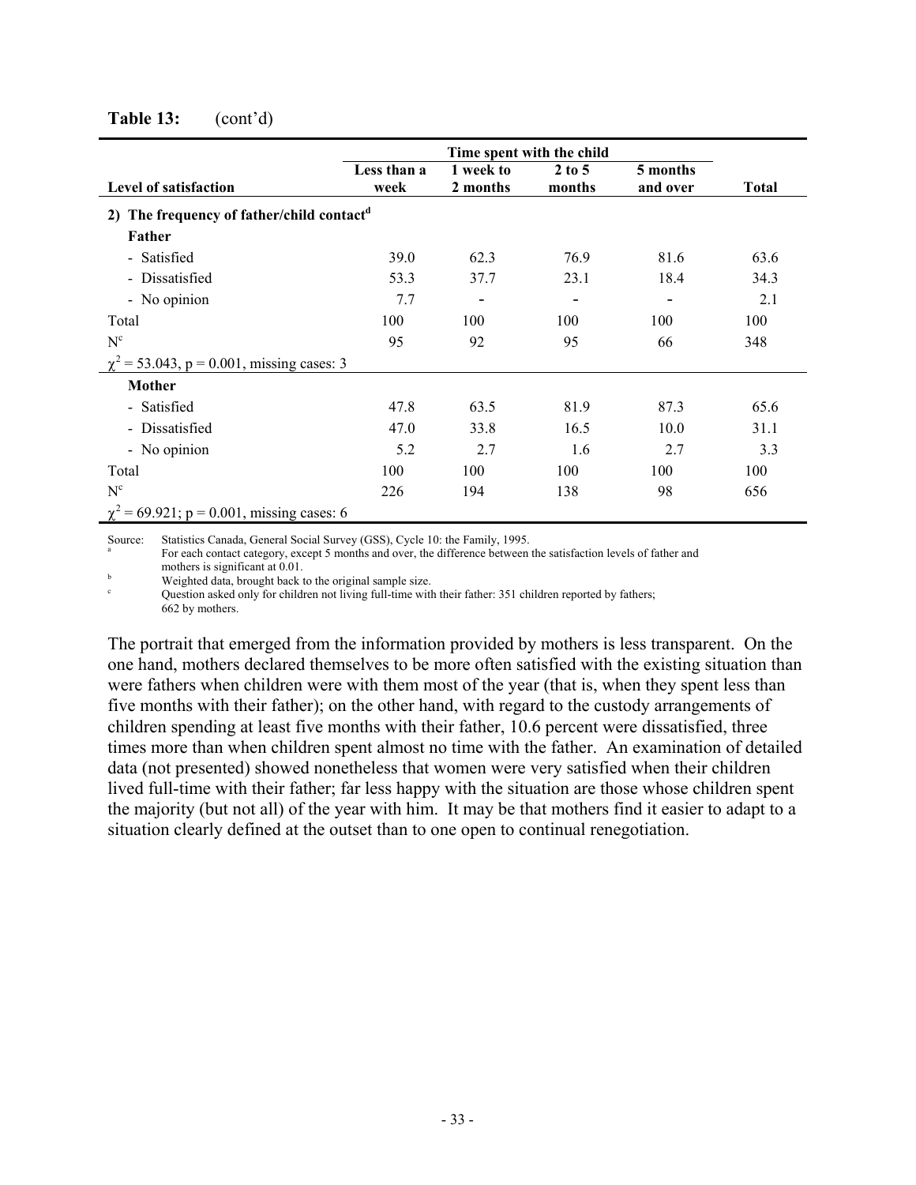**Table 13:** (cont'd)

| Level of satisfaction | Time spent with the child | | | | Total |
|---|---|---|---|---|---|
| | Less than a week | 1 week to 2 months | 2 to 5 months | 5 months and over | |
| **2) The frequency of father/child contact[d]** | | | | | |
| **Father** | | | | | |
| - Satisfied | 39.0 | 62.3 | 76.9 | 81.6 | 63.6 |
| - Dissatisfied | 53.3 | 37.7 | 23.1 | 18.4 | 34.3 |
| - No opinion | 7.7 | - | - | - | 2.1 |
| Total | 100 | 100 | 100 | 100 | 100 |
| N[c] | 95 | 92 | 95 | 66 | 348 |
| $\chi^2$ = 53.043, p = 0.001, missing cases: 3 | | | | | |
| **Mother** | | | | | |
| - Satisfied | 47.8 | 63.5 | 81.9 | 87.3 | 65.6 |
| - Dissatisfied | 47.0 | 33.8 | 16.5 | 10.0 | 31.1 |
| - No opinion | 5.2 | 2.7 | 1.6 | 2.7 | 3.3 |
| Total | 100 | 100 | 100 | 100 | 100 |
| N[c] | 226 | 194 | 138 | 98 | 656 |
| $\chi^2$ = 69.921; p = 0.001, missing cases: 6 | | | | | |

Source: Statistics Canada, General Social Survey (GSS), Cycle 10: the Family, 1995.

[a] For each contact category, except 5 months and over, the difference between the satisfaction levels of father and mothers is significant at 0.01.

[b] Weighted data, brought back to the original sample size.

[c] Question asked only for children not living full-time with their father: 351 children reported by fathers; 662 by mothers.

The portrait that emerged from the information provided by mothers is less transparent. On the one hand, mothers declared themselves to be more often satisfied with the existing situation than were fathers when children were with them most of the year (that is, when they spent less than five months with their father); on the other hand, with regard to the custody arrangements of children spending at least five months with their father, 10.6 percent were dissatisfied, three times more than when children spent almost no time with the father. An examination of detailed data (not presented) showed nonetheless that women were very satisfied when their children lived full-time with their father; far less happy with the situation are those whose children spent the majority (but not all) of the year with him. It may be that mothers find it easier to adapt to a situation clearly defined at the outset than to one open to continual renegotiation.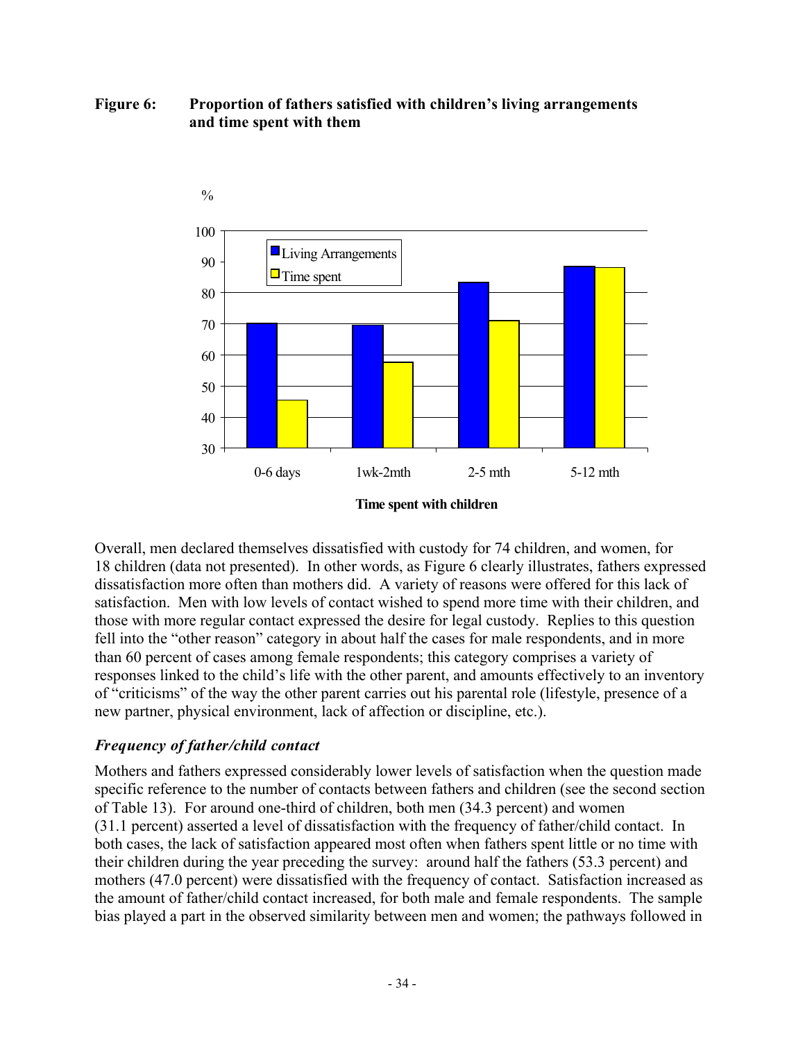**Figure 6: Proportion of fathers satisfied with children's living arrangements and time spent with them**

Overall, men declared themselves dissatisfied with custody for 74 children, and women, for 18 children (data not presented). In other words, as Figure 6 clearly illustrates, fathers expressed dissatisfaction more often than mothers did. A variety of reasons were offered for this lack of satisfaction. Men with low levels of contact wished to spend more time with their children, and those with more regular contact expressed the desire for legal custody. Replies to this question fell into the "other reason" category in about half the cases for male respondents, and in more than 60 percent of cases among female respondents; this category comprises a variety of responses linked to the child's life with the other parent, and amounts effectively to an inventory of "criticisms" of the way the other parent carries out his parental role (lifestyle, presence of a new partner, physical environment, lack of affection or discipline, etc.).

### *Frequency of father/child contact*

Mothers and fathers expressed considerably lower levels of satisfaction when the question made specific reference to the number of contacts between fathers and children (see the second section of Table 13). For around one-third of children, both men (34.3 percent) and women (31.1 percent) asserted a level of dissatisfaction with the frequency of father/child contact. In both cases, the lack of satisfaction appeared most often when fathers spent little or no time with their children during the year preceding the survey: around half the fathers (53.3 percent) and mothers (47.0 percent) were dissatisfied with the frequency of contact. Satisfaction increased as the amount of father/child contact increased, for both male and female respondents. The sample bias played a part in the observed similarity between men and women; the pathways followed in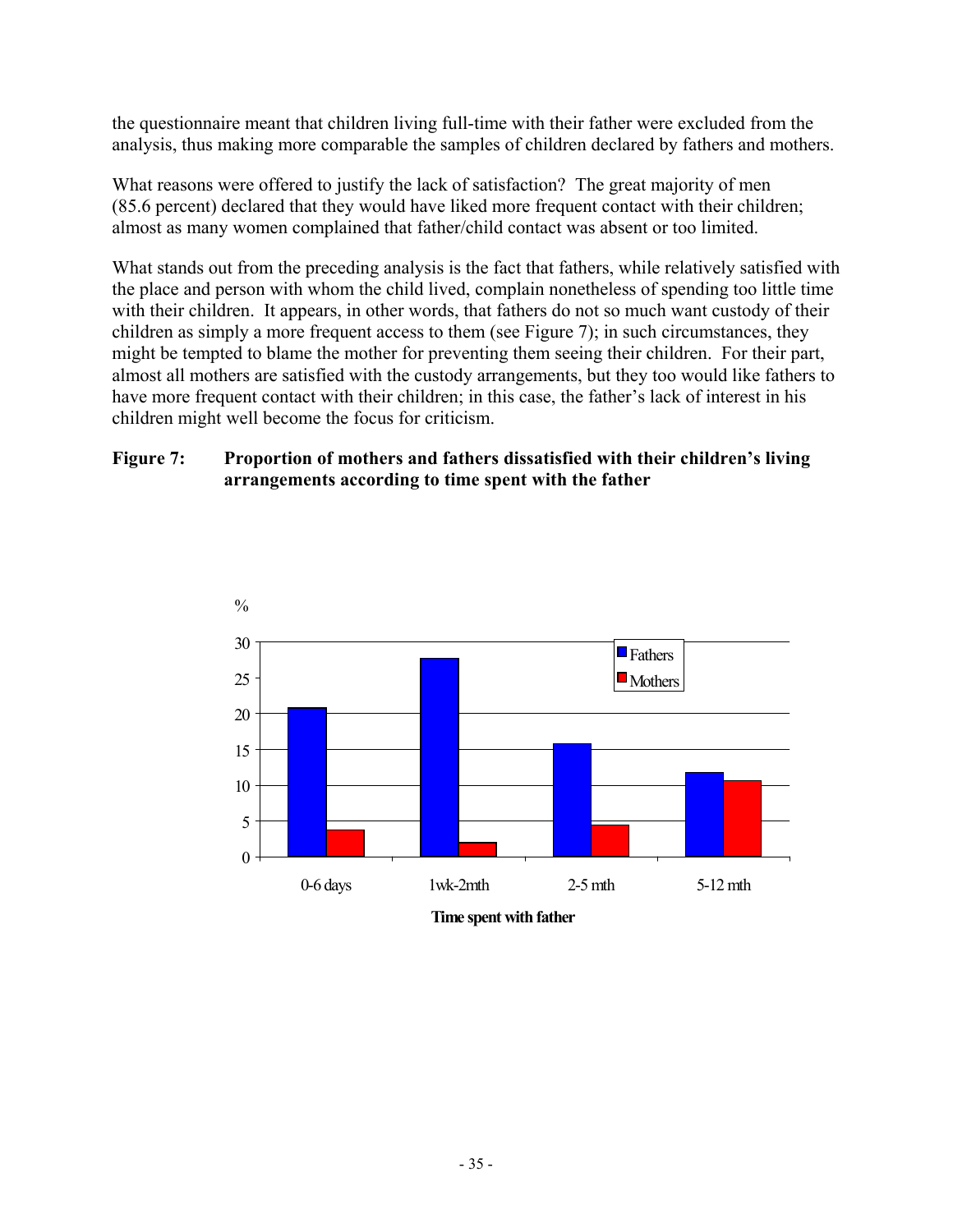the questionnaire meant that children living full-time with their father were excluded from the analysis, thus making more comparable the samples of children declared by fathers and mothers.

What reasons were offered to justify the lack of satisfaction? The great majority of men (85.6 percent) declared that they would have liked more frequent contact with their children; almost as many women complained that father/child contact was absent or too limited.

What stands out from the preceding analysis is the fact that fathers, while relatively satisfied with the place and person with whom the child lived, complain nonetheless of spending too little time with their children. It appears, in other words, that fathers do not so much want custody of their children as simply a more frequent access to them (see Figure 7); in such circumstances, they might be tempted to blame the mother for preventing them seeing their children. For their part, almost all mothers are satisfied with the custody arrangements, but they too would like fathers to have more frequent contact with their children; in this case, the father's lack of interest in his children might well become the focus for criticism.

**Figure 7: Proportion of mothers and fathers dissatisfied with their children's living arrangements according to time spent with the father**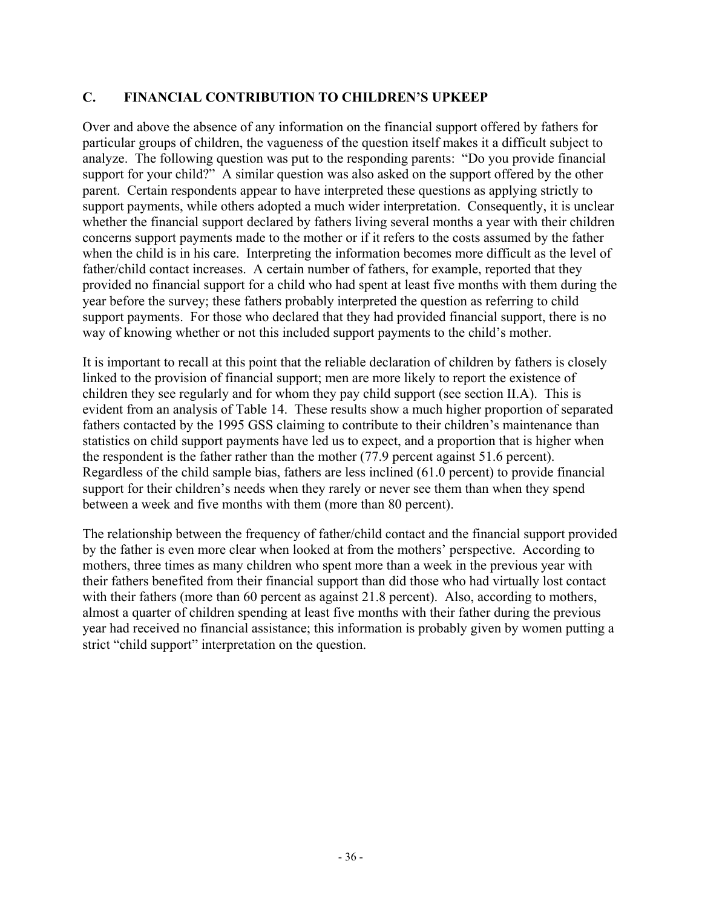## C. FINANCIAL CONTRIBUTION TO CHILDREN'S UPKEEP

Over and above the absence of any information on the financial support offered by fathers for particular groups of children, the vagueness of the question itself makes it a difficult subject to analyze. The following question was put to the responding parents: "Do you provide financial support for your child?" A similar question was also asked on the support offered by the other parent. Certain respondents appear to have interpreted these questions as applying strictly to support payments, while others adopted a much wider interpretation. Consequently, it is unclear whether the financial support declared by fathers living several months a year with their children concerns support payments made to the mother or if it refers to the costs assumed by the father when the child is in his care. Interpreting the information becomes more difficult as the level of father/child contact increases. A certain number of fathers, for example, reported that they provided no financial support for a child who had spent at least five months with them during the year before the survey; these fathers probably interpreted the question as referring to child support payments. For those who declared that they had provided financial support, there is no way of knowing whether or not this included support payments to the child's mother.

It is important to recall at this point that the reliable declaration of children by fathers is closely linked to the provision of financial support; men are more likely to report the existence of children they see regularly and for whom they pay child support (see section II.A). This is evident from an analysis of Table 14. These results show a much higher proportion of separated fathers contacted by the 1995 GSS claiming to contribute to their children's maintenance than statistics on child support payments have led us to expect, and a proportion that is higher when the respondent is the father rather than the mother (77.9 percent against 51.6 percent). Regardless of the child sample bias, fathers are less inclined (61.0 percent) to provide financial support for their children's needs when they rarely or never see them than when they spend between a week and five months with them (more than 80 percent).

The relationship between the frequency of father/child contact and the financial support provided by the father is even more clear when looked at from the mothers' perspective. According to mothers, three times as many children who spent more than a week in the previous year with their fathers benefited from their financial support than did those who had virtually lost contact with their fathers (more than 60 percent as against 21.8 percent). Also, according to mothers, almost a quarter of children spending at least five months with their father during the previous year had received no financial assistance; this information is probably given by women putting a strict "child support" interpretation on the question.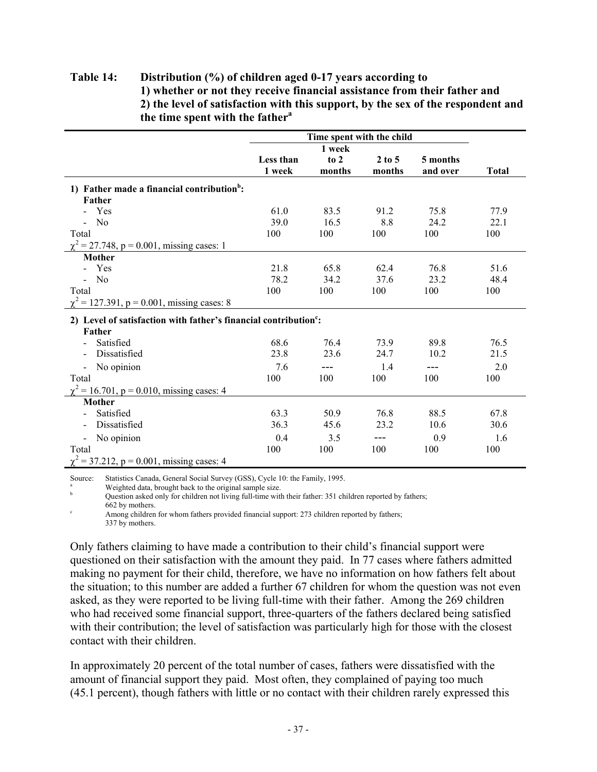**Table 14: Distribution (%) of children aged 0-17 years according to 1) whether or not they receive financial assistance from their father and 2) the level of satisfaction with this support, by the sex of the respondent and the time spent with the father[a]**

| | Time spent with the child | | | | |
|---|---|---|---|---|---|
| | Less than 1 week | 1 week to 2 months | 2 to 5 months | 5 months and over | Total |
| **1) Father made a financial contribution[b]:** | | | | | |
| **Father** | | | | | |
| - Yes | 61.0 | 83.5 | 91.2 | 75.8 | 77.9 |
| - No | 39.0 | 16.5 | 8.8 | 24.2 | 22.1 |
| Total | 100 | 100 | 100 | 100 | 100 |
| $\chi^2 = 27.748$, $p = 0.001$, missing cases: 1 | | | | | |
| **Mother** | | | | | |
| - Yes | 21.8 | 65.8 | 62.4 | 76.8 | 51.6 |
| - No | 78.2 | 34.2 | 37.6 | 23.2 | 48.4 |
| Total | 100 | 100 | 100 | 100 | 100 |
| $\chi^2 = 127.391$, $p = 0.001$, missing cases: 8 | | | | | |
| **2) Level of satisfaction with father's financial contribution[c]:** | | | | | |
| **Father** | | | | | |
| - Satisfied | 68.6 | 76.4 | 73.9 | 89.8 | 76.5 |
| - Dissatisfied | 23.8 | 23.6 | 24.7 | 10.2 | 21.5 |
| - No opinion | 7.6 | --- | 1.4 | --- | 2.0 |
| Total | 100 | 100 | 100 | 100 | 100 |
| $\chi^2 = 16.701$, $p = 0.010$, missing cases: 4 | | | | | |
| **Mother** | | | | | |
| - Satisfied | 63.3 | 50.9 | 76.8 | 88.5 | 67.8 |
| - Dissatisfied | 36.3 | 45.6 | 23.2 | 10.6 | 30.6 |
| - No opinion | 0.4 | 3.5 | --- | 0.9 | 1.6 |
| Total | 100 | 100 | 100 | 100 | 100 |
| $\chi^2 = 37.212$, $p = 0.001$, missing cases: 4 | | | | | |

Source: Statistics Canada, General Social Survey (GSS), Cycle 10: the Family, 1995.

[a] Weighted data, brought back to the original sample size.

[b] Question asked only for children not living full-time with their father: 351 children reported by fathers; 662 by mothers.

[c] Among children for whom fathers provided financial support: 273 children reported by fathers; 337 by mothers.

Only fathers claiming to have made a contribution to their child's financial support were questioned on their satisfaction with the amount they paid. In 77 cases where fathers admitted making no payment for their child, therefore, we have no information on how fathers felt about the situation; to this number are added a further 67 children for whom the question was not even asked, as they were reported to be living full-time with their father. Among the 269 children who had received some financial support, three-quarters of the fathers declared being satisfied with their contribution; the level of satisfaction was particularly high for those with the closest contact with their children.

In approximately 20 percent of the total number of cases, fathers were dissatisfied with the amount of financial support they paid. Most often, they complained of paying too much (45.1 percent), though fathers with little or no contact with their children rarely expressed this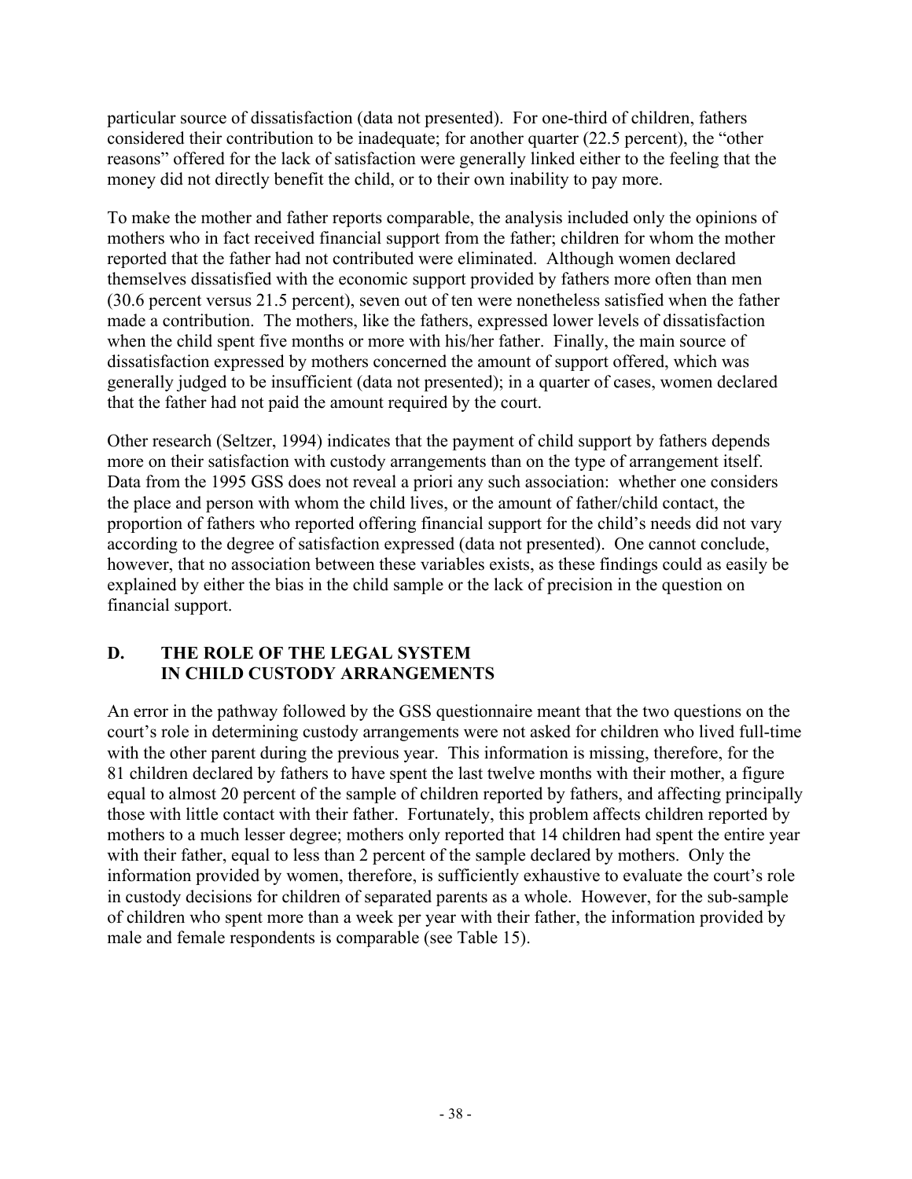particular source of dissatisfaction (data not presented). For one-third of children, fathers considered their contribution to be inadequate; for another quarter (22.5 percent), the "other reasons" offered for the lack of satisfaction were generally linked either to the feeling that the money did not directly benefit the child, or to their own inability to pay more.

To make the mother and father reports comparable, the analysis included only the opinions of mothers who in fact received financial support from the father; children for whom the mother reported that the father had not contributed were eliminated. Although women declared themselves dissatisfied with the economic support provided by fathers more often than men (30.6 percent versus 21.5 percent), seven out of ten were nonetheless satisfied when the father made a contribution. The mothers, like the fathers, expressed lower levels of dissatisfaction when the child spent five months or more with his/her father. Finally, the main source of dissatisfaction expressed by mothers concerned the amount of support offered, which was generally judged to be insufficient (data not presented); in a quarter of cases, women declared that the father had not paid the amount required by the court.

Other research (Seltzer, 1994) indicates that the payment of child support by fathers depends more on their satisfaction with custody arrangements than on the type of arrangement itself. Data from the 1995 GSS does not reveal a priori any such association: whether one considers the place and person with whom the child lives, or the amount of father/child contact, the proportion of fathers who reported offering financial support for the child's needs did not vary according to the degree of satisfaction expressed (data not presented). One cannot conclude, however, that no association between these variables exists, as these findings could as easily be explained by either the bias in the child sample or the lack of precision in the question on financial support.

## D. THE ROLE OF THE LEGAL SYSTEM IN CHILD CUSTODY ARRANGEMENTS

An error in the pathway followed by the GSS questionnaire meant that the two questions on the court's role in determining custody arrangements were not asked for children who lived full-time with the other parent during the previous year. This information is missing, therefore, for the 81 children declared by fathers to have spent the last twelve months with their mother, a figure equal to almost 20 percent of the sample of children reported by fathers, and affecting principally those with little contact with their father. Fortunately, this problem affects children reported by mothers to a much lesser degree; mothers only reported that 14 children had spent the entire year with their father, equal to less than 2 percent of the sample declared by mothers. Only the information provided by women, therefore, is sufficiently exhaustive to evaluate the court's role in custody decisions for children of separated parents as a whole. However, for the sub-sample of children who spent more than a week per year with their father, the information provided by male and female respondents is comparable (see Table 15).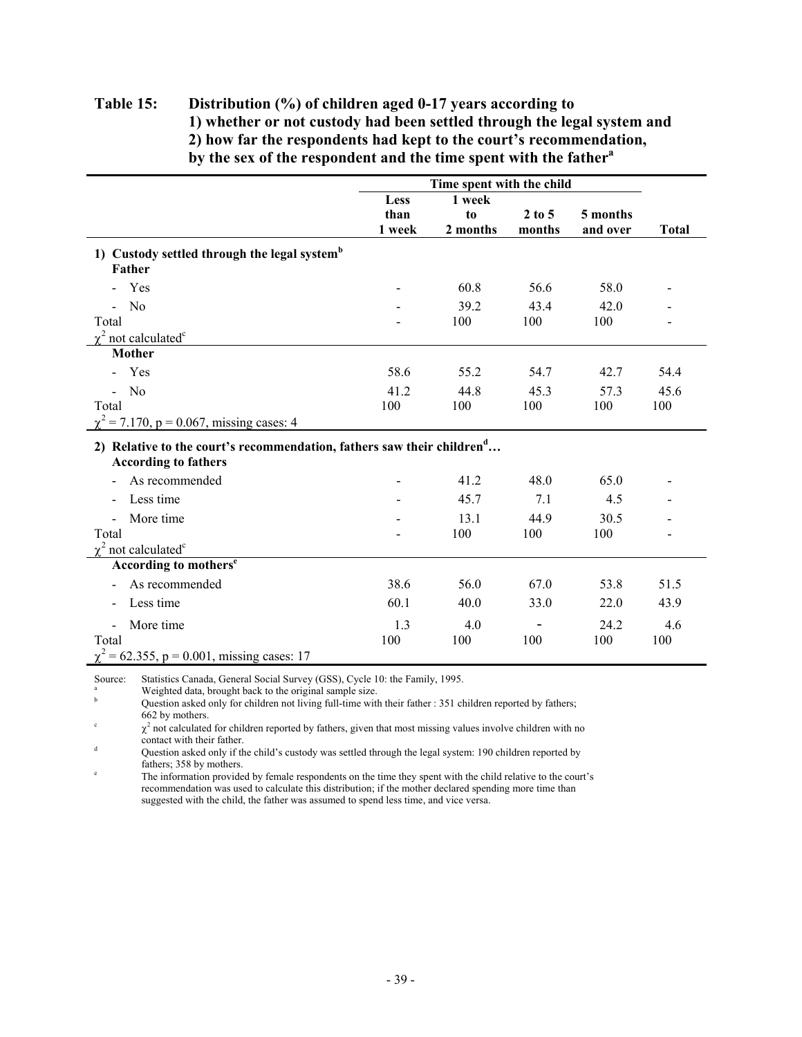**Table 15: Distribution (%) of children aged 0-17 years according to 1) whether or not custody had been settled through the legal system and 2) how far the respondents had kept to the court's recommendation, by the sex of the respondent and the time spent with the father[a]**

| | Time spent with the child | | | | |
|---|---|---|---|---|---|
| | Less than 1 week | 1 week to 2 months | 2 to 5 months | 5 months and over | Total |
| **1) Custody settled through the legal system[b]** | | | | | |
| **Father** | | | | | |
| - Yes | - | 60.8 | 56.6 | 58.0 | - |
| - No | - | 39.2 | 43.4 | 42.0 | - |
| Total | - | 100 | 100 | 100 | - |
| $\chi^2$ not calculated[c] | | | | | |
| **Mother** | | | | | |
| - Yes | 58.6 | 55.2 | 54.7 | 42.7 | 54.4 |
| - No | 41.2 | 44.8 | 45.3 | 57.3 | 45.6 |
| Total | 100 | 100 | 100 | 100 | 100 |
| $\chi^2 = 7.170$, $p = 0.067$, missing cases: 4 | | | | | |
| **2) Relative to the court's recommendation, fathers saw their children[d]…** | | | | | |
| **According to fathers** | | | | | |
| - As recommended | - | 41.2 | 48.0 | 65.0 | - |
| - Less time | - | 45.7 | 7.1 | 4.5 | - |
| - More time | - | 13.1 | 44.9 | 30.5 | - |
| Total | - | 100 | 100 | 100 | - |
| $\chi^2$ not calculated[c] | | | | | |
| **According to mothers[e]** | | | | | |
| - As recommended | 38.6 | 56.0 | 67.0 | 53.8 | 51.5 |
| - Less time | 60.1 | 40.0 | 33.0 | 22.0 | 43.9 |
| - More time | 1.3 | 4.0 | - | 24.2 | 4.6 |
| Total | 100 | 100 | 100 | 100 | 100 |
| $\chi^2 = 62.355$, $p = 0.001$, missing cases: 17 | | | | | |

Source: Statistics Canada, General Social Survey (GSS), Cycle 10: the Family, 1995.

[a] Weighted data, brought back to the original sample size.

[b] Question asked only for children not living full-time with their father : 351 children reported by fathers; 662 by mothers.

[c] $\chi^2$ not calculated for children reported by fathers, given that most missing values involve children with no contact with their father.

[d] Question asked only if the child's custody was settled through the legal system: 190 children reported by fathers; 358 by mothers.

[e] The information provided by female respondents on the time they spent with the child relative to the court's recommendation was used to calculate this distribution; if the mother declared spending more time than suggested with the child, the father was assumed to spend less time, and vice versa.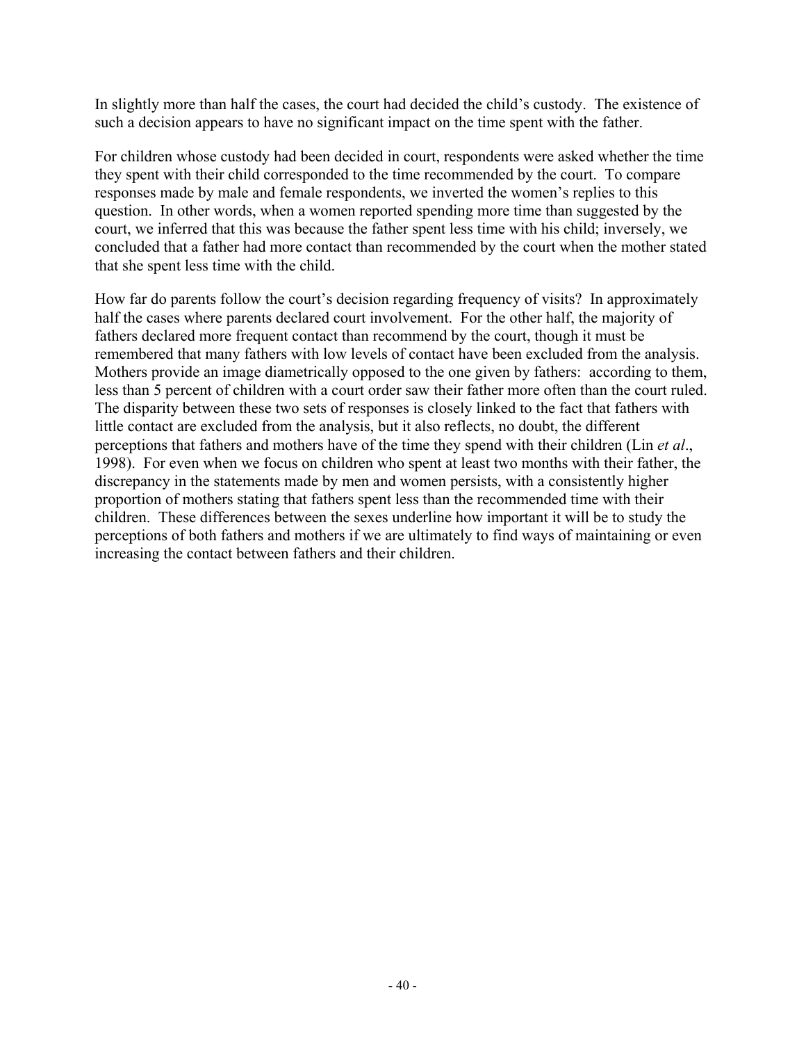In slightly more than half the cases, the court had decided the child's custody. The existence of such a decision appears to have no significant impact on the time spent with the father.

For children whose custody had been decided in court, respondents were asked whether the time they spent with their child corresponded to the time recommended by the court. To compare responses made by male and female respondents, we inverted the women's replies to this question. In other words, when a women reported spending more time than suggested by the court, we inferred that this was because the father spent less time with his child; inversely, we concluded that a father had more contact than recommended by the court when the mother stated that she spent less time with the child.

How far do parents follow the court's decision regarding frequency of visits? In approximately half the cases where parents declared court involvement. For the other half, the majority of fathers declared more frequent contact than recommend by the court, though it must be remembered that many fathers with low levels of contact have been excluded from the analysis. Mothers provide an image diametrically opposed to the one given by fathers: according to them, less than 5 percent of children with a court order saw their father more often than the court ruled. The disparity between these two sets of responses is closely linked to the fact that fathers with little contact are excluded from the analysis, but it also reflects, no doubt, the different perceptions that fathers and mothers have of the time they spend with their children (Lin *et al*., 1998). For even when we focus on children who spent at least two months with their father, the discrepancy in the statements made by men and women persists, with a consistently higher proportion of mothers stating that fathers spent less than the recommended time with their children. These differences between the sexes underline how important it will be to study the perceptions of both fathers and mothers if we are ultimately to find ways of maintaining or even increasing the contact between fathers and their children.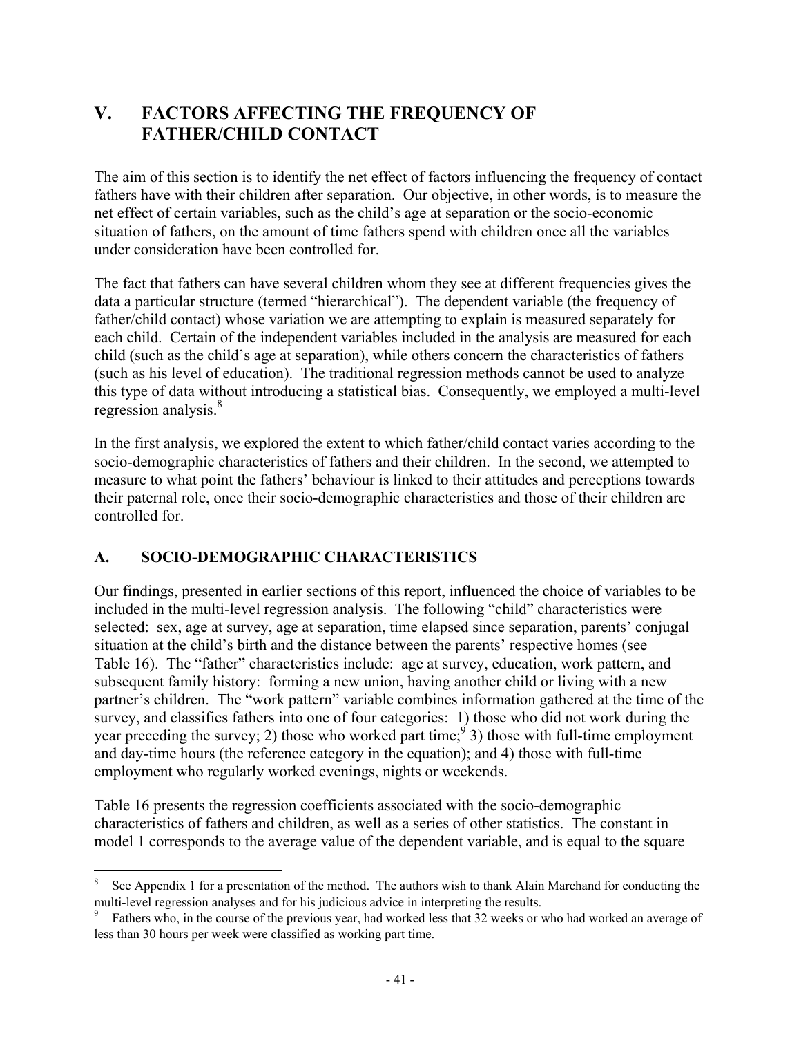# V. FACTORS AFFECTING THE FREQUENCY OF FATHER/CHILD CONTACT

The aim of this section is to identify the net effect of factors influencing the frequency of contact fathers have with their children after separation. Our objective, in other words, is to measure the net effect of certain variables, such as the child's age at separation or the socio-economic situation of fathers, on the amount of time fathers spend with children once all the variables under consideration have been controlled for.

The fact that fathers can have several children whom they see at different frequencies gives the data a particular structure (termed "hierarchical"). The dependent variable (the frequency of father/child contact) whose variation we are attempting to explain is measured separately for each child. Certain of the independent variables included in the analysis are measured for each child (such as the child's age at separation), while others concern the characteristics of fathers (such as his level of education). The traditional regression methods cannot be used to analyze this type of data without introducing a statistical bias. Consequently, we employed a multi-level regression analysis.[8]

In the first analysis, we explored the extent to which father/child contact varies according to the socio-demographic characteristics of fathers and their children. In the second, we attempted to measure to what point the fathers' behaviour is linked to their attitudes and perceptions towards their paternal role, once their socio-demographic characteristics and those of their children are controlled for.

## A. SOCIO-DEMOGRAPHIC CHARACTERISTICS

Our findings, presented in earlier sections of this report, influenced the choice of variables to be included in the multi-level regression analysis. The following "child" characteristics were selected: sex, age at survey, age at separation, time elapsed since separation, parents' conjugal situation at the child's birth and the distance between the parents' respective homes (see Table 16). The "father" characteristics include: age at survey, education, work pattern, and subsequent family history: forming a new union, having another child or living with a new partner's children. The "work pattern" variable combines information gathered at the time of the survey, and classifies fathers into one of four categories: 1) those who did not work during the year preceding the survey; 2) those who worked part time;[9] 3) those with full-time employment and day-time hours (the reference category in the equation); and 4) those with full-time employment who regularly worked evenings, nights or weekends.

Table 16 presents the regression coefficients associated with the socio-demographic characteristics of fathers and children, as well as a series of other statistics. The constant in model 1 corresponds to the average value of the dependent variable, and is equal to the square

---

[8] See Appendix 1 for a presentation of the method. The authors wish to thank Alain Marchand for conducting the multi-level regression analyses and for his judicious advice in interpreting the results.

[9] Fathers who, in the course of the previous year, had worked less that 32 weeks or who had worked an average of less than 30 hours per week were classified as working part time.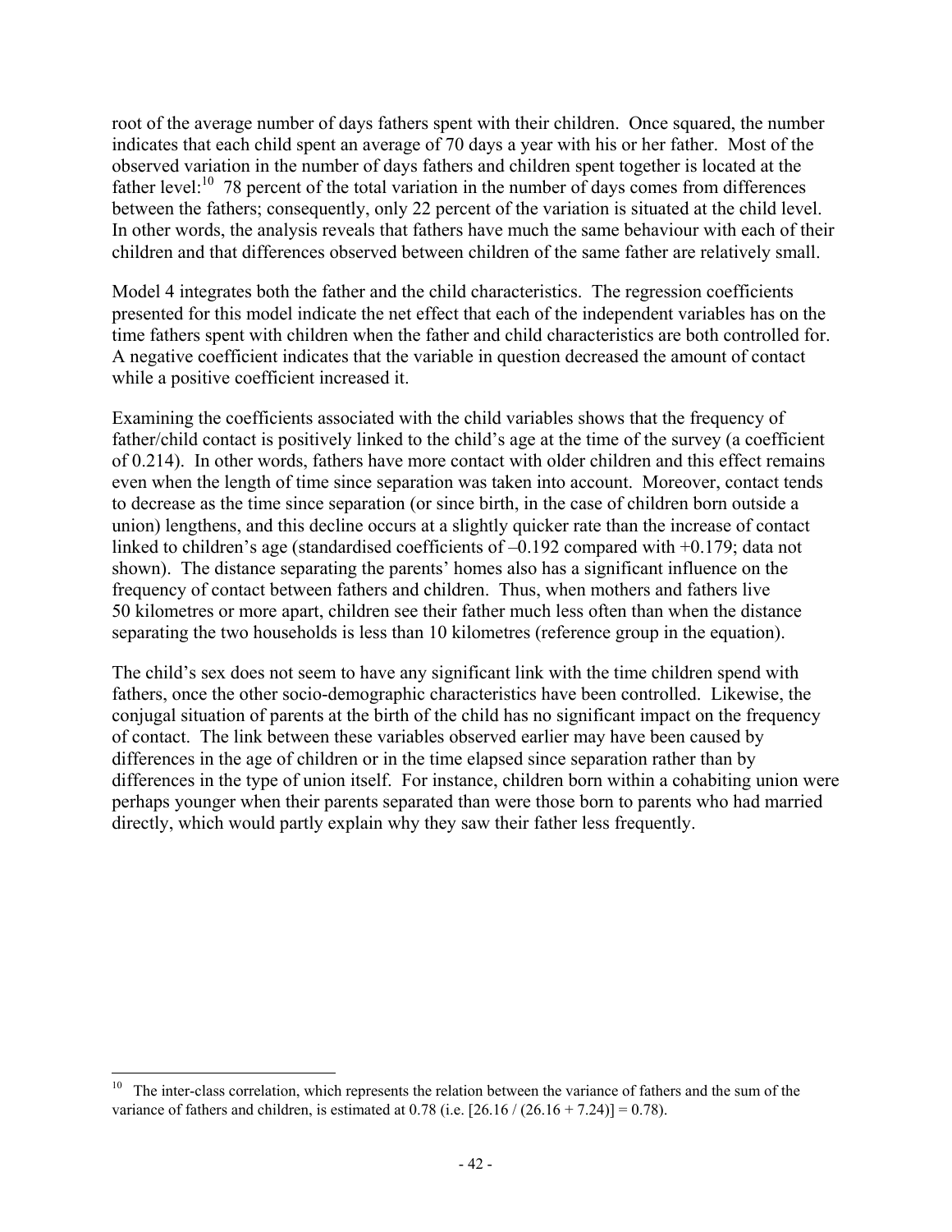root of the average number of days fathers spent with their children. Once squared, the number indicates that each child spent an average of 70 days a year with his or her father. Most of the observed variation in the number of days fathers and children spent together is located at the father level:[10] 78 percent of the total variation in the number of days comes from differences between the fathers; consequently, only 22 percent of the variation is situated at the child level. In other words, the analysis reveals that fathers have much the same behaviour with each of their children and that differences observed between children of the same father are relatively small.

Model 4 integrates both the father and the child characteristics. The regression coefficients presented for this model indicate the net effect that each of the independent variables has on the time fathers spent with children when the father and child characteristics are both controlled for. A negative coefficient indicates that the variable in question decreased the amount of contact while a positive coefficient increased it.

Examining the coefficients associated with the child variables shows that the frequency of father/child contact is positively linked to the child's age at the time of the survey (a coefficient of 0.214). In other words, fathers have more contact with older children and this effect remains even when the length of time since separation was taken into account. Moreover, contact tends to decrease as the time since separation (or since birth, in the case of children born outside a union) lengthens, and this decline occurs at a slightly quicker rate than the increase of contact linked to children's age (standardised coefficients of –0.192 compared with +0.179; data not shown). The distance separating the parents' homes also has a significant influence on the frequency of contact between fathers and children. Thus, when mothers and fathers live 50 kilometres or more apart, children see their father much less often than when the distance separating the two households is less than 10 kilometres (reference group in the equation).

The child's sex does not seem to have any significant link with the time children spend with fathers, once the other socio-demographic characteristics have been controlled. Likewise, the conjugal situation of parents at the birth of the child has no significant impact on the frequency of contact. The link between these variables observed earlier may have been caused by differences in the age of children or in the time elapsed since separation rather than by differences in the type of union itself. For instance, children born within a cohabiting union were perhaps younger when their parents separated than were those born to parents who had married directly, which would partly explain why they saw their father less frequently.

---

[10] The inter-class correlation, which represents the relation between the variance of fathers and the sum of the variance of fathers and children, is estimated at 0.78 (i.e. $[26.16 / (26.16 + 7.24)] = 0.78$).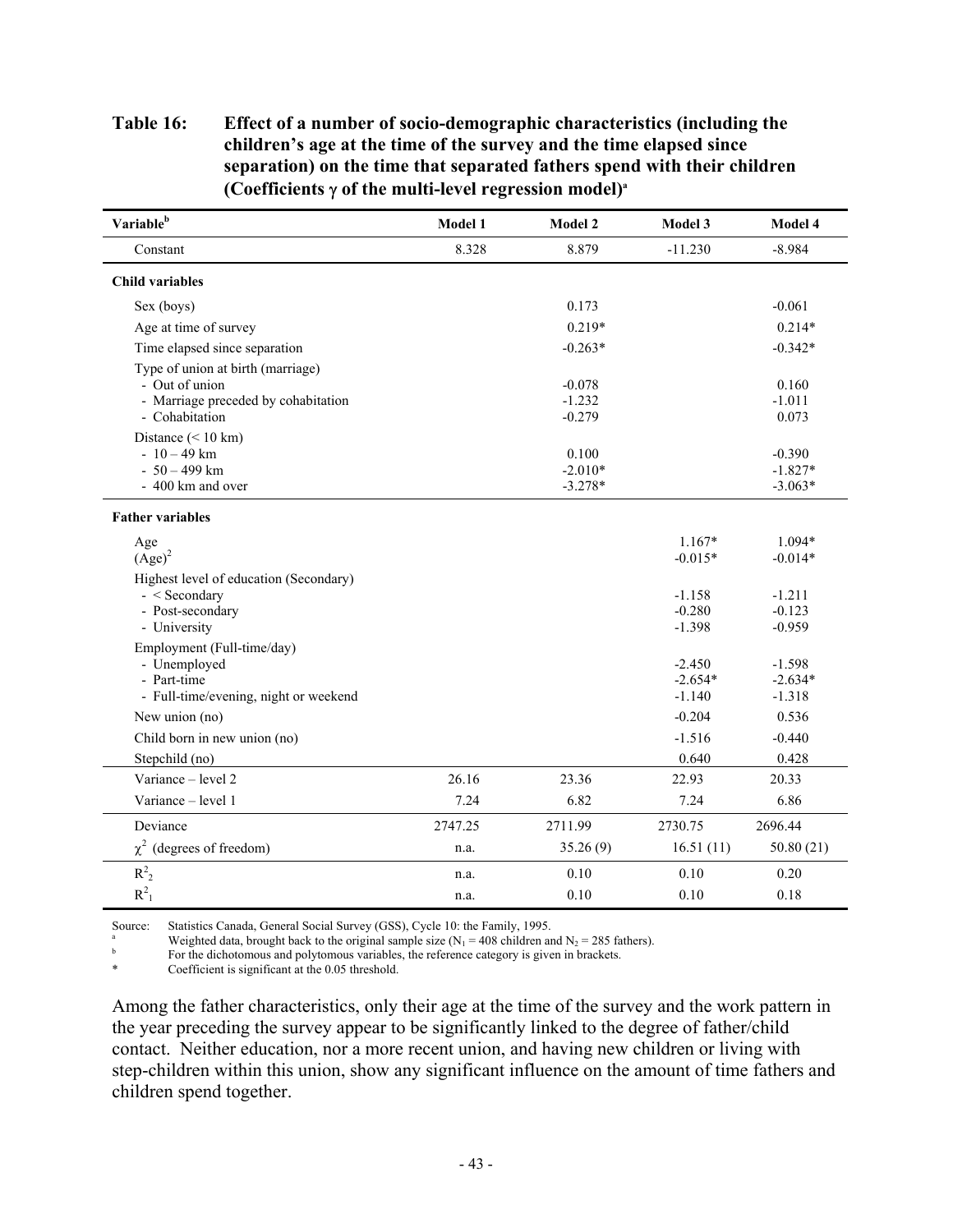**Table 16: Effect of a number of socio-demographic characteristics (including the children's age at the time of the survey and the time elapsed since separation) on the time that separated fathers spend with their children (Coefficients γ of the multi-level regression model)[a]**

| Variable[b] | Model 1 | Model 2 | Model 3 | Model 4 |
|---|---|---|---|---|
| Constant | 8.328 | 8.879 | -11.230 | -8.984 |
| **Child variables** | | | | |
| Sex (boys) | | 0.173 | | -0.061 |
| Age at time of survey | | 0.219* | | 0.214* |
| Time elapsed since separation | | -0.263* | | -0.342* |
| Type of union at birth (marriage) | | | | |
| - Out of union | | -0.078 | | 0.160 |
| - Marriage preceded by cohabitation | | -1.232 | | -1.011 |
| - Cohabitation | | -0.279 | | 0.073 |
| Distance (< 10 km) | | | | |
| - 10 – 49 km | | 0.100 | | -0.390 |
| - 50 – 499 km | | -2.010* | | -1.827* |
| - 400 km and over | | -3.278* | | -3.063* |
| **Father variables** | | | | |
| Age | | | 1.167* | 1.094* |
| $(\text{Age})^2$ | | | -0.015* | -0.014* |
| Highest level of education (Secondary) | | | | |
| - < Secondary | | | -1.158 | -1.211 |
| - Post-secondary | | | -0.280 | -0.123 |
| - University | | | -1.398 | -0.959 |
| Employment (Full-time/day) | | | | |
| - Unemployed | | | -2.450 | -1.598 |
| - Part-time | | | -2.654* | -2.634* |
| - Full-time/evening, night or weekend | | | -1.140 | -1.318 |
| New union (no) | | | -0.204 | 0.536 |
| Child born in new union (no) | | | -1.516 | -0.440 |
| Stepchild (no) | | | 0.640 | 0.428 |
| Variance – level 2 | 26.16 | 23.36 | 22.93 | 20.33 |
| Variance – level 1 | 7.24 | 6.82 | 7.24 | 6.86 |
| Deviance | 2747.25 | 2711.99 | 2730.75 | 2696.44 |
| $\chi^2$ (degrees of freedom) | n.a. | 35.26 (9) | 16.51 (11) | 50.80 (21) |
| $R^2_2$ | n.a. | 0.10 | 0.10 | 0.20 |
| $R^2_1$ | n.a. | 0.10 | 0.10 | 0.18 |

Source: Statistics Canada, General Social Survey (GSS), Cycle 10: the Family, 1995.

[a] Weighted data, brought back to the original sample size ($N_1$ = 408 children and $N_2$ = 285 fathers).

[b] For the dichotomous and polytomous variables, the reference category is given in brackets.

\* Coefficient is significant at the 0.05 threshold.

Among the father characteristics, only their age at the time of the survey and the work pattern in the year preceding the survey appear to be significantly linked to the degree of father/child contact. Neither education, nor a more recent union, and having new children or living with step-children within this union, show any significant influence on the amount of time fathers and children spend together.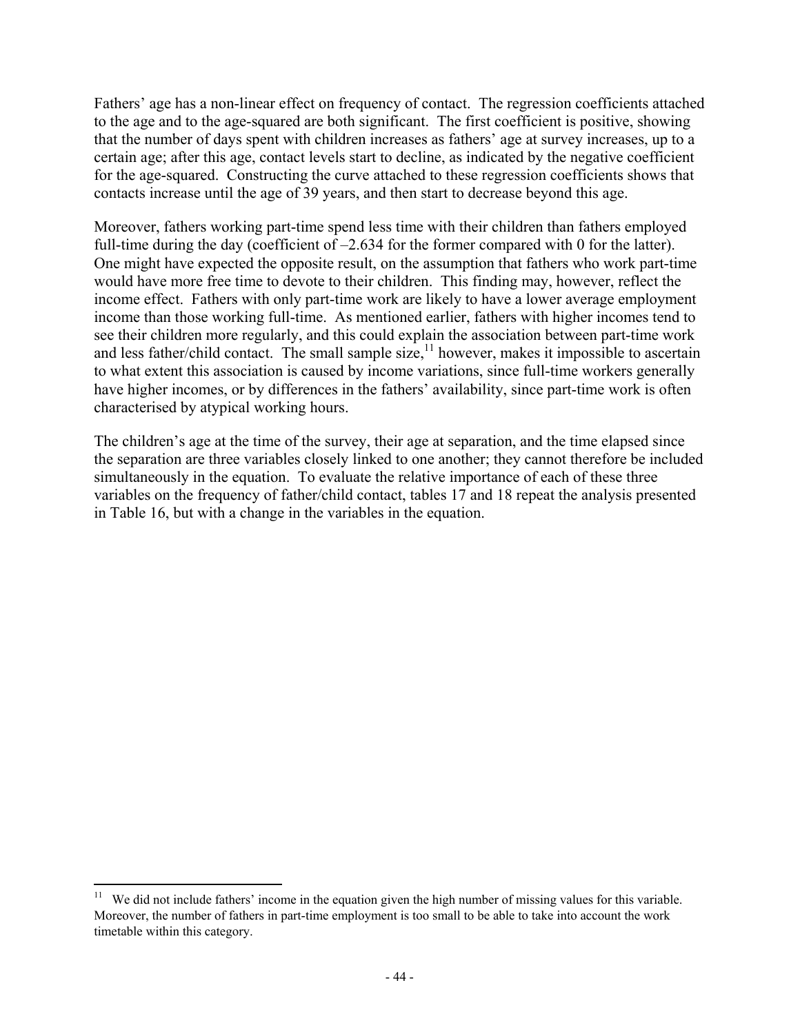Fathers' age has a non-linear effect on frequency of contact. The regression coefficients attached to the age and to the age-squared are both significant. The first coefficient is positive, showing that the number of days spent with children increases as fathers' age at survey increases, up to a certain age; after this age, contact levels start to decline, as indicated by the negative coefficient for the age-squared. Constructing the curve attached to these regression coefficients shows that contacts increase until the age of 39 years, and then start to decrease beyond this age.

Moreover, fathers working part-time spend less time with their children than fathers employed full-time during the day (coefficient of –2.634 for the former compared with 0 for the latter). One might have expected the opposite result, on the assumption that fathers who work part-time would have more free time to devote to their children. This finding may, however, reflect the income effect. Fathers with only part-time work are likely to have a lower average employment income than those working full-time. As mentioned earlier, fathers with higher incomes tend to see their children more regularly, and this could explain the association between part-time work and less father/child contact. The small sample size,[11] however, makes it impossible to ascertain to what extent this association is caused by income variations, since full-time workers generally have higher incomes, or by differences in the fathers' availability, since part-time work is often characterised by atypical working hours.

The children's age at the time of the survey, their age at separation, and the time elapsed since the separation are three variables closely linked to one another; they cannot therefore be included simultaneously in the equation. To evaluate the relative importance of each of these three variables on the frequency of father/child contact, tables 17 and 18 repeat the analysis presented in Table 16, but with a change in the variables in the equation.

---

[11] We did not include fathers' income in the equation given the high number of missing values for this variable. Moreover, the number of fathers in part-time employment is too small to be able to take into account the work timetable within this category.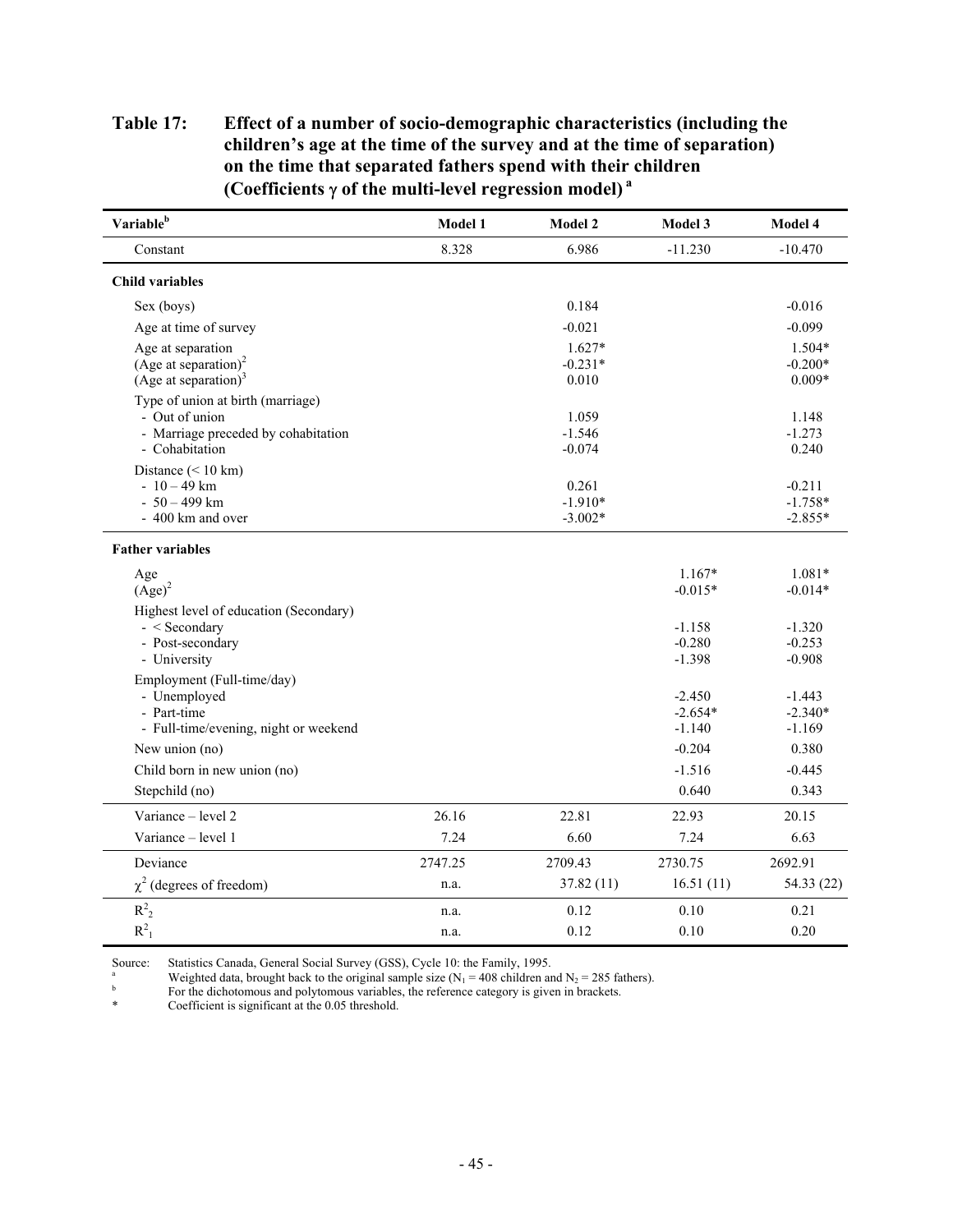**Table 17: Effect of a number of socio-demographic characteristics (including the children's age at the time of the survey and at the time of separation) on the time that separated fathers spend with their children (Coefficients $\gamma$ of the multi-level regression model) [a]**

| Variable[b] | Model 1 | Model 2 | Model 3 | Model 4 |
|---|---|---|---|---|
| Constant | 8.328 | 6.986 | -11.230 | -10.470 |
| **Child variables** | | | | |
| Sex (boys) | | 0.184 | | -0.016 |
| Age at time of survey | | -0.021 | | -0.099 |
| Age at separation | | 1.627* | | 1.504* |
| $(\text{Age at separation})^2$ | | -0.231* | | -0.200* |
| $(\text{Age at separation})^3$ | | 0.010 | | 0.009* |
| Type of union at birth (marriage) | | | | |
| - Out of union | | 1.059 | | 1.148 |
| - Marriage preceded by cohabitation | | -1.546 | | -1.273 |
| - Cohabitation | | -0.074 | | 0.240 |
| Distance (< 10 km) | | | | |
| - 10 – 49 km | | 0.261 | | -0.211 |
| - 50 – 499 km | | -1.910* | | -1.758* |
| - 400 km and over | | -3.002* | | -2.855* |
| **Father variables** | | | | |
| Age | | | 1.167* | 1.081* |
| $(\text{Age})^2$ | | | -0.015* | -0.014* |
| Highest level of education (Secondary) | | | | |
| - < Secondary | | | -1.158 | -1.320 |
| - Post-secondary | | | -0.280 | -0.253 |
| - University | | | -1.398 | -0.908 |
| Employment (Full-time/day) | | | | |
| - Unemployed | | | -2.450 | -1.443 |
| - Part-time | | | -2.654* | -2.340* |
| - Full-time/evening, night or weekend | | | -1.140 | -1.169 |
| New union (no) | | | -0.204 | 0.380 |
| Child born in new union (no) | | | -1.516 | -0.445 |
| Stepchild (no) | | | 0.640 | 0.343 |
| Variance – level 2 | 26.16 | 22.81 | 22.93 | 20.15 |
| Variance – level 1 | 7.24 | 6.60 | 7.24 | 6.63 |
| Deviance | 2747.25 | 2709.43 | 2730.75 | 2692.91 |
| $\chi^2$ (degrees of freedom) | n.a. | 37.82 (11) | 16.51 (11) | 54.33 (22) |
| $R^2_2$ | n.a. | 0.12 | 0.10 | 0.21 |
| $R^2_1$ | n.a. | 0.12 | 0.10 | 0.20 |

Source: Statistics Canada, General Social Survey (GSS), Cycle 10: the Family, 1995.

[a] Weighted data, brought back to the original sample size ($N_1$ = 408 children and $N_2$ = 285 fathers).

[b] For the dichotomous and polytomous variables, the reference category is given in brackets.

\* Coefficient is significant at the 0.05 threshold.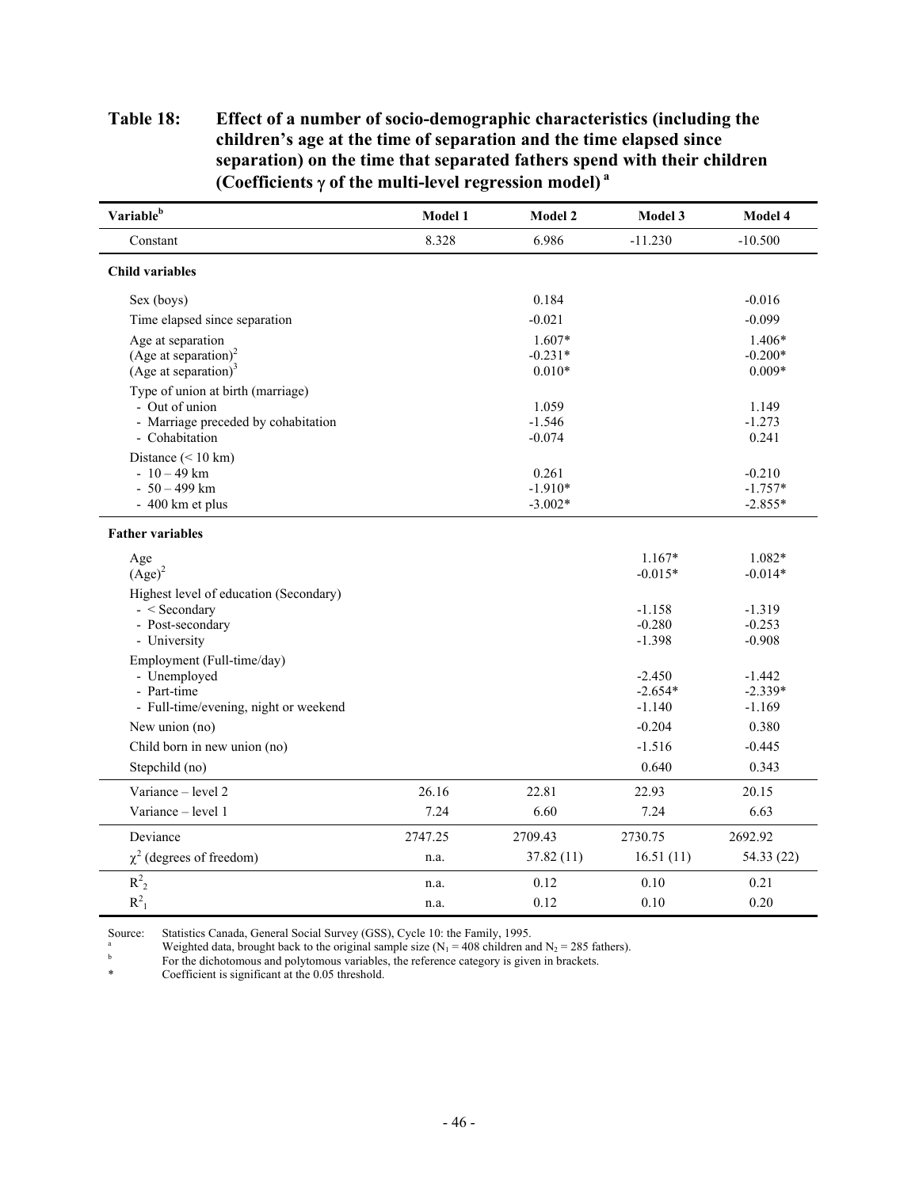**Table 18: Effect of a number of socio-demographic characteristics (including the children's age at the time of separation and the time elapsed since separation) on the time that separated fathers spend with their children (Coefficients γ of the multi-level regression model)** [a]

| Variable[b] | Model 1 | Model 2 | Model 3 | Model 4 |
|---|---|---|---|---|
| Constant | 8.328 | 6.986 | -11.230 | -10.500 |
| **Child variables** | | | | |
| Sex (boys) | | 0.184 | | -0.016 |
| Time elapsed since separation | | -0.021 | | -0.099 |
| Age at separation | | 1.607* | | 1.406* |
| $(\text{Age at separation})^2$ | | -0.231* | | -0.200* |
| $(\text{Age at separation})^3$ | | 0.010* | | 0.009* |
| Type of union at birth (marriage) | | | | |
| - Out of union | | 1.059 | | 1.149 |
| - Marriage preceded by cohabitation | | -1.546 | | -1.273 |
| - Cohabitation | | -0.074 | | 0.241 |
| Distance (< 10 km) | | | | |
| - 10 – 49 km | | 0.261 | | -0.210 |
| - 50 – 499 km | | -1.910* | | -1.757* |
| - 400 km et plus | | -3.002* | | -2.855* |
| **Father variables** | | | | |
| Age | | | 1.167* | 1.082* |
| $(\text{Age})^2$ | | | -0.015* | -0.014* |
| Highest level of education (Secondary) | | | | |
| - < Secondary | | | -1.158 | -1.319 |
| - Post-secondary | | | -0.280 | -0.253 |
| - University | | | -1.398 | -0.908 |
| Employment (Full-time/day) | | | | |
| - Unemployed | | | -2.450 | -1.442 |
| - Part-time | | | -2.654* | -2.339* |
| - Full-time/evening, night or weekend | | | -1.140 | -1.169 |
| New union (no) | | | -0.204 | 0.380 |
| Child born in new union (no) | | | -1.516 | -0.445 |
| Stepchild (no) | | | 0.640 | 0.343 |
| Variance – level 2 | 26.16 | 22.81 | 22.93 | 20.15 |
| Variance – level 1 | 7.24 | 6.60 | 7.24 | 6.63 |
| Deviance | 2747.25 | 2709.43 | 2730.75 | 2692.92 |
| $\chi^2$ (degrees of freedom) | n.a. | 37.82 (11) | 16.51 (11) | 54.33 (22) |
| $R^2_2$ | n.a. | 0.12 | 0.10 | 0.21 |
| $R^2_1$ | n.a. | 0.12 | 0.10 | 0.20 |

Source: Statistics Canada, General Social Survey (GSS), Cycle 10: the Family, 1995.

[a] Weighted data, brought back to the original sample size ($N_1$ = 408 children and $N_2$ = 285 fathers).

[b] For the dichotomous and polytomous variables, the reference category is given in brackets.

\* Coefficient is significant at the 0.05 threshold.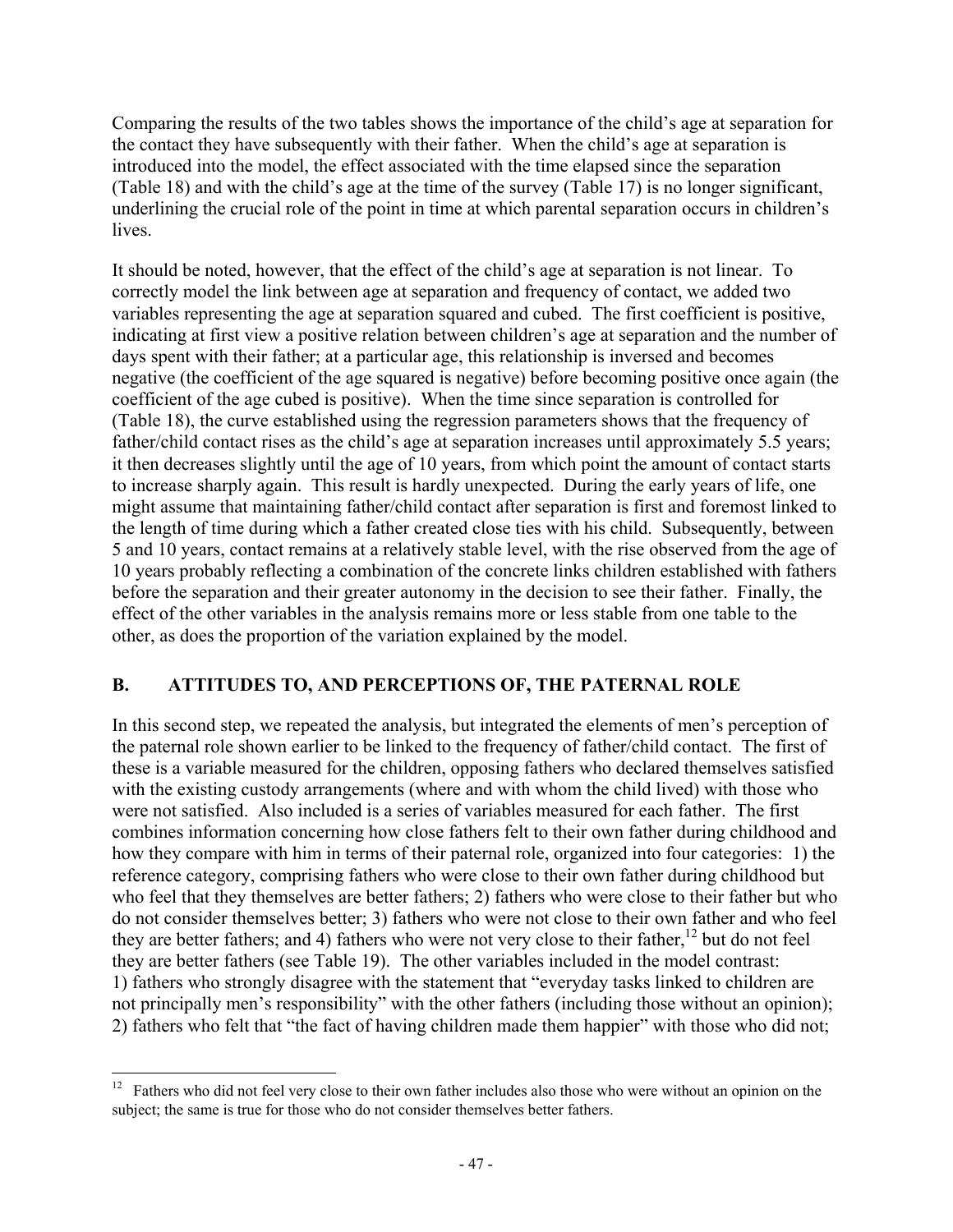Comparing the results of the two tables shows the importance of the child's age at separation for the contact they have subsequently with their father. When the child's age at separation is introduced into the model, the effect associated with the time elapsed since the separation (Table 18) and with the child's age at the time of the survey (Table 17) is no longer significant, underlining the crucial role of the point in time at which parental separation occurs in children's lives.

It should be noted, however, that the effect of the child's age at separation is not linear. To correctly model the link between age at separation and frequency of contact, we added two variables representing the age at separation squared and cubed. The first coefficient is positive, indicating at first view a positive relation between children's age at separation and the number of days spent with their father; at a particular age, this relationship is inversed and becomes negative (the coefficient of the age squared is negative) before becoming positive once again (the coefficient of the age cubed is positive). When the time since separation is controlled for (Table 18), the curve established using the regression parameters shows that the frequency of father/child contact rises as the child's age at separation increases until approximately 5.5 years; it then decreases slightly until the age of 10 years, from which point the amount of contact starts to increase sharply again. This result is hardly unexpected. During the early years of life, one might assume that maintaining father/child contact after separation is first and foremost linked to the length of time during which a father created close ties with his child. Subsequently, between 5 and 10 years, contact remains at a relatively stable level, with the rise observed from the age of 10 years probably reflecting a combination of the concrete links children established with fathers before the separation and their greater autonomy in the decision to see their father. Finally, the effect of the other variables in the analysis remains more or less stable from one table to the other, as does the proportion of the variation explained by the model.

## B. ATTITUDES TO, AND PERCEPTIONS OF, THE PATERNAL ROLE

In this second step, we repeated the analysis, but integrated the elements of men's perception of the paternal role shown earlier to be linked to the frequency of father/child contact. The first of these is a variable measured for the children, opposing fathers who declared themselves satisfied with the existing custody arrangements (where and with whom the child lived) with those who were not satisfied. Also included is a series of variables measured for each father. The first combines information concerning how close fathers felt to their own father during childhood and how they compare with him in terms of their paternal role, organized into four categories: 1) the reference category, comprising fathers who were close to their own father during childhood but who feel that they themselves are better fathers; 2) fathers who were close to their father but who do not consider themselves better; 3) fathers who were not close to their own father and who feel they are better fathers; and 4) fathers who were not very close to their father,[12] but do not feel they are better fathers (see Table 19). The other variables included in the model contrast: 1) fathers who strongly disagree with the statement that "everyday tasks linked to children are not principally men's responsibility" with the other fathers (including those without an opinion); 2) fathers who felt that "the fact of having children made them happier" with those who did not;

[12] Fathers who did not feel very close to their own father includes also those who were without an opinion on the subject; the same is true for those who do not consider themselves better fathers.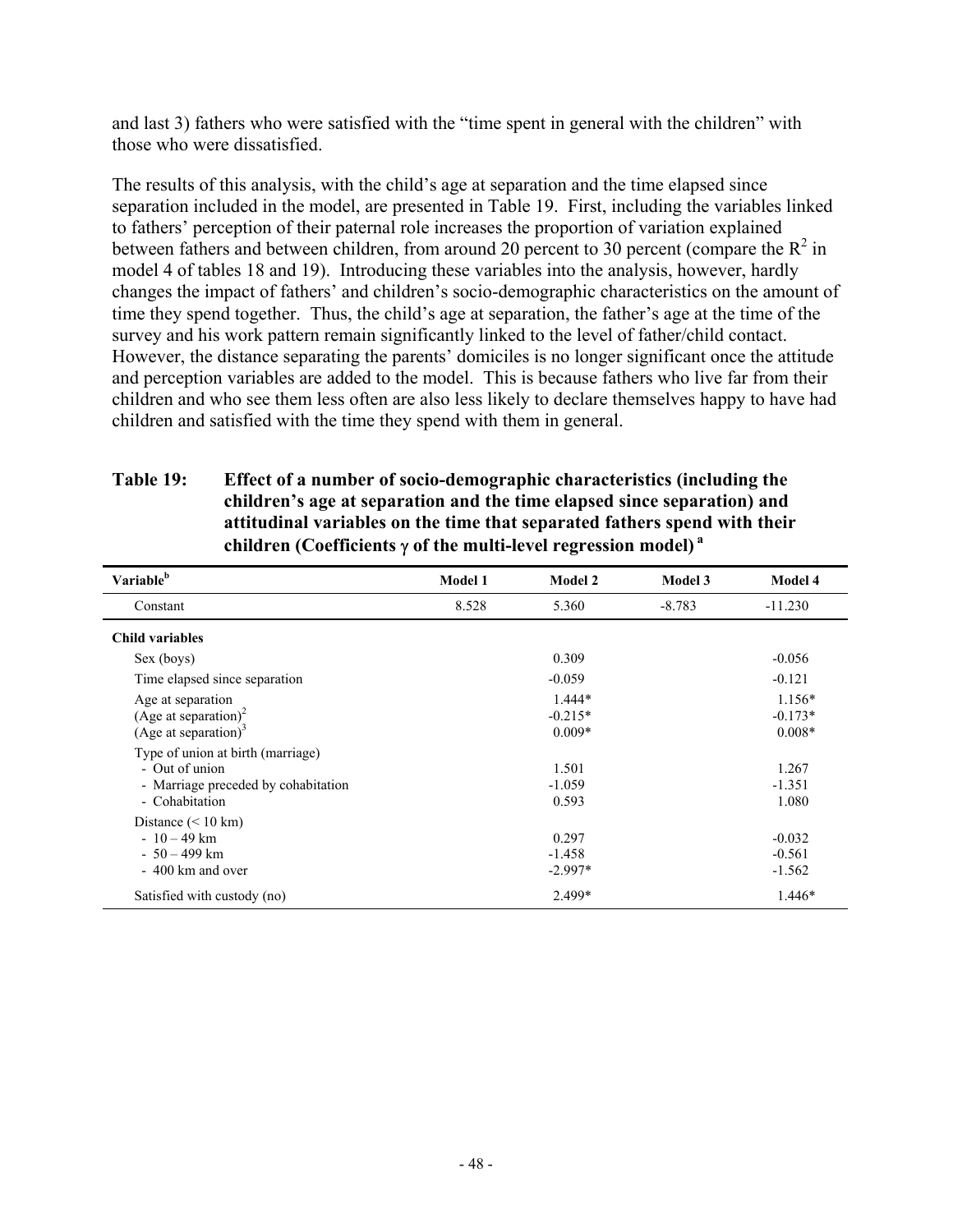and last 3) fathers who were satisfied with the "time spent in general with the children" with those who were dissatisfied.

The results of this analysis, with the child's age at separation and the time elapsed since separation included in the model, are presented in Table 19. First, including the variables linked to fathers' perception of their paternal role increases the proportion of variation explained between fathers and between children, from around 20 percent to 30 percent (compare the $R^2$ in model 4 of tables 18 and 19). Introducing these variables into the analysis, however, hardly changes the impact of fathers' and children's socio-demographic characteristics on the amount of time they spend together. Thus, the child's age at separation, the father's age at the time of the survey and his work pattern remain significantly linked to the level of father/child contact. However, the distance separating the parents' domiciles is no longer significant once the attitude and perception variables are added to the model. This is because fathers who live far from their children and who see them less often are also less likely to declare themselves happy to have had children and satisfied with the time they spend with them in general.

**Table 19: Effect of a number of socio-demographic characteristics (including the children's age at separation and the time elapsed since separation) and attitudinal variables on the time that separated fathers spend with their children (Coefficients γ of the multi-level regression model)[a]**

| Variable[b] | Model 1 | Model 2 | Model 3 | Model 4 |
|---|---|---|---|---|
| Constant | 8.528 | 5.360 | -8.783 | -11.230 |
| **Child variables** | | | | |
| Sex (boys) | | 0.309 | | -0.056 |
| Time elapsed since separation | | -0.059 | | -0.121 |
| Age at separation | | 1.444* | | 1.156* |
| (Age at separation)$^2$ | | -0.215* | | -0.173* |
| (Age at separation)$^3$ | | 0.009* | | 0.008* |
| Type of union at birth (marriage) | | | | |
| - Out of union | | 1.501 | | 1.267 |
| - Marriage preceded by cohabitation | | -1.059 | | -1.351 |
| - Cohabitation | | 0.593 | | 1.080 |
| Distance (< 10 km) | | | | |
| - 10 – 49 km | | 0.297 | | -0.032 |
| - 50 – 499 km | | -1.458 | | -0.561 |
| - 400 km and over | | -2.997* | | -1.562 |
| Satisfied with custody (no) | | 2.499* | | 1.446* |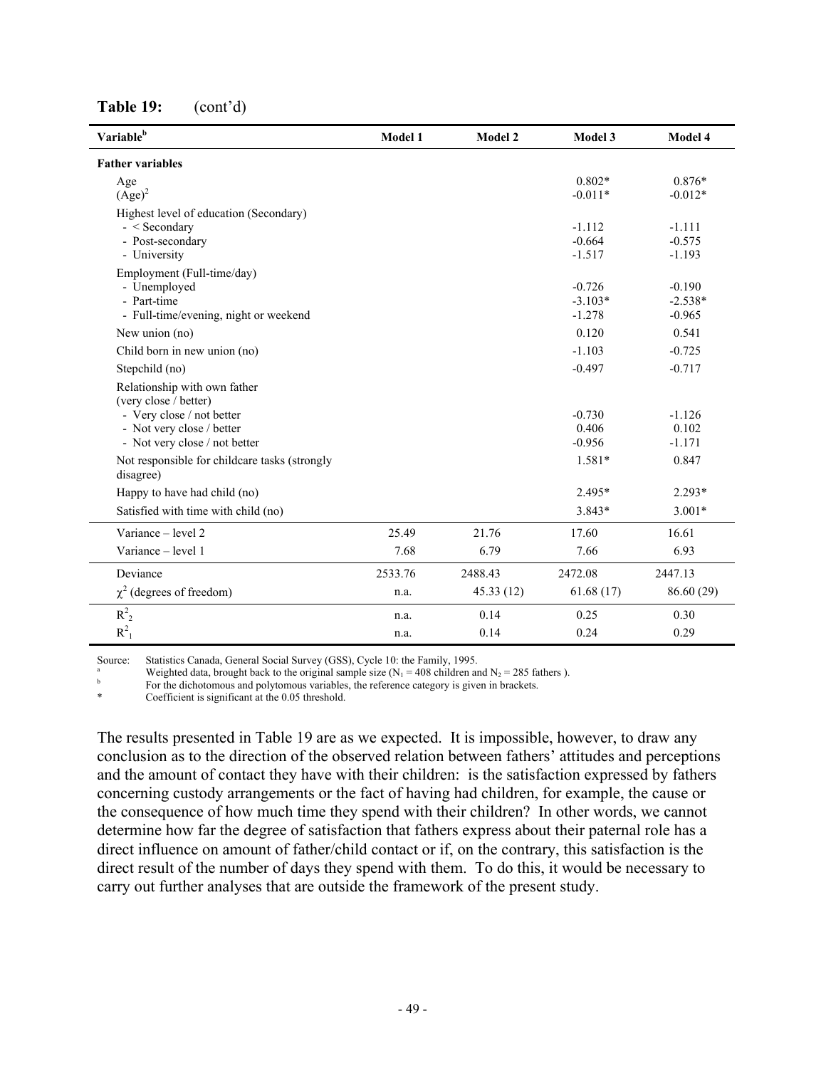**Table 19:** (cont'd)

| Variable[b] | Model 1 | Model 2 | Model 3 | Model 4 |
|---|---|---|---|---|
| **Father variables** | | | | |
| Age | | | 0.802* | 0.876* |
| $(Age)^2$ | | | -0.011* | -0.012* |
| Highest level of education (Secondary) | | | | |
| - < Secondary | | | -1.112 | -1.111 |
| - Post-secondary | | | -0.664 | -0.575 |
| - University | | | -1.517 | -1.193 |
| Employment (Full-time/day) | | | | |
| - Unemployed | | | -0.726 | -0.190 |
| - Part-time | | | -3.103* | -2.538* |
| - Full-time/evening, night or weekend | | | -1.278 | -0.965 |
| New union (no) | | | 0.120 | 0.541 |
| Child born in new union (no) | | | -1.103 | -0.725 |
| Stepchild (no) | | | -0.497 | -0.717 |
| Relationship with own father (very close / better) | | | | |
| - Very close / not better | | | -0.730 | -1.126 |
| - Not very close / better | | | 0.406 | 0.102 |
| - Not very close / not better | | | -0.956 | -1.171 |
| Not responsible for childcare tasks (strongly disagree) | | | 1.581* | 0.847 |
| Happy to have had child (no) | | | 2.495* | 2.293* |
| Satisfied with time with child (no) | | | 3.843* | 3.001* |
| Variance – level 2 | 25.49 | 21.76 | 17.60 | 16.61 |
| Variance – level 1 | 7.68 | 6.79 | 7.66 | 6.93 |
| Deviance | 2533.76 | 2488.43 | 2472.08 | 2447.13 |
| $\chi^2$ (degrees of freedom) | n.a. | 45.33 (12) | 61.68 (17) | 86.60 (29) |
| $R^2_2$ | n.a. | 0.14 | 0.25 | 0.30 |
| $R^2_1$ | n.a. | 0.14 | 0.24 | 0.29 |

Source: Statistics Canada, General Social Survey (GSS), Cycle 10: the Family, 1995.

[a] Weighted data, brought back to the original sample size ($N_1$ = 408 children and $N_2$ = 285 fathers ).

[b] For the dichotomous and polytomous variables, the reference category is given in brackets.

\* Coefficient is significant at the 0.05 threshold.

The results presented in Table 19 are as we expected. It is impossible, however, to draw any conclusion as to the direction of the observed relation between fathers' attitudes and perceptions and the amount of contact they have with their children: is the satisfaction expressed by fathers concerning custody arrangements or the fact of having had children, for example, the cause or the consequence of how much time they spend with their children? In other words, we cannot determine how far the degree of satisfaction that fathers express about their paternal role has a direct influence on amount of father/child contact or if, on the contrary, this satisfaction is the direct result of the number of days they spend with them. To do this, it would be necessary to carry out further analyses that are outside the framework of the present study.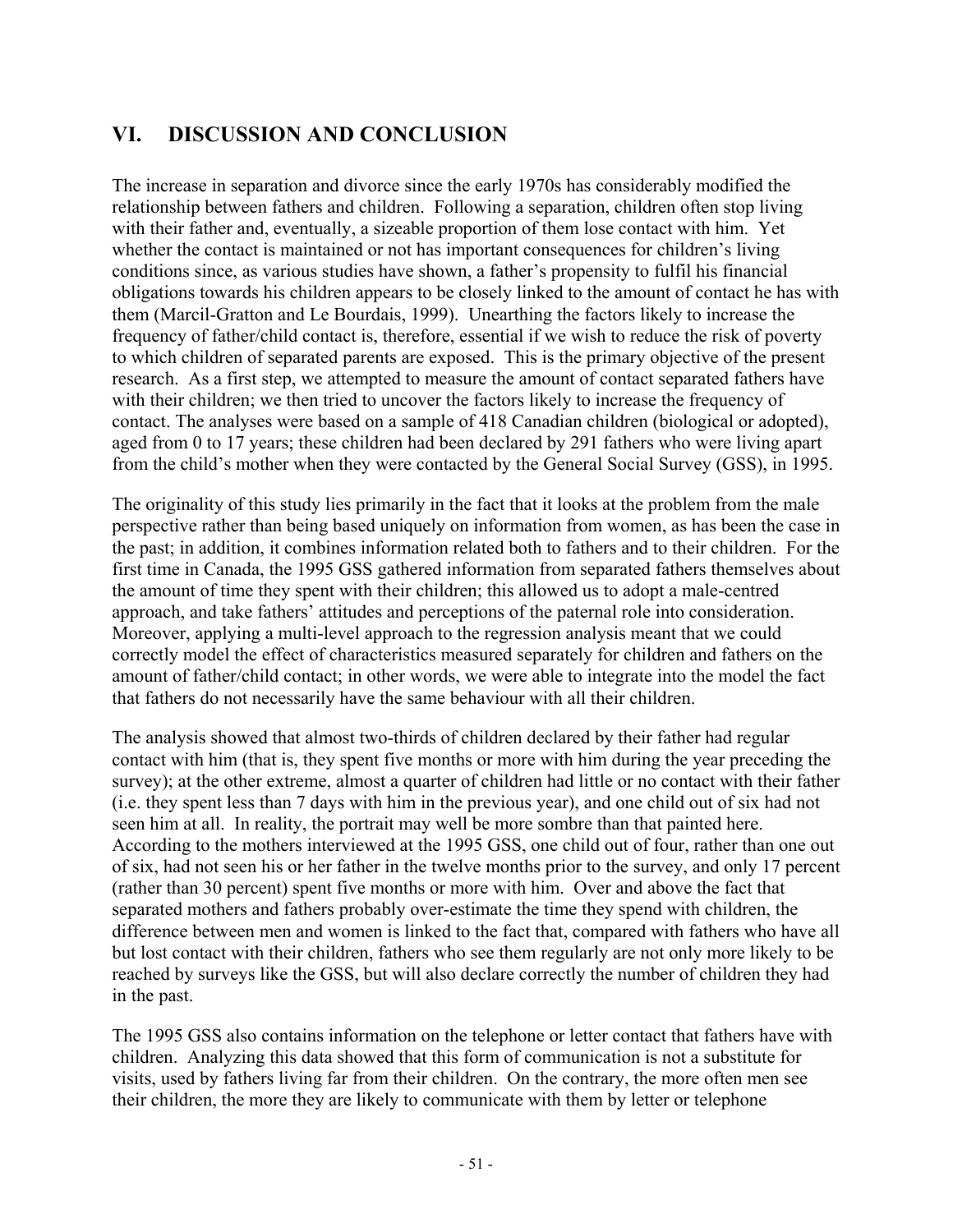## VI. DISCUSSION AND CONCLUSION

The increase in separation and divorce since the early 1970s has considerably modified the relationship between fathers and children. Following a separation, children often stop living with their father and, eventually, a sizeable proportion of them lose contact with him. Yet whether the contact is maintained or not has important consequences for children's living conditions since, as various studies have shown, a father's propensity to fulfil his financial obligations towards his children appears to be closely linked to the amount of contact he has with them (Marcil-Gratton and Le Bourdais, 1999). Unearthing the factors likely to increase the frequency of father/child contact is, therefore, essential if we wish to reduce the risk of poverty to which children of separated parents are exposed. This is the primary objective of the present research. As a first step, we attempted to measure the amount of contact separated fathers have with their children; we then tried to uncover the factors likely to increase the frequency of contact. The analyses were based on a sample of 418 Canadian children (biological or adopted), aged from 0 to 17 years; these children had been declared by 291 fathers who were living apart from the child's mother when they were contacted by the General Social Survey (GSS), in 1995.

The originality of this study lies primarily in the fact that it looks at the problem from the male perspective rather than being based uniquely on information from women, as has been the case in the past; in addition, it combines information related both to fathers and to their children. For the first time in Canada, the 1995 GSS gathered information from separated fathers themselves about the amount of time they spent with their children; this allowed us to adopt a male-centred approach, and take fathers' attitudes and perceptions of the paternal role into consideration. Moreover, applying a multi-level approach to the regression analysis meant that we could correctly model the effect of characteristics measured separately for children and fathers on the amount of father/child contact; in other words, we were able to integrate into the model the fact that fathers do not necessarily have the same behaviour with all their children.

The analysis showed that almost two-thirds of children declared by their father had regular contact with him (that is, they spent five months or more with him during the year preceding the survey); at the other extreme, almost a quarter of children had little or no contact with their father (i.e. they spent less than 7 days with him in the previous year), and one child out of six had not seen him at all. In reality, the portrait may well be more sombre than that painted here. According to the mothers interviewed at the 1995 GSS, one child out of four, rather than one out of six, had not seen his or her father in the twelve months prior to the survey, and only 17 percent (rather than 30 percent) spent five months or more with him. Over and above the fact that separated mothers and fathers probably over-estimate the time they spend with children, the difference between men and women is linked to the fact that, compared with fathers who have all but lost contact with their children, fathers who see them regularly are not only more likely to be reached by surveys like the GSS, but will also declare correctly the number of children they had in the past.

The 1995 GSS also contains information on the telephone or letter contact that fathers have with children. Analyzing this data showed that this form of communication is not a substitute for visits, used by fathers living far from their children. On the contrary, the more often men see their children, the more they are likely to communicate with them by letter or telephone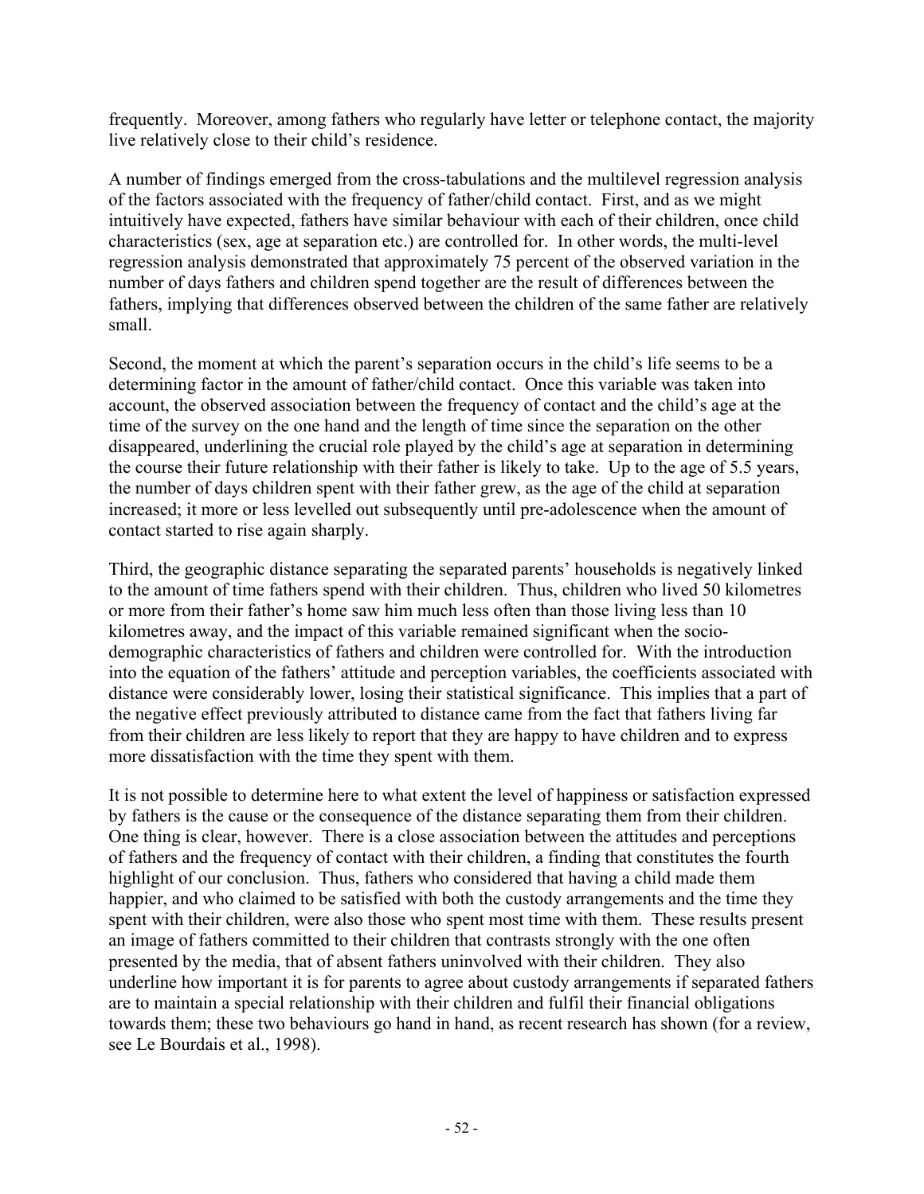frequently. Moreover, among fathers who regularly have letter or telephone contact, the majority live relatively close to their child's residence.

A number of findings emerged from the cross-tabulations and the multilevel regression analysis of the factors associated with the frequency of father/child contact. First, and as we might intuitively have expected, fathers have similar behaviour with each of their children, once child characteristics (sex, age at separation etc.) are controlled for. In other words, the multi-level regression analysis demonstrated that approximately 75 percent of the observed variation in the number of days fathers and children spend together are the result of differences between the fathers, implying that differences observed between the children of the same father are relatively small.

Second, the moment at which the parent's separation occurs in the child's life seems to be a determining factor in the amount of father/child contact. Once this variable was taken into account, the observed association between the frequency of contact and the child's age at the time of the survey on the one hand and the length of time since the separation on the other disappeared, underlining the crucial role played by the child's age at separation in determining the course their future relationship with their father is likely to take. Up to the age of 5.5 years, the number of days children spent with their father grew, as the age of the child at separation increased; it more or less levelled out subsequently until pre-adolescence when the amount of contact started to rise again sharply.

Third, the geographic distance separating the separated parents' households is negatively linked to the amount of time fathers spend with their children. Thus, children who lived 50 kilometres or more from their father's home saw him much less often than those living less than 10 kilometres away, and the impact of this variable remained significant when the socio-demographic characteristics of fathers and children were controlled for. With the introduction into the equation of the fathers' attitude and perception variables, the coefficients associated with distance were considerably lower, losing their statistical significance. This implies that a part of the negative effect previously attributed to distance came from the fact that fathers living far from their children are less likely to report that they are happy to have children and to express more dissatisfaction with the time they spent with them.

It is not possible to determine here to what extent the level of happiness or satisfaction expressed by fathers is the cause or the consequence of the distance separating them from their children. One thing is clear, however. There is a close association between the attitudes and perceptions of fathers and the frequency of contact with their children, a finding that constitutes the fourth highlight of our conclusion. Thus, fathers who considered that having a child made them happier, and who claimed to be satisfied with both the custody arrangements and the time they spent with their children, were also those who spent most time with them. These results present an image of fathers committed to their children that contrasts strongly with the one often presented by the media, that of absent fathers uninvolved with their children. They also underline how important it is for parents to agree about custody arrangements if separated fathers are to maintain a special relationship with their children and fulfil their financial obligations towards them; these two behaviours go hand in hand, as recent research has shown (for a review, see Le Bourdais et al., 1998).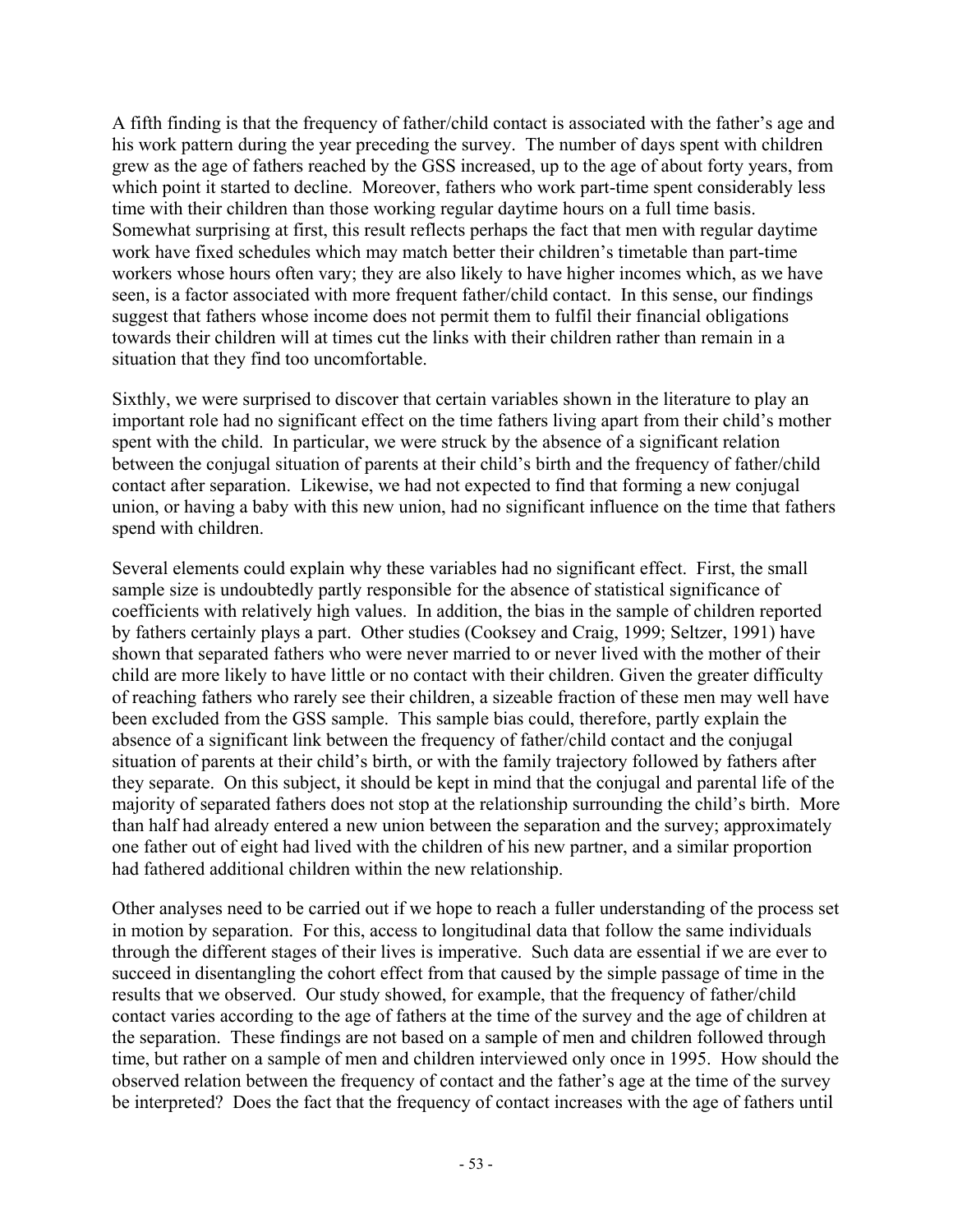A fifth finding is that the frequency of father/child contact is associated with the father's age and his work pattern during the year preceding the survey. The number of days spent with children grew as the age of fathers reached by the GSS increased, up to the age of about forty years, from which point it started to decline. Moreover, fathers who work part-time spent considerably less time with their children than those working regular daytime hours on a full time basis. Somewhat surprising at first, this result reflects perhaps the fact that men with regular daytime work have fixed schedules which may match better their children's timetable than part-time workers whose hours often vary; they are also likely to have higher incomes which, as we have seen, is a factor associated with more frequent father/child contact. In this sense, our findings suggest that fathers whose income does not permit them to fulfil their financial obligations towards their children will at times cut the links with their children rather than remain in a situation that they find too uncomfortable.

Sixthly, we were surprised to discover that certain variables shown in the literature to play an important role had no significant effect on the time fathers living apart from their child's mother spent with the child. In particular, we were struck by the absence of a significant relation between the conjugal situation of parents at their child's birth and the frequency of father/child contact after separation. Likewise, we had not expected to find that forming a new conjugal union, or having a baby with this new union, had no significant influence on the time that fathers spend with children.

Several elements could explain why these variables had no significant effect. First, the small sample size is undoubtedly partly responsible for the absence of statistical significance of coefficients with relatively high values. In addition, the bias in the sample of children reported by fathers certainly plays a part. Other studies (Cooksey and Craig, 1999; Seltzer, 1991) have shown that separated fathers who were never married to or never lived with the mother of their child are more likely to have little or no contact with their children. Given the greater difficulty of reaching fathers who rarely see their children, a sizeable fraction of these men may well have been excluded from the GSS sample. This sample bias could, therefore, partly explain the absence of a significant link between the frequency of father/child contact and the conjugal situation of parents at their child's birth, or with the family trajectory followed by fathers after they separate. On this subject, it should be kept in mind that the conjugal and parental life of the majority of separated fathers does not stop at the relationship surrounding the child's birth. More than half had already entered a new union between the separation and the survey; approximately one father out of eight had lived with the children of his new partner, and a similar proportion had fathered additional children within the new relationship.

Other analyses need to be carried out if we hope to reach a fuller understanding of the process set in motion by separation. For this, access to longitudinal data that follow the same individuals through the different stages of their lives is imperative. Such data are essential if we are ever to succeed in disentangling the cohort effect from that caused by the simple passage of time in the results that we observed. Our study showed, for example, that the frequency of father/child contact varies according to the age of fathers at the time of the survey and the age of children at the separation. These findings are not based on a sample of men and children followed through time, but rather on a sample of men and children interviewed only once in 1995. How should the observed relation between the frequency of contact and the father's age at the time of the survey be interpreted? Does the fact that the frequency of contact increases with the age of fathers until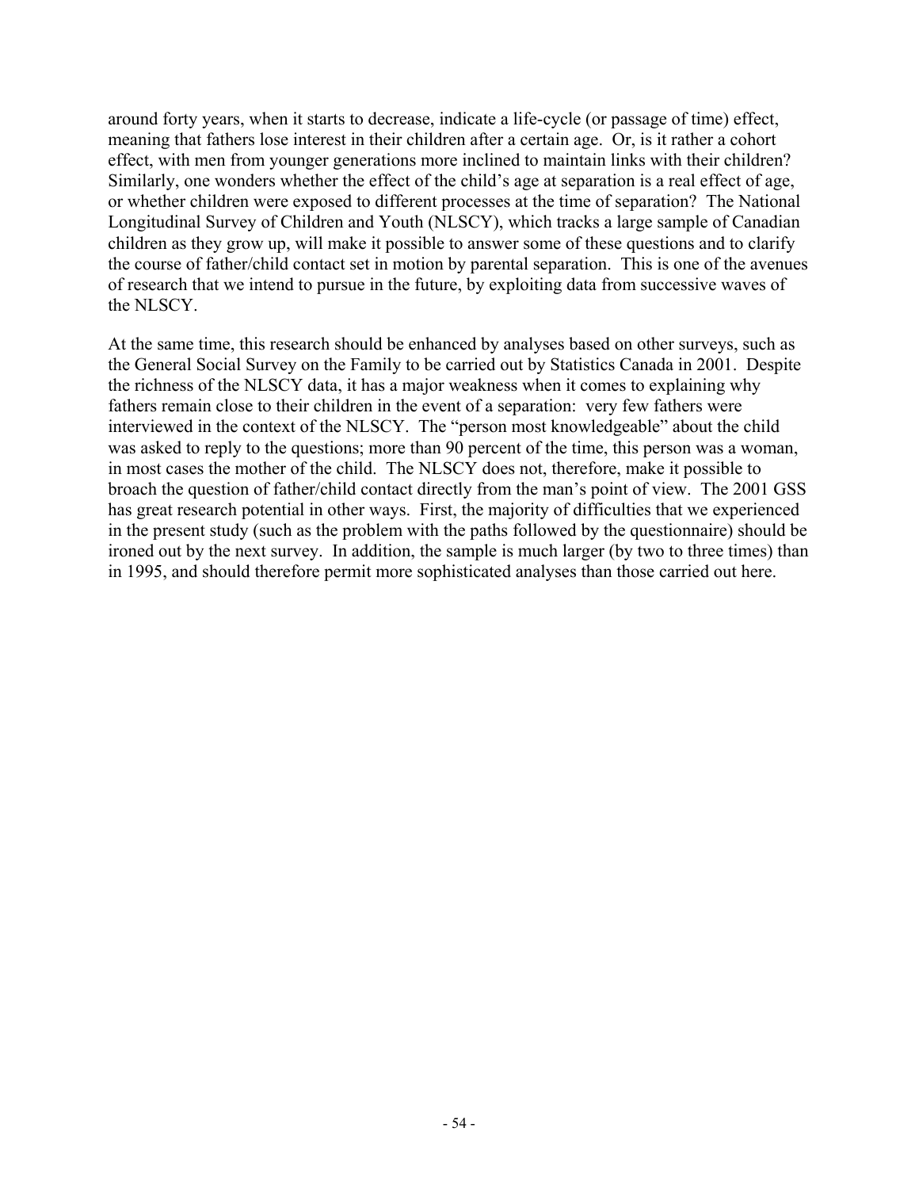around forty years, when it starts to decrease, indicate a life-cycle (or passage of time) effect, meaning that fathers lose interest in their children after a certain age. Or, is it rather a cohort effect, with men from younger generations more inclined to maintain links with their children? Similarly, one wonders whether the effect of the child's age at separation is a real effect of age, or whether children were exposed to different processes at the time of separation? The National Longitudinal Survey of Children and Youth (NLSCY), which tracks a large sample of Canadian children as they grow up, will make it possible to answer some of these questions and to clarify the course of father/child contact set in motion by parental separation. This is one of the avenues of research that we intend to pursue in the future, by exploiting data from successive waves of the NLSCY.

At the same time, this research should be enhanced by analyses based on other surveys, such as the General Social Survey on the Family to be carried out by Statistics Canada in 2001. Despite the richness of the NLSCY data, it has a major weakness when it comes to explaining why fathers remain close to their children in the event of a separation: very few fathers were interviewed in the context of the NLSCY. The "person most knowledgeable" about the child was asked to reply to the questions; more than 90 percent of the time, this person was a woman, in most cases the mother of the child. The NLSCY does not, therefore, make it possible to broach the question of father/child contact directly from the man's point of view. The 2001 GSS has great research potential in other ways. First, the majority of difficulties that we experienced in the present study (such as the problem with the paths followed by the questionnaire) should be ironed out by the next survey. In addition, the sample is much larger (by two to three times) than in 1995, and should therefore permit more sophisticated analyses than those carried out here.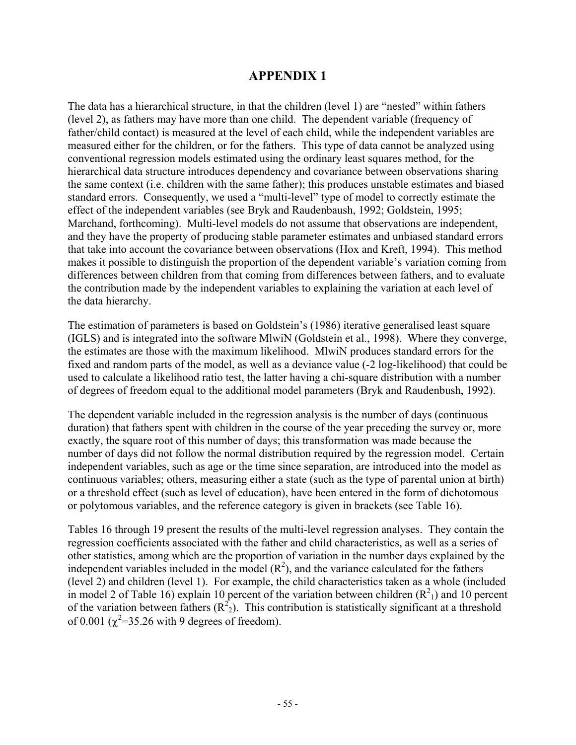# APPENDIX 1

The data has a hierarchical structure, in that the children (level 1) are "nested" within fathers (level 2), as fathers may have more than one child. The dependent variable (frequency of father/child contact) is measured at the level of each child, while the independent variables are measured either for the children, or for the fathers. This type of data cannot be analyzed using conventional regression models estimated using the ordinary least squares method, for the hierarchical data structure introduces dependency and covariance between observations sharing the same context (i.e. children with the same father); this produces unstable estimates and biased standard errors. Consequently, we used a "multi-level" type of model to correctly estimate the effect of the independent variables (see Bryk and Raudenbaush, 1992; Goldstein, 1995; Marchand, forthcoming). Multi-level models do not assume that observations are independent, and they have the property of producing stable parameter estimates and unbiased standard errors that take into account the covariance between observations (Hox and Kreft, 1994). This method makes it possible to distinguish the proportion of the dependent variable's variation coming from differences between children from that coming from differences between fathers, and to evaluate the contribution made by the independent variables to explaining the variation at each level of the data hierarchy.

The estimation of parameters is based on Goldstein's (1986) iterative generalised least square (IGLS) and is integrated into the software MlwiN (Goldstein et al., 1998). Where they converge, the estimates are those with the maximum likelihood. MlwiN produces standard errors for the fixed and random parts of the model, as well as a deviance value (-2 log-likelihood) that could be used to calculate a likelihood ratio test, the latter having a chi-square distribution with a number of degrees of freedom equal to the additional model parameters (Bryk and Raudenbush, 1992).

The dependent variable included in the regression analysis is the number of days (continuous duration) that fathers spent with children in the course of the year preceding the survey or, more exactly, the square root of this number of days; this transformation was made because the number of days did not follow the normal distribution required by the regression model. Certain independent variables, such as age or the time since separation, are introduced into the model as continuous variables; others, measuring either a state (such as the type of parental union at birth) or a threshold effect (such as level of education), have been entered in the form of dichotomous or polytomous variables, and the reference category is given in brackets (see Table 16).

Tables 16 through 19 present the results of the multi-level regression analyses. They contain the regression coefficients associated with the father and child characteristics, as well as a series of other statistics, among which are the proportion of variation in the number days explained by the independent variables included in the model ($R^2$), and the variance calculated for the fathers (level 2) and children (level 1). For example, the child characteristics taken as a whole (included in model 2 of Table 16) explain 10 percent of the variation between children ($R^2_1$) and 10 percent of the variation between fathers ($R^2_2$). This contribution is statistically significant at a threshold of 0.001 ($\chi^2$=35.26 with 9 degrees of freedom).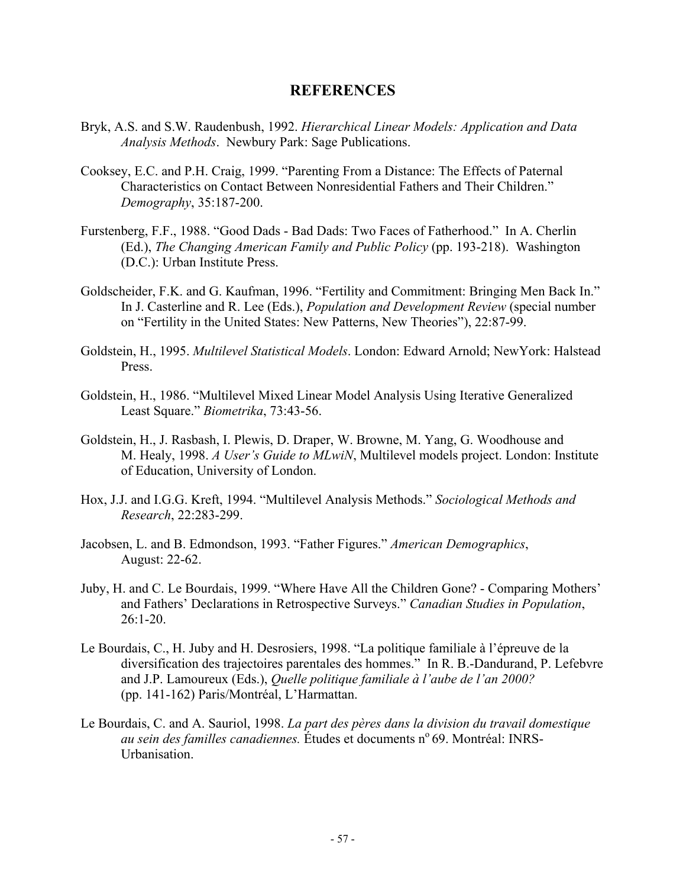## REFERENCES

Bryk, A.S. and S.W. Raudenbush, 1992. *Hierarchical Linear Models: Application and Data Analysis Methods*. Newbury Park: Sage Publications.

Cooksey, E.C. and P.H. Craig, 1999. "Parenting From a Distance: The Effects of Paternal Characteristics on Contact Between Nonresidential Fathers and Their Children." *Demography*, 35:187-200.

Furstenberg, F.F., 1988. "Good Dads - Bad Dads: Two Faces of Fatherhood." In A. Cherlin (Ed.), *The Changing American Family and Public Policy* (pp. 193-218). Washington (D.C.): Urban Institute Press.

Goldscheider, F.K. and G. Kaufman, 1996. "Fertility and Commitment: Bringing Men Back In." In J. Casterline and R. Lee (Eds.), *Population and Development Review* (special number on "Fertility in the United States: New Patterns, New Theories"), 22:87-99.

Goldstein, H., 1995. *Multilevel Statistical Models*. London: Edward Arnold; NewYork: Halstead Press.

Goldstein, H., 1986. "Multilevel Mixed Linear Model Analysis Using Iterative Generalized Least Square." *Biometrika*, 73:43-56.

Goldstein, H., J. Rasbash, I. Plewis, D. Draper, W. Browne, M. Yang, G. Woodhouse and M. Healy, 1998. *A User's Guide to MLwiN*, Multilevel models project. London: Institute of Education, University of London.

Hox, J.J. and I.G.G. Kreft, 1994. "Multilevel Analysis Methods." *Sociological Methods and Research*, 22:283-299.

Jacobsen, L. and B. Edmondson, 1993. "Father Figures." *American Demographics*, August: 22-62.

Juby, H. and C. Le Bourdais, 1999. "Where Have All the Children Gone? - Comparing Mothers' and Fathers' Declarations in Retrospective Surveys." *Canadian Studies in Population*, 26:1-20.

Le Bourdais, C., H. Juby and H. Desrosiers, 1998. "La politique familiale à l'épreuve de la diversification des trajectoires parentales des hommes." In R. B.-Dandurand, P. Lefebvre and J.P. Lamoureux (Eds.), *Quelle politique familiale à l'aube de l'an 2000?* (pp. 141-162) Paris/Montréal, L'Harmattan.

Le Bourdais, C. and A. Sauriol, 1998. *La part des pères dans la division du travail domestique au sein des familles canadiennes.* Études et documents n° 69. Montréal: INRS-Urbanisation.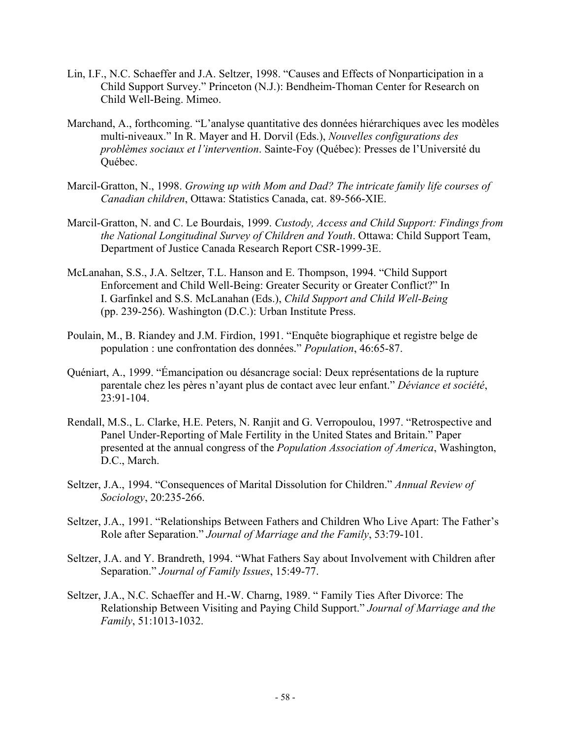Lin, I.F., N.C. Schaeffer and J.A. Seltzer, 1998. "Causes and Effects of Nonparticipation in a Child Support Survey." Princeton (N.J.): Bendheim-Thoman Center for Research on Child Well-Being. Mimeo.

Marchand, A., forthcoming. "L'analyse quantitative des données hiérarchiques avec les modèles multi-niveaux." In R. Mayer and H. Dorvil (Eds.), *Nouvelles configurations des problèmes sociaux et l'intervention*. Sainte-Foy (Québec): Presses de l'Université du Québec.

Marcil-Gratton, N., 1998. *Growing up with Mom and Dad? The intricate family life courses of Canadian children*, Ottawa: Statistics Canada, cat. 89-566-XIE.

Marcil-Gratton, N. and C. Le Bourdais, 1999. *Custody, Access and Child Support: Findings from the National Longitudinal Survey of Children and Youth*. Ottawa: Child Support Team, Department of Justice Canada Research Report CSR-1999-3E.

McLanahan, S.S., J.A. Seltzer, T.L. Hanson and E. Thompson, 1994. "Child Support Enforcement and Child Well-Being: Greater Security or Greater Conflict?" In I. Garfinkel and S.S. McLanahan (Eds.), *Child Support and Child Well-Being* (pp. 239-256). Washington (D.C.): Urban Institute Press.

Poulain, M., B. Riandey and J.M. Firdion, 1991. "Enquête biographique et registre belge de population : une confrontation des données." *Population*, 46:65-87.

Quéniart, A., 1999. "Émancipation ou désancrage social: Deux représentations de la rupture parentale chez les pères n'ayant plus de contact avec leur enfant." *Déviance et société*, 23:91-104.

Rendall, M.S., L. Clarke, H.E. Peters, N. Ranjit and G. Verropoulou, 1997. "Retrospective and Panel Under-Reporting of Male Fertility in the United States and Britain." Paper presented at the annual congress of the *Population Association of America*, Washington, D.C., March.

Seltzer, J.A., 1994. "Consequences of Marital Dissolution for Children." *Annual Review of Sociology*, 20:235-266.

Seltzer, J.A., 1991. "Relationships Between Fathers and Children Who Live Apart: The Father's Role after Separation." *Journal of Marriage and the Family*, 53:79-101.

Seltzer, J.A. and Y. Brandreth, 1994. "What Fathers Say about Involvement with Children after Separation." *Journal of Family Issues*, 15:49-77.

Seltzer, J.A., N.C. Schaeffer and H.-W. Charng, 1989. " Family Ties After Divorce: The Relationship Between Visiting and Paying Child Support." *Journal of Marriage and the Family*, 51:1013-1032.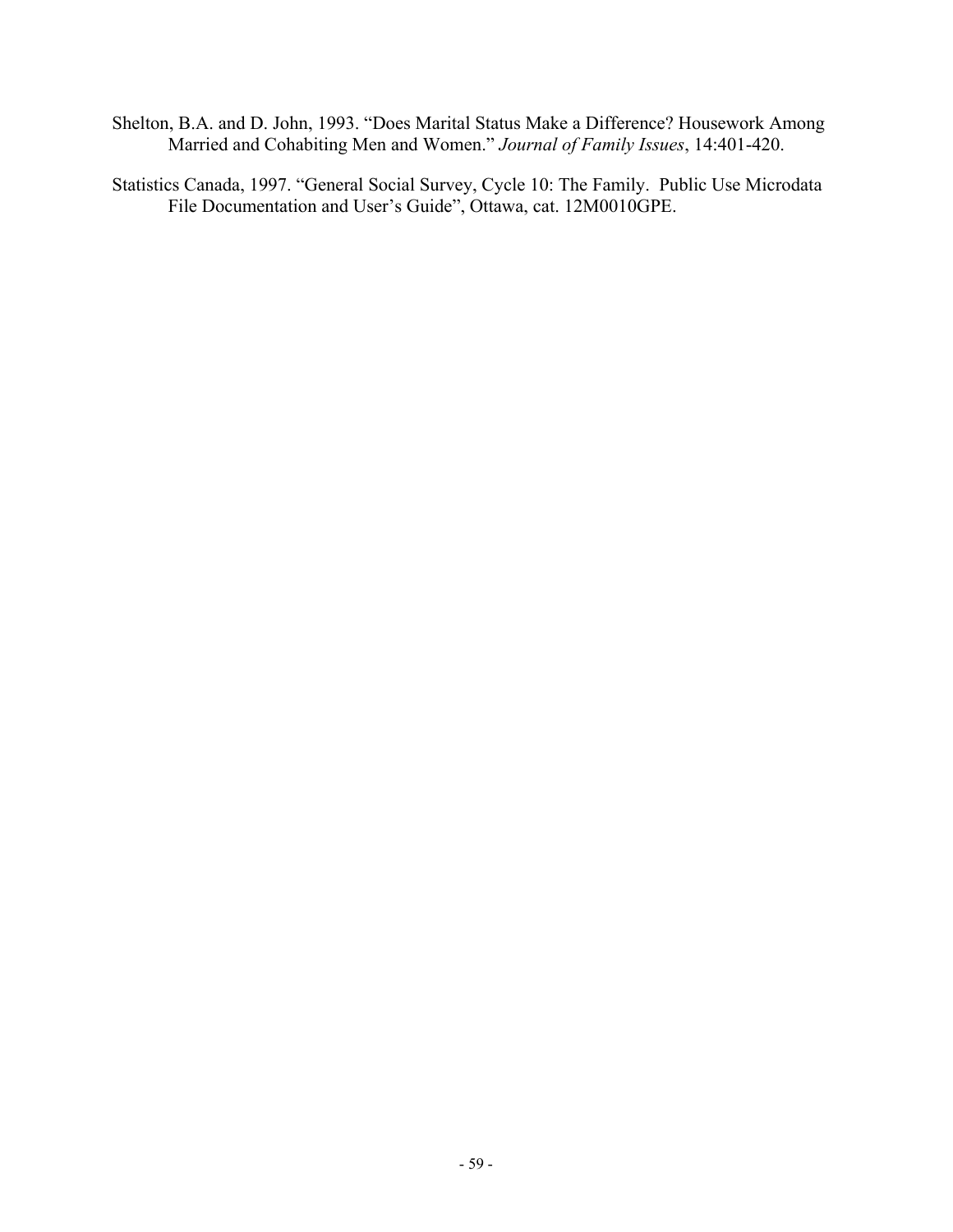Shelton, B.A. and D. John, 1993. “Does Marital Status Make a Difference? Housework Among Married and Cohabiting Men and Women.” *Journal of Family Issues*, 14:401-420.

Statistics Canada, 1997. “General Social Survey, Cycle 10: The Family. Public Use Microdata File Documentation and User’s Guide”, Ottawa, cat. 12M0010GPE.